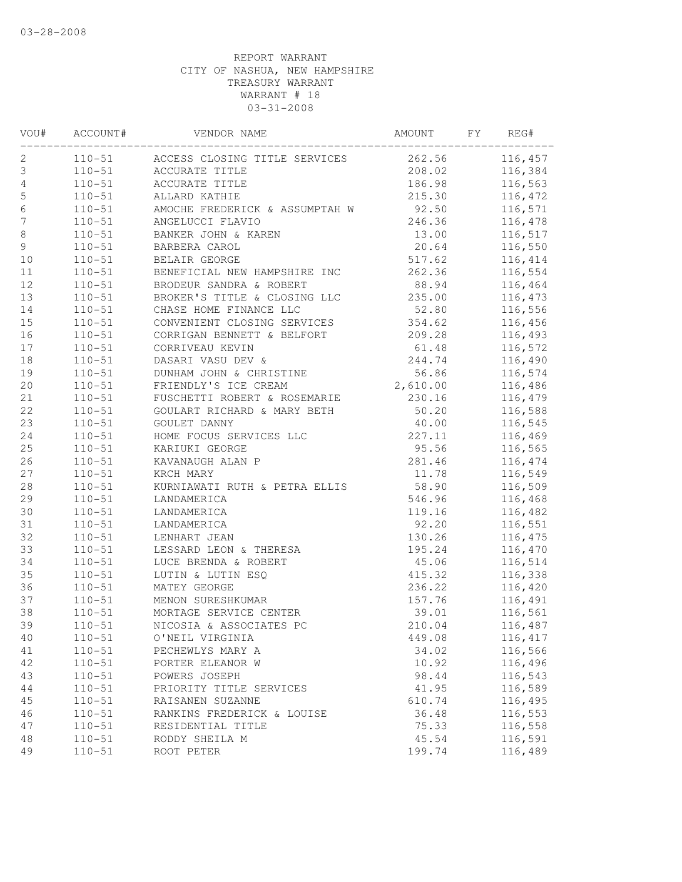03-28-2008

REPORT WARRANT
CITY OF NASHUA, NEW HAMPSHIRE
TREASURY WARRANT
WARRANT # 18
03-31-2008

| VOU# | ACCOUNT# | VENDOR NAME | AMOUNT | FY | REG# |
|---|---|---|---|---|---|
| 2 | 110-51 | ACCESS CLOSING TITLE SERVICES | 262.56 | | 116,457 |
| 3 | 110-51 | ACCURATE TITLE | 208.02 | | 116,384 |
| 4 | 110-51 | ACCURATE TITLE | 186.98 | | 116,563 |
| 5 | 110-51 | ALLARD KATHIE | 215.30 | | 116,472 |
| 6 | 110-51 | AMOCHE FREDERICK & ASSUMPTAH W | 92.50 | | 116,571 |
| 7 | 110-51 | ANGELUCCI FLAVIO | 246.36 | | 116,478 |
| 8 | 110-51 | BANKER JOHN & KAREN | 13.00 | | 116,517 |
| 9 | 110-51 | BARBERA CAROL | 20.64 | | 116,550 |
| 10 | 110-51 | BELAIR GEORGE | 517.62 | | 116,414 |
| 11 | 110-51 | BENEFICIAL NEW HAMPSHIRE INC | 262.36 | | 116,554 |
| 12 | 110-51 | BRODEUR SANDRA & ROBERT | 88.94 | | 116,464 |
| 13 | 110-51 | BROKER'S TITLE & CLOSING LLC | 235.00 | | 116,473 |
| 14 | 110-51 | CHASE HOME FINANCE LLC | 52.80 | | 116,556 |
| 15 | 110-51 | CONVENIENT CLOSING SERVICES | 354.62 | | 116,456 |
| 16 | 110-51 | CORRIGAN BENNETT & BELFORT | 209.28 | | 116,493 |
| 17 | 110-51 | CORRIVEAU KEVIN | 61.48 | | 116,572 |
| 18 | 110-51 | DASARI VASU DEV & | 244.74 | | 116,490 |
| 19 | 110-51 | DUNHAM JOHN & CHRISTINE | 56.86 | | 116,574 |
| 20 | 110-51 | FRIENDLY'S ICE CREAM | 2,610.00 | | 116,486 |
| 21 | 110-51 | FUSCHETTI ROBERT & ROSEMARIE | 230.16 | | 116,479 |
| 22 | 110-51 | GOULART RICHARD & MARY BETH | 50.20 | | 116,588 |
| 23 | 110-51 | GOULET DANNY | 40.00 | | 116,545 |
| 24 | 110-51 | HOME FOCUS SERVICES LLC | 227.11 | | 116,469 |
| 25 | 110-51 | KARIUKI GEORGE | 95.56 | | 116,565 |
| 26 | 110-51 | KAVANAUGH ALAN P | 281.46 | | 116,474 |
| 27 | 110-51 | KRCH MARY | 11.78 | | 116,549 |
| 28 | 110-51 | KURNIAWATI RUTH & PETRA ELLIS | 58.90 | | 116,509 |
| 29 | 110-51 | LANDAMERICA | 546.96 | | 116,468 |
| 30 | 110-51 | LANDAMERICA | 119.16 | | 116,482 |
| 31 | 110-51 | LANDAMERICA | 92.20 | | 116,551 |
| 32 | 110-51 | LENHART JEAN | 130.26 | | 116,475 |
| 33 | 110-51 | LESSARD LEON & THERESA | 195.24 | | 116,470 |
| 34 | 110-51 | LUCE BRENDA & ROBERT | 45.06 | | 116,514 |
| 35 | 110-51 | LUTIN & LUTIN ESQ | 415.32 | | 116,338 |
| 36 | 110-51 | MATEY GEORGE | 236.22 | | 116,420 |
| 37 | 110-51 | MENON SURESHKUMAR | 157.76 | | 116,491 |
| 38 | 110-51 | MORTAGE SERVICE CENTER | 39.01 | | 116,561 |
| 39 | 110-51 | NICOSIA & ASSOCIATES PC | 210.04 | | 116,487 |
| 40 | 110-51 | O'NEIL VIRGINIA | 449.08 | | 116,417 |
| 41 | 110-51 | PECHEWLYS MARY A | 34.02 | | 116,566 |
| 42 | 110-51 | PORTER ELEANOR W | 10.92 | | 116,496 |
| 43 | 110-51 | POWERS JOSEPH | 98.44 | | 116,543 |
| 44 | 110-51 | PRIORITY TITLE SERVICES | 41.95 | | 116,589 |
| 45 | 110-51 | RAISANEN SUZANNE | 610.74 | | 116,495 |
| 46 | 110-51 | RANKINS FREDERICK & LOUISE | 36.48 | | 116,553 |
| 47 | 110-51 | RESIDENTIAL TITLE | 75.33 | | 116,558 |
| 48 | 110-51 | RODDY SHEILA M | 45.54 | | 116,591 |
| 49 | 110-51 | ROOT PETER | 199.74 | | 116,489 |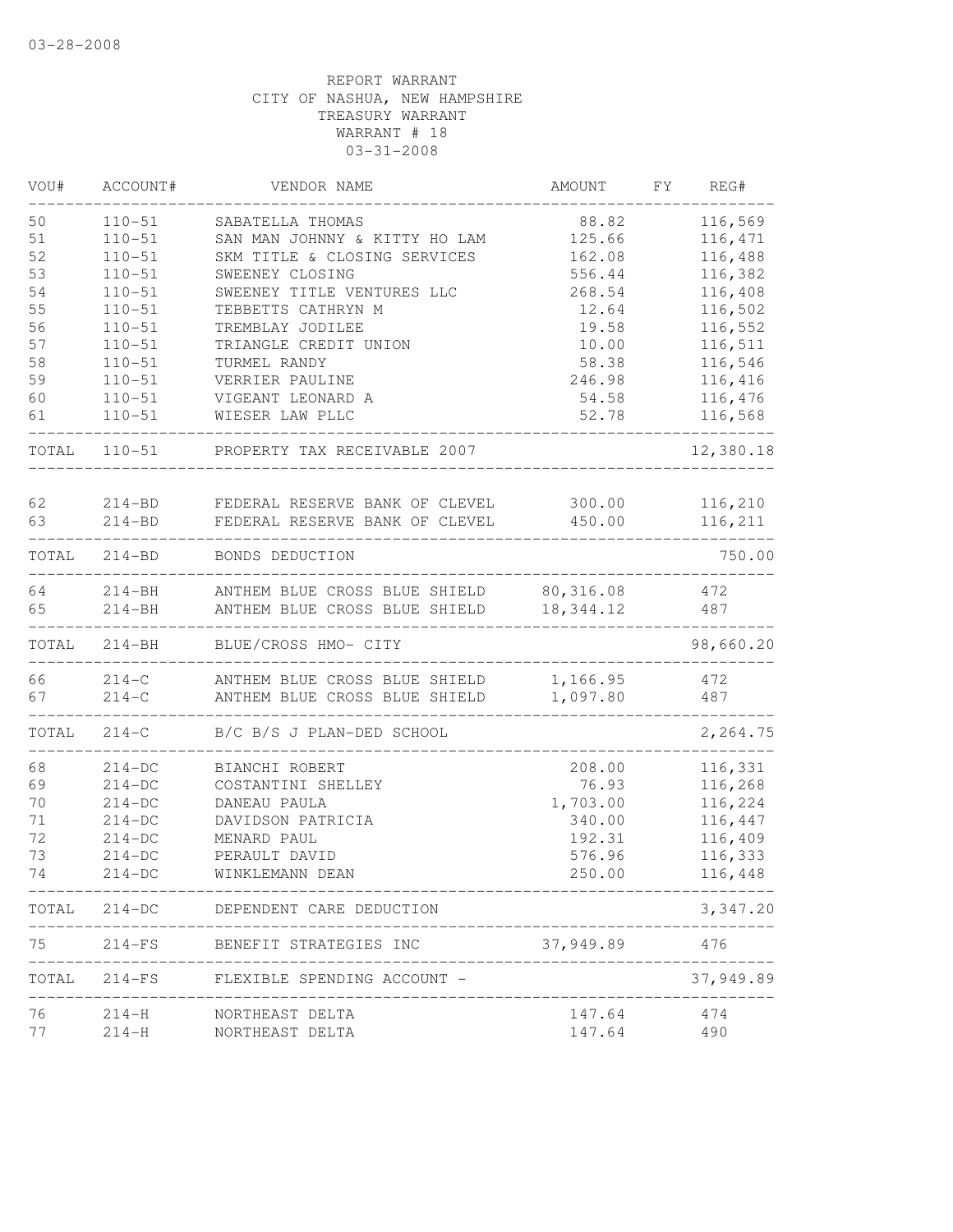03-28-2008

REPORT WARRANT
CITY OF NASHUA, NEW HAMPSHIRE
TREASURY WARRANT
WARRANT # 18
03-31-2008

| VOU# | ACCOUNT# | VENDOR NAME | AMOUNT | FY | REG# |
|---|---|---|---|---|---|
| 50 | 110-51 | SABATELLA THOMAS | 88.82 | | 116,569 |
| 51 | 110-51 | SAN MAN JOHNNY & KITTY HO LAM | 125.66 | | 116,471 |
| 52 | 110-51 | SKM TITLE & CLOSING SERVICES | 162.08 | | 116,488 |
| 53 | 110-51 | SWEENEY CLOSING | 556.44 | | 116,382 |
| 54 | 110-51 | SWEENEY TITLE VENTURES LLC | 268.54 | | 116,408 |
| 55 | 110-51 | TEBBETTS CATHRYN M | 12.64 | | 116,502 |
| 56 | 110-51 | TREMBLAY JODILEE | 19.58 | | 116,552 |
| 57 | 110-51 | TRIANGLE CREDIT UNION | 10.00 | | 116,511 |
| 58 | 110-51 | TURMEL RANDY | 58.38 | | 116,546 |
| 59 | 110-51 | VERRIER PAULINE | 246.98 | | 116,416 |
| 60 | 110-51 | VIGEANT LEONARD A | 54.58 | | 116,476 |
| 61 | 110-51 | WIESER LAW PLLC | 52.78 | | 116,568 |
| TOTAL | 110-51 | PROPERTY TAX RECEIVABLE 2007 | | | 12,380.18 |
| 62 | 214-BD | FEDERAL RESERVE BANK OF CLEVEL | 300.00 | | 116,210 |
| 63 | 214-BD | FEDERAL RESERVE BANK OF CLEVEL | 450.00 | | 116,211 |
| TOTAL | 214-BD | BONDS DEDUCTION | | | 750.00 |
| 64 | 214-BH | ANTHEM BLUE CROSS BLUE SHIELD | 80,316.08 | | 472 |
| 65 | 214-BH | ANTHEM BLUE CROSS BLUE SHIELD | 18,344.12 | | 487 |
| TOTAL | 214-BH | BLUE/CROSS HMO- CITY | | | 98,660.20 |
| 66 | 214-C | ANTHEM BLUE CROSS BLUE SHIELD | 1,166.95 | | 472 |
| 67 | 214-C | ANTHEM BLUE CROSS BLUE SHIELD | 1,097.80 | | 487 |
| TOTAL | 214-C | B/C B/S J PLAN-DED SCHOOL | | | 2,264.75 |
| 68 | 214-DC | BIANCHI ROBERT | 208.00 | | 116,331 |
| 69 | 214-DC | COSTANTINI SHELLEY | 76.93 | | 116,268 |
| 70 | 214-DC | DANEAU PAULA | 1,703.00 | | 116,224 |
| 71 | 214-DC | DAVIDSON PATRICIA | 340.00 | | 116,447 |
| 72 | 214-DC | MENARD PAUL | 192.31 | | 116,409 |
| 73 | 214-DC | PERAULT DAVID | 576.96 | | 116,333 |
| 74 | 214-DC | WINKLEMANN DEAN | 250.00 | | 116,448 |
| TOTAL | 214-DC | DEPENDENT CARE DEDUCTION | | | 3,347.20 |
| 75 | 214-FS | BENEFIT STRATEGIES INC | 37,949.89 | | 476 |
| TOTAL | 214-FS | FLEXIBLE SPENDING ACCOUNT - | | | 37,949.89 |
| 76 | 214-H | NORTHEAST DELTA | 147.64 | | 474 |
| 77 | 214-H | NORTHEAST DELTA | 147.64 | | 490 |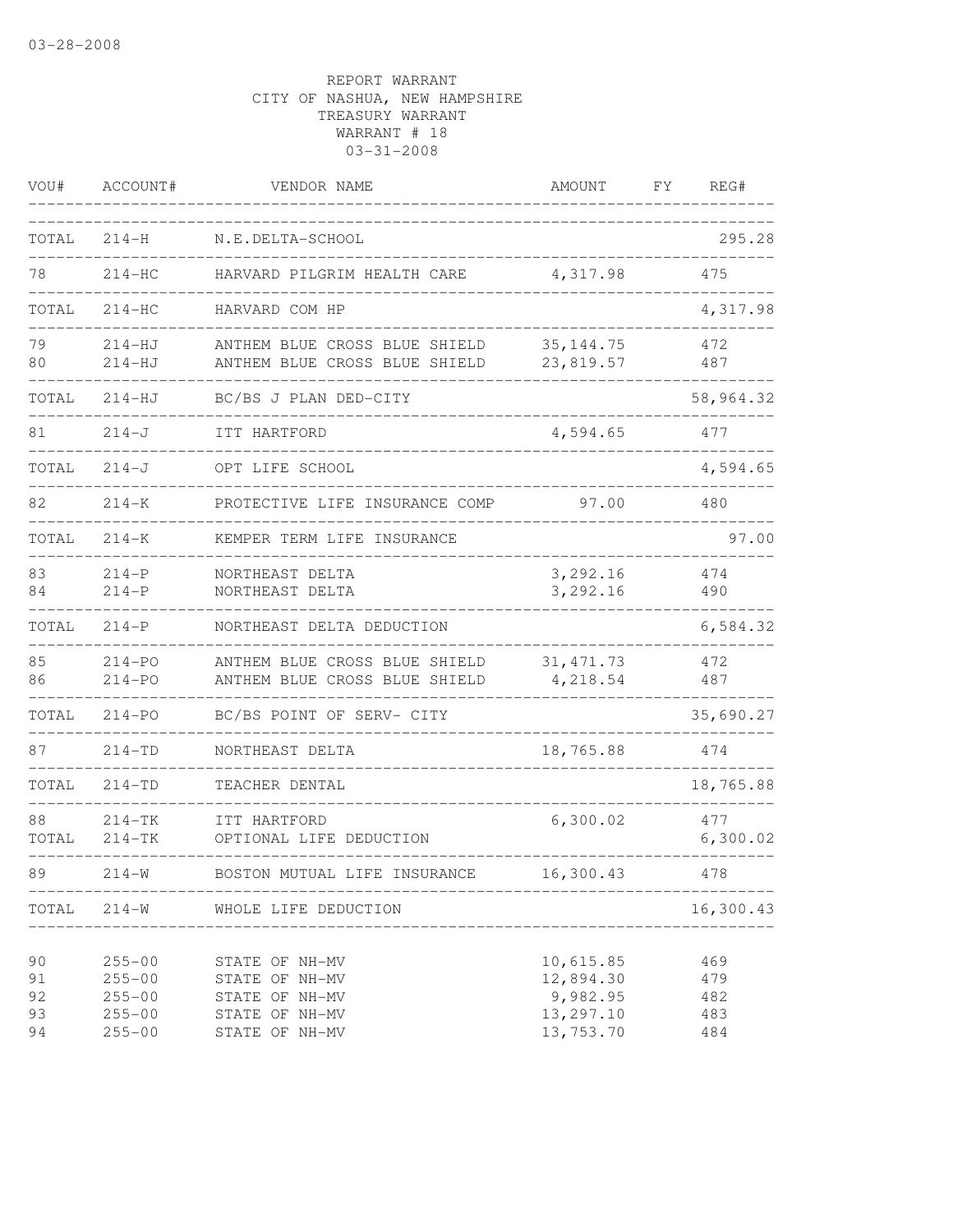REPORT WARRANT
CITY OF NASHUA, NEW HAMPSHIRE
TREASURY WARRANT
WARRANT # 18
03-31-2008

| VOU# | ACCOUNT# | VENDOR NAME | AMOUNT | FY | REG# |
|---|---|---|---|---|---|
| TOTAL | 214-H | N.E.DELTA-SCHOOL | | | 295.28 |
| 78 | 214-HC | HARVARD PILGRIM HEALTH CARE | 4,317.98 | | 475 |
| TOTAL | 214-HC | HARVARD COM HP | | | 4,317.98 |
| 79 | 214-HJ | ANTHEM BLUE CROSS BLUE SHIELD | 35,144.75 | | 472 |
| 80 | 214-HJ | ANTHEM BLUE CROSS BLUE SHIELD | 23,819.57 | | 487 |
| TOTAL | 214-HJ | BC/BS J PLAN DED-CITY | | | 58,964.32 |
| 81 | 214-J | ITT HARTFORD | 4,594.65 | | 477 |
| TOTAL | 214-J | OPT LIFE SCHOOL | | | 4,594.65 |
| 82 | 214-K | PROTECTIVE LIFE INSURANCE COMP | 97.00 | | 480 |
| TOTAL | 214-K | KEMPER TERM LIFE INSURANCE | | | 97.00 |
| 83 | 214-P | NORTHEAST DELTA | 3,292.16 | | 474 |
| 84 | 214-P | NORTHEAST DELTA | 3,292.16 | | 490 |
| TOTAL | 214-P | NORTHEAST DELTA DEDUCTION | | | 6,584.32 |
| 85 | 214-PO | ANTHEM BLUE CROSS BLUE SHIELD | 31,471.73 | | 472 |
| 86 | 214-PO | ANTHEM BLUE CROSS BLUE SHIELD | 4,218.54 | | 487 |
| TOTAL | 214-PO | BC/BS POINT OF SERV- CITY | | | 35,690.27 |
| 87 | 214-TD | NORTHEAST DELTA | 18,765.88 | | 474 |
| TOTAL | 214-TD | TEACHER DENTAL | | | 18,765.88 |
| 88 | 214-TK | ITT HARTFORD | 6,300.02 | | 477 |
| TOTAL | 214-TK | OPTIONAL LIFE DEDUCTION | | | 6,300.02 |
| 89 | 214-W | BOSTON MUTUAL LIFE INSURANCE | 16,300.43 | | 478 |
| TOTAL | 214-W | WHOLE LIFE DEDUCTION | | | 16,300.43 |
| 90 | 255-00 | STATE OF NH-MV | 10,615.85 | | 469 |
| 91 | 255-00 | STATE OF NH-MV | 12,894.30 | | 479 |
| 92 | 255-00 | STATE OF NH-MV | 9,982.95 | | 482 |
| 93 | 255-00 | STATE OF NH-MV | 13,297.10 | | 483 |
| 94 | 255-00 | STATE OF NH-MV | 13,753.70 | | 484 |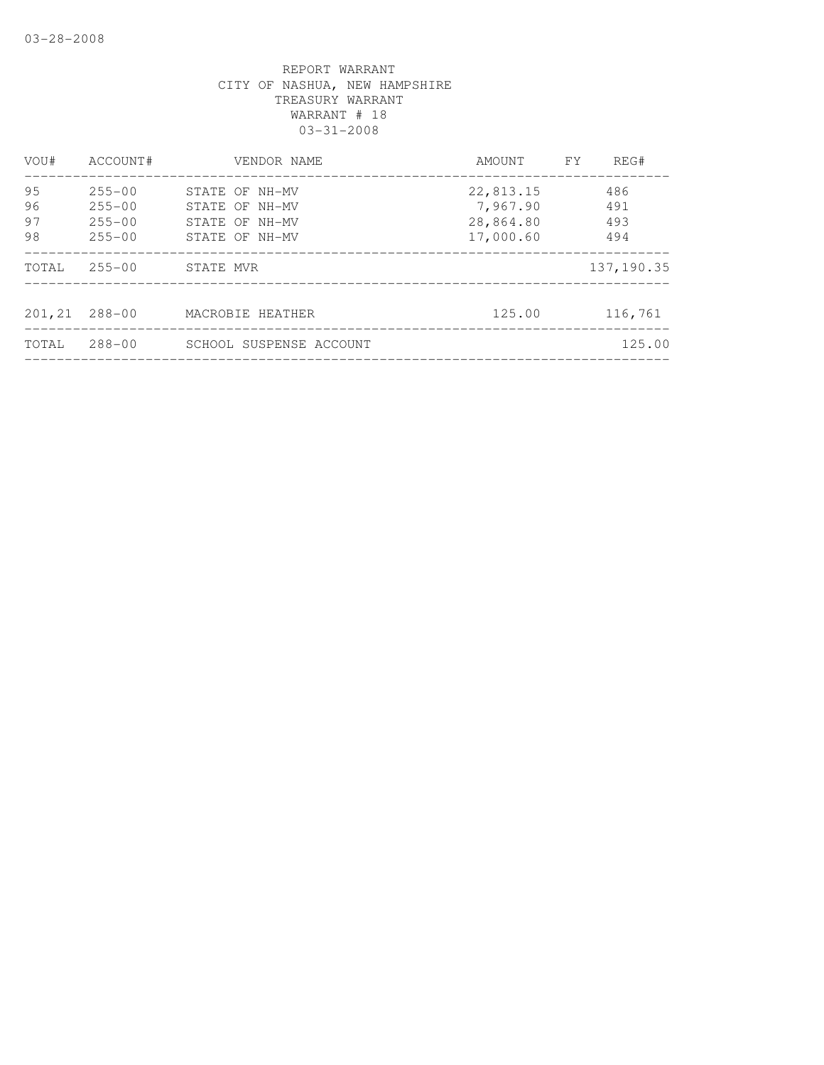03-28-2008

REPORT WARRANT
CITY OF NASHUA, NEW HAMPSHIRE
TREASURY WARRANT
WARRANT # 18
03-31-2008

| VOU# | ACCOUNT# | VENDOR NAME | AMOUNT | FY | REG# |
|---|---|---|---|---|---|
| 95 | 255-00 | STATE OF NH-MV | 22,813.15 | | 486 |
| 96 | 255-00 | STATE OF NH-MV | 7,967.90 | | 491 |
| 97 | 255-00 | STATE OF NH-MV | 28,864.80 | | 493 |
| 98 | 255-00 | STATE OF NH-MV | 17,000.60 | | 494 |
| TOTAL | 255-00 | STATE MVR | | | 137,190.35 |
| 201,21 | 288-00 | MACROBIE HEATHER | 125.00 | | 116,761 |
| TOTAL | 288-00 | SCHOOL SUSPENSE ACCOUNT | | | 125.00 |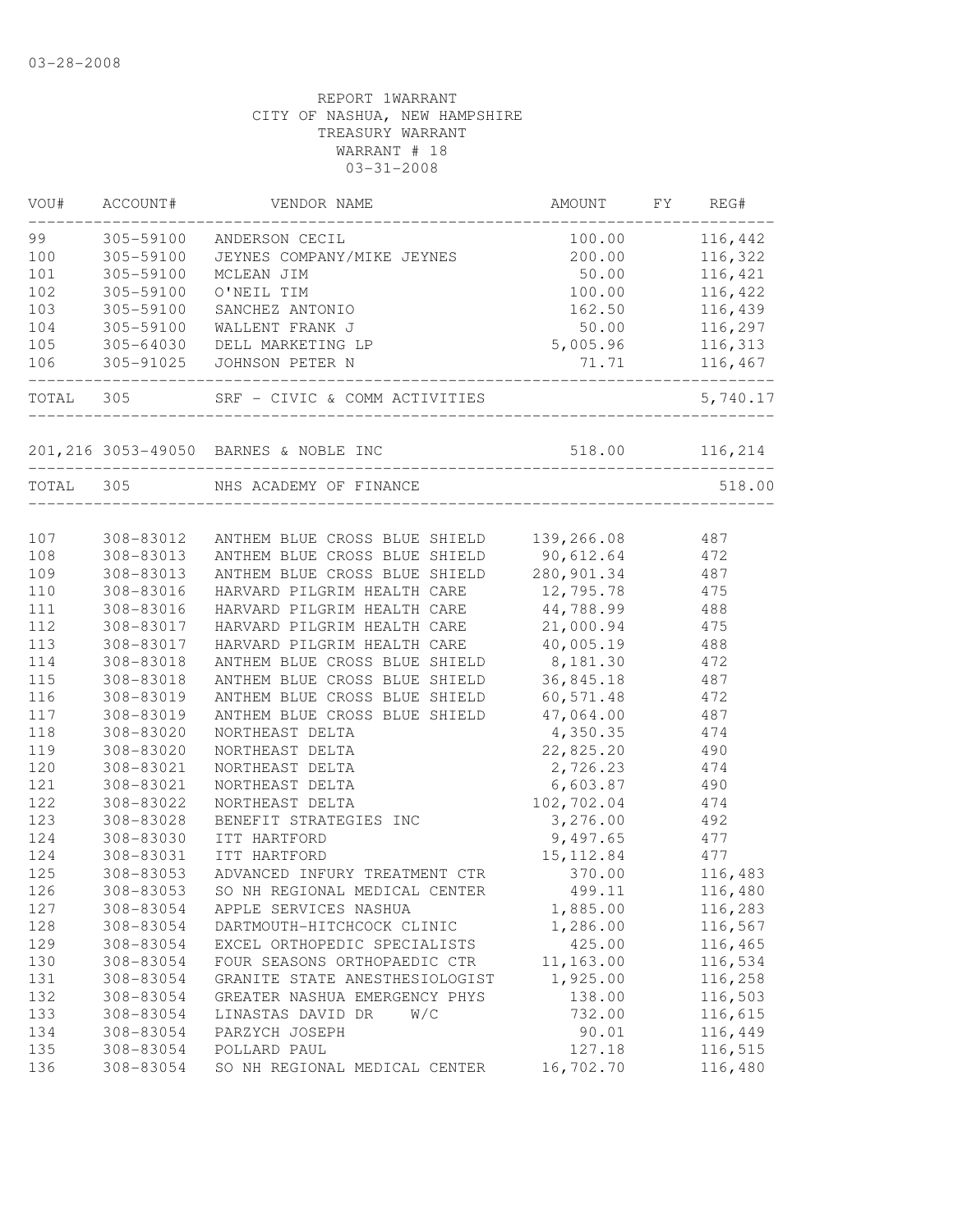03-28-2008

REPORT 1WARRANT
CITY OF NASHUA, NEW HAMPSHIRE
TREASURY WARRANT
WARRANT # 18
03-31-2008

| VOU# | ACCOUNT# | VENDOR NAME | AMOUNT | FY | REG# |
|---|---|---|---|---|---|
| 99 | 305-59100 | ANDERSON CECIL | 100.00 | | 116,442 |
| 100 | 305-59100 | JEYNES COMPANY/MIKE JEYNES | 200.00 | | 116,322 |
| 101 | 305-59100 | MCLEAN JIM | 50.00 | | 116,421 |
| 102 | 305-59100 | O'NEIL TIM | 100.00 | | 116,422 |
| 103 | 305-59100 | SANCHEZ ANTONIO | 162.50 | | 116,439 |
| 104 | 305-59100 | WALLENT FRANK J | 50.00 | | 116,297 |
| 105 | 305-64030 | DELL MARKETING LP | 5,005.96 | | 116,313 |
| 106 | 305-91025 | JOHNSON PETER N | 71.71 | | 116,467 |
| TOTAL | 305 | SRF - CIVIC & COMM ACTIVITIES | | | 5,740.17 |
| 201,216 | 3053-49050 | BARNES & NOBLE INC | 518.00 | | 116,214 |
| TOTAL | 305 | NHS ACADEMY OF FINANCE | | | 518.00 |
| 107 | 308-83012 | ANTHEM BLUE CROSS BLUE SHIELD | 139,266.08 | | 487 |
| 108 | 308-83013 | ANTHEM BLUE CROSS BLUE SHIELD | 90,612.64 | | 472 |
| 109 | 308-83013 | ANTHEM BLUE CROSS BLUE SHIELD | 280,901.34 | | 487 |
| 110 | 308-83016 | HARVARD PILGRIM HEALTH CARE | 12,795.78 | | 475 |
| 111 | 308-83016 | HARVARD PILGRIM HEALTH CARE | 44,788.99 | | 488 |
| 112 | 308-83017 | HARVARD PILGRIM HEALTH CARE | 21,000.94 | | 475 |
| 113 | 308-83017 | HARVARD PILGRIM HEALTH CARE | 40,005.19 | | 488 |
| 114 | 308-83018 | ANTHEM BLUE CROSS BLUE SHIELD | 8,181.30 | | 472 |
| 115 | 308-83018 | ANTHEM BLUE CROSS BLUE SHIELD | 36,845.18 | | 487 |
| 116 | 308-83019 | ANTHEM BLUE CROSS BLUE SHIELD | 60,571.48 | | 472 |
| 117 | 308-83019 | ANTHEM BLUE CROSS BLUE SHIELD | 47,064.00 | | 487 |
| 118 | 308-83020 | NORTHEAST DELTA | 4,350.35 | | 474 |
| 119 | 308-83020 | NORTHEAST DELTA | 22,825.20 | | 490 |
| 120 | 308-83021 | NORTHEAST DELTA | 2,726.23 | | 474 |
| 121 | 308-83021 | NORTHEAST DELTA | 6,603.87 | | 490 |
| 122 | 308-83022 | NORTHEAST DELTA | 102,702.04 | | 474 |
| 123 | 308-83028 | BENEFIT STRATEGIES INC | 3,276.00 | | 492 |
| 124 | 308-83030 | ITT HARTFORD | 9,497.65 | | 477 |
| 124 | 308-83031 | ITT HARTFORD | 15,112.84 | | 477 |
| 125 | 308-83053 | ADVANCED INFURY TREATMENT CTR | 370.00 | | 116,483 |
| 126 | 308-83053 | SO NH REGIONAL MEDICAL CENTER | 499.11 | | 116,480 |
| 127 | 308-83054 | APPLE SERVICES NASHUA | 1,885.00 | | 116,283 |
| 128 | 308-83054 | DARTMOUTH-HITCHCOCK CLINIC | 1,286.00 | | 116,567 |
| 129 | 308-83054 | EXCEL ORTHOPEDIC SPECIALISTS | 425.00 | | 116,465 |
| 130 | 308-83054 | FOUR SEASONS ORTHOPAEDIC CTR | 11,163.00 | | 116,534 |
| 131 | 308-83054 | GRANITE STATE ANESTHESIOLOGIST | 1,925.00 | | 116,258 |
| 132 | 308-83054 | GREATER NASHUA EMERGENCY PHYS | 138.00 | | 116,503 |
| 133 | 308-83054 | LINASTAS DAVID DR W/C | 732.00 | | 116,615 |
| 134 | 308-83054 | PARZYCH JOSEPH | 90.01 | | 116,449 |
| 135 | 308-83054 | POLLARD PAUL | 127.18 | | 116,515 |
| 136 | 308-83054 | SO NH REGIONAL MEDICAL CENTER | 16,702.70 | | 116,480 |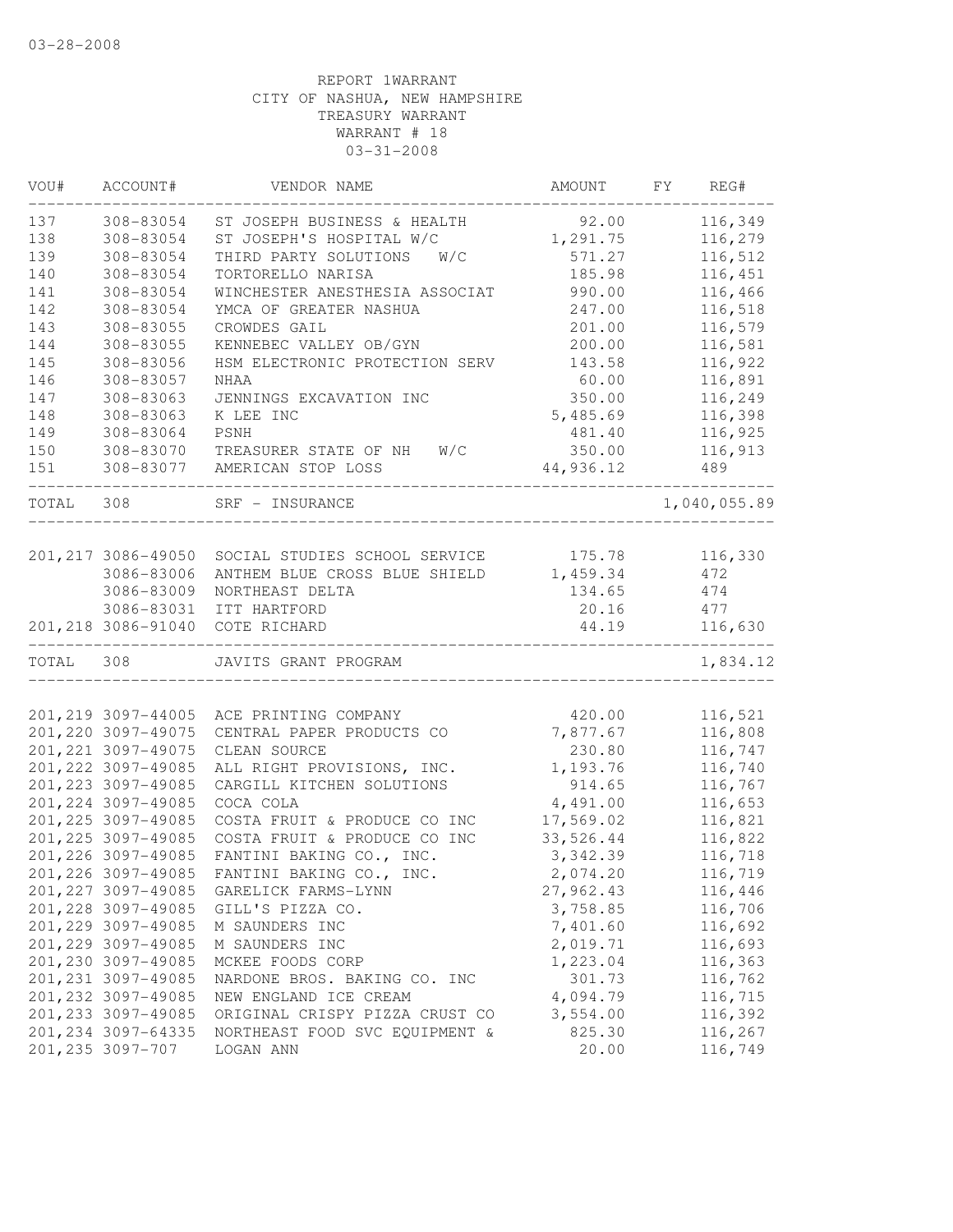03-28-2008

REPORT 1WARRANT
CITY OF NASHUA, NEW HAMPSHIRE
TREASURY WARRANT
WARRANT # 18
03-31-2008

| VOU# | ACCOUNT# | VENDOR NAME | AMOUNT | FY | REG# |
|---|---|---|---|---|---|
| 137 | 308-83054 | ST JOSEPH BUSINESS & HEALTH | 92.00 | | 116,349 |
| 138 | 308-83054 | ST JOSEPH'S HOSPITAL W/C | 1,291.75 | | 116,279 |
| 139 | 308-83054 | THIRD PARTY SOLUTIONS W/C | 571.27 | | 116,512 |
| 140 | 308-83054 | TORTORELLO NARISA | 185.98 | | 116,451 |
| 141 | 308-83054 | WINCHESTER ANESTHESIA ASSOCIAT | 990.00 | | 116,466 |
| 142 | 308-83054 | YMCA OF GREATER NASHUA | 247.00 | | 116,518 |
| 143 | 308-83055 | CROWDES GAIL | 201.00 | | 116,579 |
| 144 | 308-83055 | KENNEBEC VALLEY OB/GYN | 200.00 | | 116,581 |
| 145 | 308-83056 | HSM ELECTRONIC PROTECTION SERV | 143.58 | | 116,922 |
| 146 | 308-83057 | NHAA | 60.00 | | 116,891 |
| 147 | 308-83063 | JENNINGS EXCAVATION INC | 350.00 | | 116,249 |
| 148 | 308-83063 | K LEE INC | 5,485.69 | | 116,398 |
| 149 | 308-83064 | PSNH | 481.40 | | 116,925 |
| 150 | 308-83070 | TREASURER STATE OF NH W/C | 350.00 | | 116,913 |
| 151 | 308-83077 | AMERICAN STOP LOSS | 44,936.12 | | 489 |
| TOTAL | 308 | SRF - INSURANCE | | | 1,040,055.89 |
| 201,217 | 3086-49050 | SOCIAL STUDIES SCHOOL SERVICE | 175.78 | | 116,330 |
| | 3086-83006 | ANTHEM BLUE CROSS BLUE SHIELD | 1,459.34 | | 472 |
| | 3086-83009 | NORTHEAST DELTA | 134.65 | | 474 |
| | 3086-83031 | ITT HARTFORD | 20.16 | | 477 |
| 201,218 | 3086-91040 | COTE RICHARD | 44.19 | | 116,630 |
| TOTAL | 308 | JAVITS GRANT PROGRAM | | | 1,834.12 |
| 201,219 | 3097-44005 | ACE PRINTING COMPANY | 420.00 | | 116,521 |
| 201,220 | 3097-49075 | CENTRAL PAPER PRODUCTS CO | 7,877.67 | | 116,808 |
| 201,221 | 3097-49075 | CLEAN SOURCE | 230.80 | | 116,747 |
| 201,222 | 3097-49085 | ALL RIGHT PROVISIONS, INC. | 1,193.76 | | 116,740 |
| 201,223 | 3097-49085 | CARGILL KITCHEN SOLUTIONS | 914.65 | | 116,767 |
| 201,224 | 3097-49085 | COCA COLA | 4,491.00 | | 116,653 |
| 201,225 | 3097-49085 | COSTA FRUIT & PRODUCE CO INC | 17,569.02 | | 116,821 |
| 201,225 | 3097-49085 | COSTA FRUIT & PRODUCE CO INC | 33,526.44 | | 116,822 |
| 201,226 | 3097-49085 | FANTINI BAKING CO., INC. | 3,342.39 | | 116,718 |
| 201,226 | 3097-49085 | FANTINI BAKING CO., INC. | 2,074.20 | | 116,719 |
| 201,227 | 3097-49085 | GARELICK FARMS-LYNN | 27,962.43 | | 116,446 |
| 201,228 | 3097-49085 | GILL'S PIZZA CO. | 3,758.85 | | 116,706 |
| 201,229 | 3097-49085 | M SAUNDERS INC | 7,401.60 | | 116,692 |
| 201,229 | 3097-49085 | M SAUNDERS INC | 2,019.71 | | 116,693 |
| 201,230 | 3097-49085 | MCKEE FOODS CORP | 1,223.04 | | 116,363 |
| 201,231 | 3097-49085 | NARDONE BROS. BAKING CO. INC | 301.73 | | 116,762 |
| 201,232 | 3097-49085 | NEW ENGLAND ICE CREAM | 4,094.79 | | 116,715 |
| 201,233 | 3097-49085 | ORIGINAL CRISPY PIZZA CRUST CO | 3,554.00 | | 116,392 |
| 201,234 | 3097-64335 | NORTHEAST FOOD SVC EQUIPMENT & | 825.30 | | 116,267 |
| 201,235 | 3097-707 | LOGAN ANN | 20.00 | | 116,749 |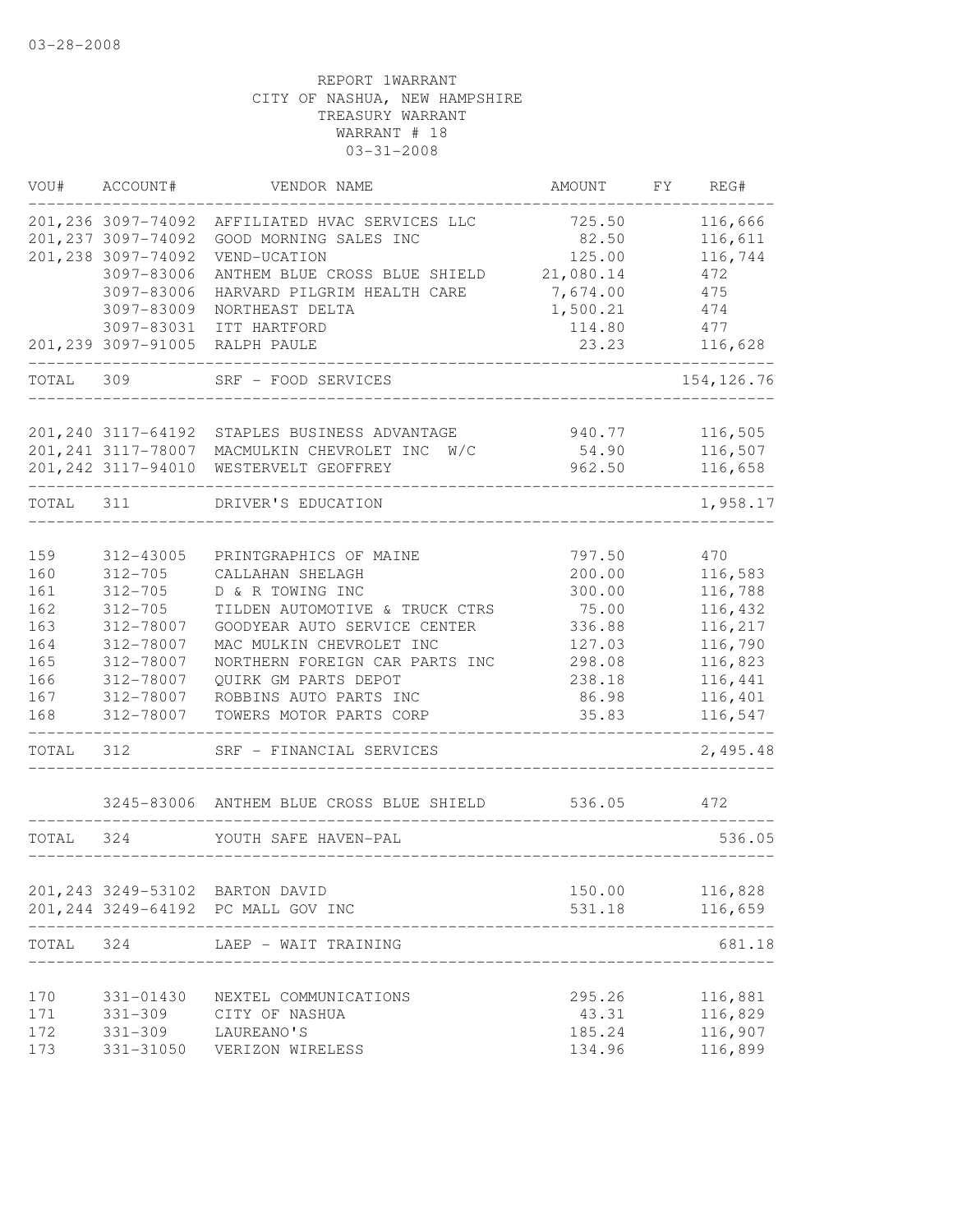03-28-2008

REPORT 1WARRANT
CITY OF NASHUA, NEW HAMPSHIRE
TREASURY WARRANT
WARRANT # 18
03-31-2008

| VOU# | ACCOUNT# | VENDOR NAME | AMOUNT | FY | REG# |
|---|---|---|---|---|---|
| 201,236 | 3097-74092 | AFFILIATED HVAC SERVICES LLC | 725.50 | | 116,666 |
| 201,237 | 3097-74092 | GOOD MORNING SALES INC | 82.50 | | 116,611 |
| 201,238 | 3097-74092 | VEND-UCATION | 125.00 | | 116,744 |
| | 3097-83006 | ANTHEM BLUE CROSS BLUE SHIELD | 21,080.14 | | 472 |
| | 3097-83006 | HARVARD PILGRIM HEALTH CARE | 7,674.00 | | 475 |
| | 3097-83009 | NORTHEAST DELTA | 1,500.21 | | 474 |
| | 3097-83031 | ITT HARTFORD | 114.80 | | 477 |
| 201,239 | 3097-91005 | RALPH PAULE | 23.23 | | 116,628 |
| TOTAL | 309 | SRF - FOOD SERVICES | | | 154,126.76 |
| 201,240 | 3117-64192 | STAPLES BUSINESS ADVANTAGE | 940.77 | | 116,505 |
| 201,241 | 3117-78007 | MACMULKIN CHEVROLET INC W/C | 54.90 | | 116,507 |
| 201,242 | 3117-94010 | WESTERVELT GEOFFREY | 962.50 | | 116,658 |
| TOTAL | 311 | DRIVER'S EDUCATION | | | 1,958.17 |
| 159 | 312-43005 | PRINTGRAPHICS OF MAINE | 797.50 | | 470 |
| 160 | 312-705 | CALLAHAN SHELAGH | 200.00 | | 116,583 |
| 161 | 312-705 | D & R TOWING INC | 300.00 | | 116,788 |
| 162 | 312-705 | TILDEN AUTOMOTIVE & TRUCK CTRS | 75.00 | | 116,432 |
| 163 | 312-78007 | GOODYEAR AUTO SERVICE CENTER | 336.88 | | 116,217 |
| 164 | 312-78007 | MAC MULKIN CHEVROLET INC | 127.03 | | 116,790 |
| 165 | 312-78007 | NORTHERN FOREIGN CAR PARTS INC | 298.08 | | 116,823 |
| 166 | 312-78007 | QUIRK GM PARTS DEPOT | 238.18 | | 116,441 |
| 167 | 312-78007 | ROBBINS AUTO PARTS INC | 86.98 | | 116,401 |
| 168 | 312-78007 | TOWERS MOTOR PARTS CORP | 35.83 | | 116,547 |
| TOTAL | 312 | SRF - FINANCIAL SERVICES | | | 2,495.48 |
| | 3245-83006 | ANTHEM BLUE CROSS BLUE SHIELD | 536.05 | | 472 |
| TOTAL | 324 | YOUTH SAFE HAVEN-PAL | | | 536.05 |
| 201,243 | 3249-53102 | BARTON DAVID | 150.00 | | 116,828 |
| 201,244 | 3249-64192 | PC MALL GOV INC | 531.18 | | 116,659 |
| TOTAL | 324 | LAEP - WAIT TRAINING | | | 681.18 |
| 170 | 331-01430 | NEXTEL COMMUNICATIONS | 295.26 | | 116,881 |
| 171 | 331-309 | CITY OF NASHUA | 43.31 | | 116,829 |
| 172 | 331-309 | LAUREANO'S | 185.24 | | 116,907 |
| 173 | 331-31050 | VERIZON WIRELESS | 134.96 | | 116,899 |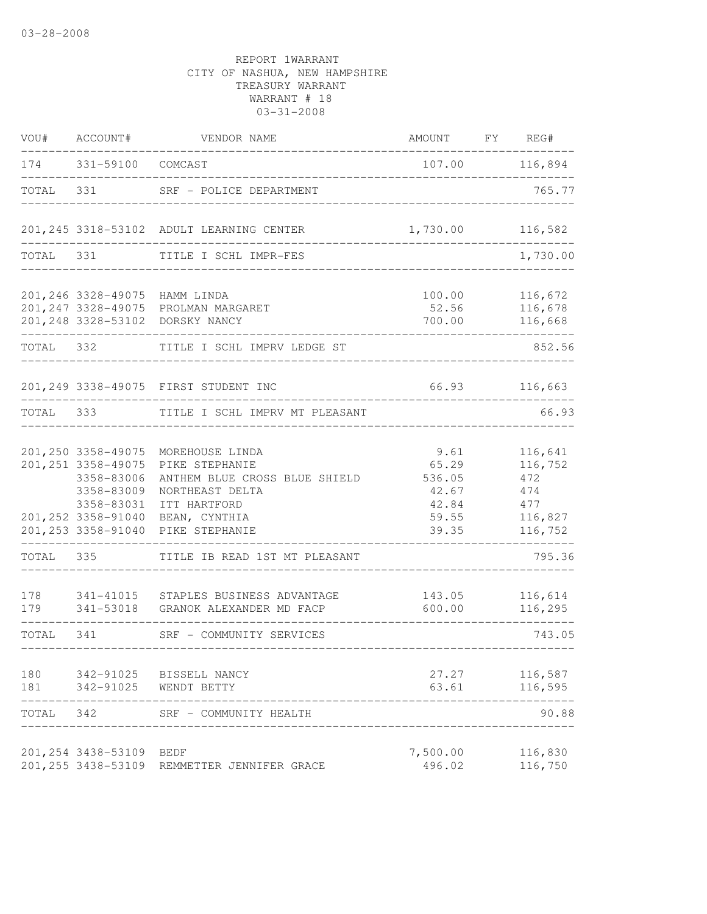03-28-2008

REPORT 1WARRANT
CITY OF NASHUA, NEW HAMPSHIRE
TREASURY WARRANT
WARRANT # 18
03-31-2008

| VOU# | ACCOUNT# | VENDOR NAME | AMOUNT | FY | REG# |
|---|---|---|---|---|---|
| 174 | 331-59100 | COMCAST | 107.00 | | 116,894 |
| TOTAL | 331 | SRF - POLICE DEPARTMENT | | | 765.77 |
| 201,245 | 3318-53102 | ADULT LEARNING CENTER | 1,730.00 | | 116,582 |
| TOTAL | 331 | TITLE I SCHL IMPR-FES | | | 1,730.00 |
| 201,246 | 3328-49075 | HAMM LINDA | 100.00 | | 116,672 |
| 201,247 | 3328-49075 | PROLMAN MARGARET | 52.56 | | 116,678 |
| 201,248 | 3328-53102 | DORSKY NANCY | 700.00 | | 116,668 |
| TOTAL | 332 | TITLE I SCHL IMPRV LEDGE ST | | | 852.56 |
| 201,249 | 3338-49075 | FIRST STUDENT INC | 66.93 | | 116,663 |
| TOTAL | 333 | TITLE I SCHL IMPRV MT PLEASANT | | | 66.93 |
| 201,250 | 3358-49075 | MOREHOUSE LINDA | 9.61 | | 116,641 |
| 201,251 | 3358-49075 | PIKE STEPHANIE | 65.29 | | 116,752 |
| | 3358-83006 | ANTHEM BLUE CROSS BLUE SHIELD | 536.05 | | 472 |
| | 3358-83009 | NORTHEAST DELTA | 42.67 | | 474 |
| | 3358-83031 | ITT HARTFORD | 42.84 | | 477 |
| 201,252 | 3358-91040 | BEAN, CYNTHIA | 59.55 | | 116,827 |
| 201,253 | 3358-91040 | PIKE STEPHANIE | 39.35 | | 116,752 |
| TOTAL | 335 | TITLE IB READ 1ST MT PLEASANT | | | 795.36 |
| 178 | 341-41015 | STAPLES BUSINESS ADVANTAGE | 143.05 | | 116,614 |
| 179 | 341-53018 | GRANOK ALEXANDER MD FACP | 600.00 | | 116,295 |
| TOTAL | 341 | SRF - COMMUNITY SERVICES | | | 743.05 |
| 180 | 342-91025 | BISSELL NANCY | 27.27 | | 116,587 |
| 181 | 342-91025 | WENDT BETTY | 63.61 | | 116,595 |
| TOTAL | 342 | SRF - COMMUNITY HEALTH | | | 90.88 |
| 201,254 | 3438-53109 | BEDF | 7,500.00 | | 116,830 |
| 201,255 | 3438-53109 | REMMETTER JENNIFER GRACE | 496.02 | | 116,750 |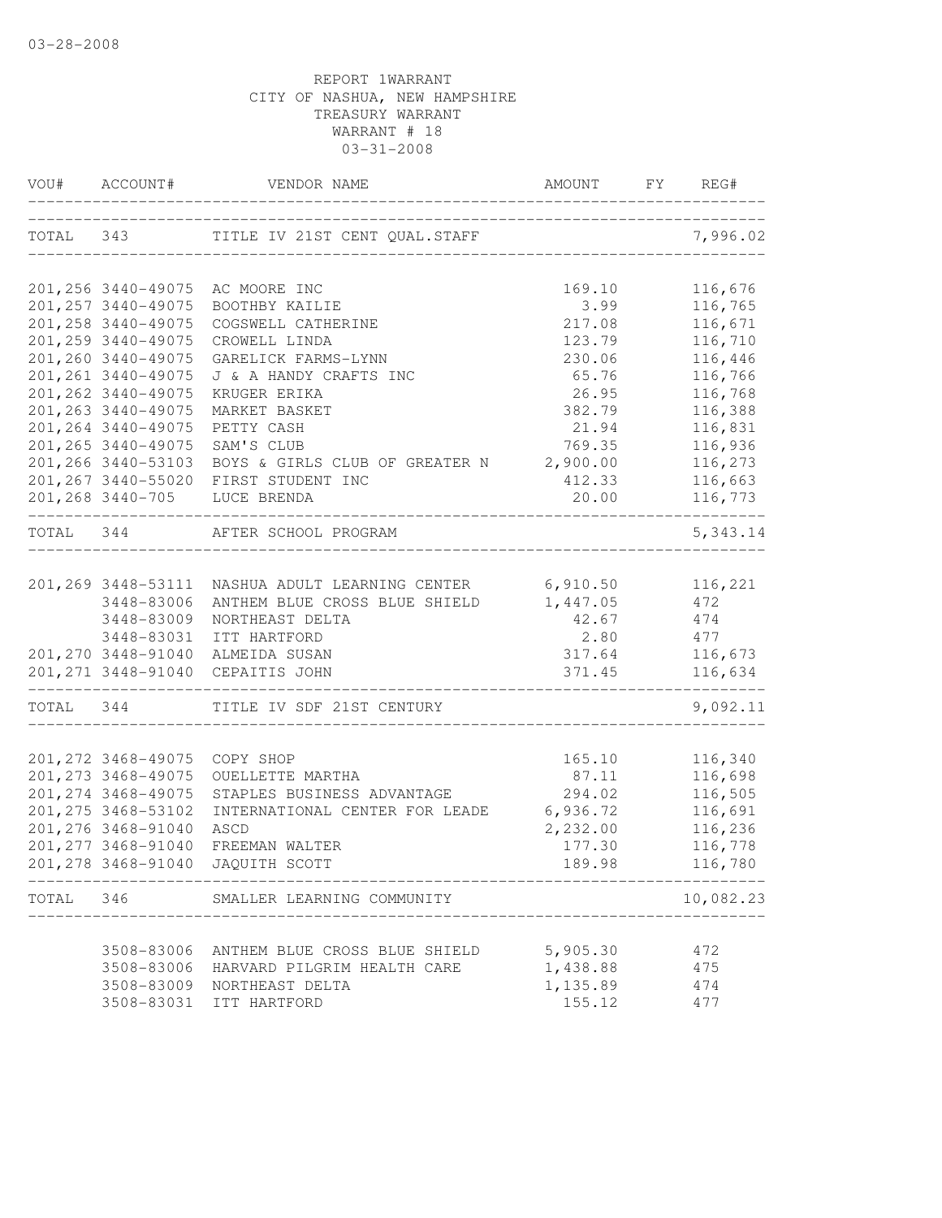03-28-2008

REPORT 1WARRANT
CITY OF NASHUA, NEW HAMPSHIRE
TREASURY WARRANT
WARRANT # 18
03-31-2008

| VOU# | ACCOUNT# | VENDOR NAME | AMOUNT | FY | REG# |
|---|---|---|---|---|---|
| TOTAL | 343 | TITLE IV 21ST CENT QUAL.STAFF | | | 7,996.02 |
| 201,256 | 3440-49075 | AC MOORE INC | 169.10 | | 116,676 |
| 201,257 | 3440-49075 | BOOTHBY KAILIE | 3.99 | | 116,765 |
| 201,258 | 3440-49075 | COGSWELL CATHERINE | 217.08 | | 116,671 |
| 201,259 | 3440-49075 | CROWELL LINDA | 123.79 | | 116,710 |
| 201,260 | 3440-49075 | GARELICK FARMS-LYNN | 230.06 | | 116,446 |
| 201,261 | 3440-49075 | J & A HANDY CRAFTS INC | 65.76 | | 116,766 |
| 201,262 | 3440-49075 | KRUGER ERIKA | 26.95 | | 116,768 |
| 201,263 | 3440-49075 | MARKET BASKET | 382.79 | | 116,388 |
| 201,264 | 3440-49075 | PETTY CASH | 21.94 | | 116,831 |
| 201,265 | 3440-49075 | SAM'S CLUB | 769.35 | | 116,936 |
| 201,266 | 3440-53103 | BOYS & GIRLS CLUB OF GREATER N | 2,900.00 | | 116,273 |
| 201,267 | 3440-55020 | FIRST STUDENT INC | 412.33 | | 116,663 |
| 201,268 | 3440-705 | LUCE BRENDA | 20.00 | | 116,773 |
| TOTAL | 344 | AFTER SCHOOL PROGRAM | | | 5,343.14 |
| 201,269 | 3448-53111 | NASHUA ADULT LEARNING CENTER | 6,910.50 | | 116,221 |
| | 3448-83006 | ANTHEM BLUE CROSS BLUE SHIELD | 1,447.05 | | 472 |
| | 3448-83009 | NORTHEAST DELTA | 42.67 | | 474 |
| | 3448-83031 | ITT HARTFORD | 2.80 | | 477 |
| 201,270 | 3448-91040 | ALMEIDA SUSAN | 317.64 | | 116,673 |
| 201,271 | 3448-91040 | CEPAITIS JOHN | 371.45 | | 116,634 |
| TOTAL | 344 | TITLE IV SDF 21ST CENTURY | | | 9,092.11 |
| 201,272 | 3468-49075 | COPY SHOP | 165.10 | | 116,340 |
| 201,273 | 3468-49075 | OUELLETTE MARTHA | 87.11 | | 116,698 |
| 201,274 | 3468-49075 | STAPLES BUSINESS ADVANTAGE | 294.02 | | 116,505 |
| 201,275 | 3468-53102 | INTERNATIONAL CENTER FOR LEADE | 6,936.72 | | 116,691 |
| 201,276 | 3468-91040 | ASCD | 2,232.00 | | 116,236 |
| 201,277 | 3468-91040 | FREEMAN WALTER | 177.30 | | 116,778 |
| 201,278 | 3468-91040 | JAQUITH SCOTT | 189.98 | | 116,780 |
| TOTAL | 346 | SMALLER LEARNING COMMUNITY | | | 10,082.23 |
| | 3508-83006 | ANTHEM BLUE CROSS BLUE SHIELD | 5,905.30 | | 472 |
| | 3508-83006 | HARVARD PILGRIM HEALTH CARE | 1,438.88 | | 475 |
| | 3508-83009 | NORTHEAST DELTA | 1,135.89 | | 474 |
| | 3508-83031 | ITT HARTFORD | 155.12 | | 477 |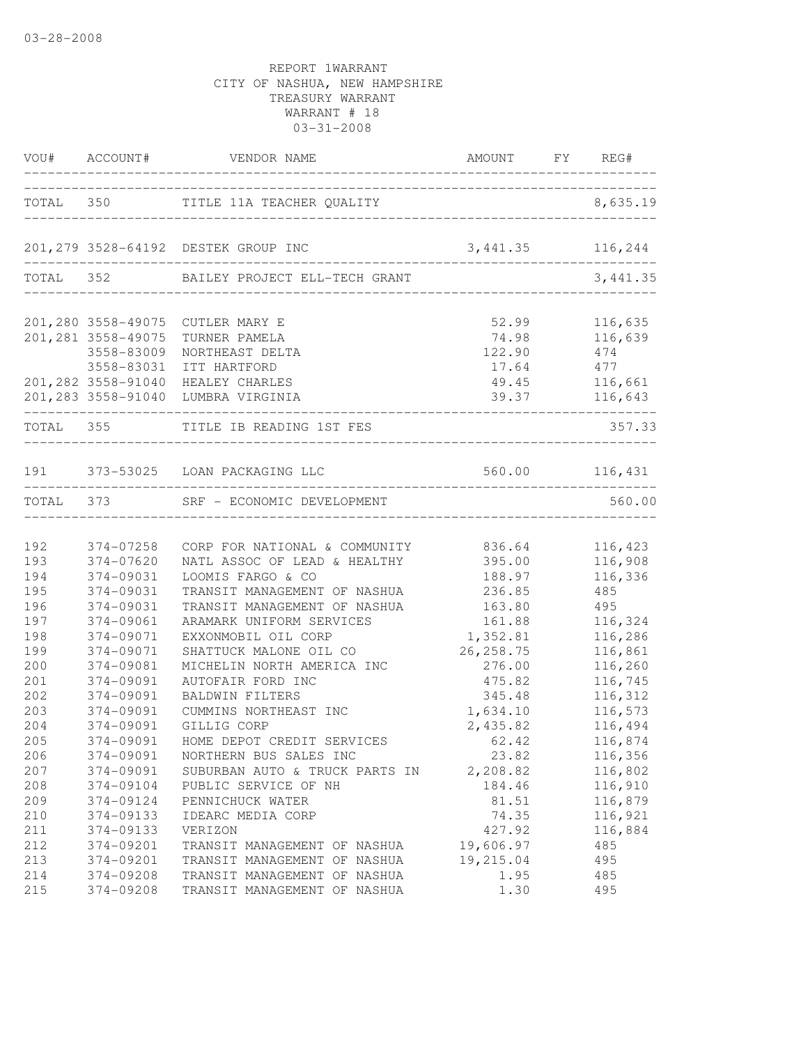03-28-2008

REPORT 1WARRANT
CITY OF NASHUA, NEW HAMPSHIRE
TREASURY WARRANT
WARRANT # 18
03-31-2008

| VOU# | ACCOUNT# | VENDOR NAME | AMOUNT | FY | REG# |
|---|---|---|---|---|---|
| TOTAL | 350 | TITLE 11A TEACHER QUALITY | | | 8,635.19 |
| 201,279 | 3528-64192 | DESTEK GROUP INC | 3,441.35 | | 116,244 |
| TOTAL | 352 | BAILEY PROJECT ELL-TECH GRANT | | | 3,441.35 |
| 201,280 | 3558-49075 | CUTLER MARY E | 52.99 | | 116,635 |
| 201,281 | 3558-49075 | TURNER PAMELA | 74.98 | | 116,639 |
| | 3558-83009 | NORTHEAST DELTA | 122.90 | | 474 |
| | 3558-83031 | ITT HARTFORD | 17.64 | | 477 |
| 201,282 | 3558-91040 | HEALEY CHARLES | 49.45 | | 116,661 |
| 201,283 | 3558-91040 | LUMBRA VIRGINIA | 39.37 | | 116,643 |
| TOTAL | 355 | TITLE IB READING 1ST FES | | | 357.33 |
| 191 | 373-53025 | LOAN PACKAGING LLC | 560.00 | | 116,431 |
| TOTAL | 373 | SRF - ECONOMIC DEVELOPMENT | | | 560.00 |
| 192 | 374-07258 | CORP FOR NATIONAL & COMMUNITY | 836.64 | | 116,423 |
| 193 | 374-07620 | NATL ASSOC OF LEAD & HEALTHY | 395.00 | | 116,908 |
| 194 | 374-09031 | LOOMIS FARGO & CO | 188.97 | | 116,336 |
| 195 | 374-09031 | TRANSIT MANAGEMENT OF NASHUA | 236.85 | | 485 |
| 196 | 374-09031 | TRANSIT MANAGEMENT OF NASHUA | 163.80 | | 495 |
| 197 | 374-09061 | ARAMARK UNIFORM SERVICES | 161.88 | | 116,324 |
| 198 | 374-09071 | EXXONMOBIL OIL CORP | 1,352.81 | | 116,286 |
| 199 | 374-09071 | SHATTUCK MALONE OIL CO | 26,258.75 | | 116,861 |
| 200 | 374-09081 | MICHELIN NORTH AMERICA INC | 276.00 | | 116,260 |
| 201 | 374-09091 | AUTOFAIR FORD INC | 475.82 | | 116,745 |
| 202 | 374-09091 | BALDWIN FILTERS | 345.48 | | 116,312 |
| 203 | 374-09091 | CUMMINS NORTHEAST INC | 1,634.10 | | 116,573 |
| 204 | 374-09091 | GILLIG CORP | 2,435.82 | | 116,494 |
| 205 | 374-09091 | HOME DEPOT CREDIT SERVICES | 62.42 | | 116,874 |
| 206 | 374-09091 | NORTHERN BUS SALES INC | 23.82 | | 116,356 |
| 207 | 374-09091 | SUBURBAN AUTO & TRUCK PARTS IN | 2,208.82 | | 116,802 |
| 208 | 374-09104 | PUBLIC SERVICE OF NH | 184.46 | | 116,910 |
| 209 | 374-09124 | PENNICHUCK WATER | 81.51 | | 116,879 |
| 210 | 374-09133 | IDEARC MEDIA CORP | 74.35 | | 116,921 |
| 211 | 374-09133 | VERIZON | 427.92 | | 116,884 |
| 212 | 374-09201 | TRANSIT MANAGEMENT OF NASHUA | 19,606.97 | | 485 |
| 213 | 374-09201 | TRANSIT MANAGEMENT OF NASHUA | 19,215.04 | | 495 |
| 214 | 374-09208 | TRANSIT MANAGEMENT OF NASHUA | 1.95 | | 485 |
| 215 | 374-09208 | TRANSIT MANAGEMENT OF NASHUA | 1.30 | | 495 |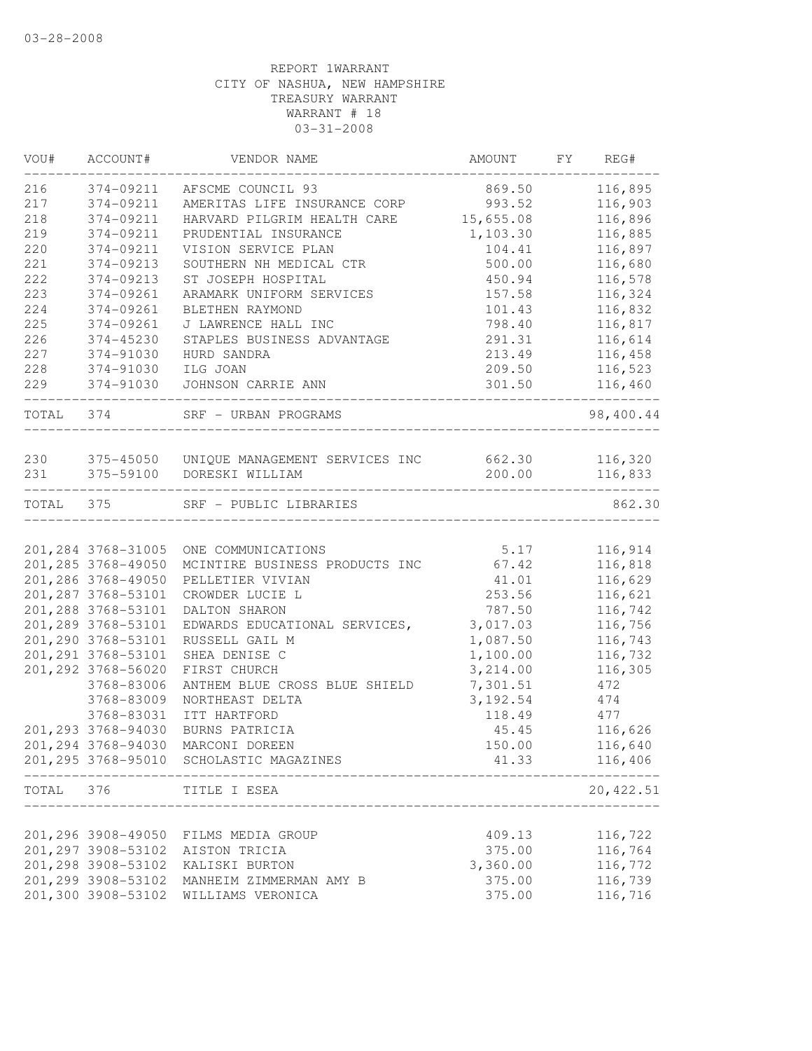03-28-2008

REPORT 1WARRANT
CITY OF NASHUA, NEW HAMPSHIRE
TREASURY WARRANT
WARRANT # 18
03-31-2008

| VOU# | ACCOUNT# | VENDOR NAME | AMOUNT | FY | REG# |
|---|---|---|---|---|---|
| 216 | 374-09211 | AFSCME COUNCIL 93 | 869.50 | | 116,895 |
| 217 | 374-09211 | AMERITAS LIFE INSURANCE CORP | 993.52 | | 116,903 |
| 218 | 374-09211 | HARVARD PILGRIM HEALTH CARE | 15,655.08 | | 116,896 |
| 219 | 374-09211 | PRUDENTIAL INSURANCE | 1,103.30 | | 116,885 |
| 220 | 374-09211 | VISION SERVICE PLAN | 104.41 | | 116,897 |
| 221 | 374-09213 | SOUTHERN NH MEDICAL CTR | 500.00 | | 116,680 |
| 222 | 374-09213 | ST JOSEPH HOSPITAL | 450.94 | | 116,578 |
| 223 | 374-09261 | ARAMARK UNIFORM SERVICES | 157.58 | | 116,324 |
| 224 | 374-09261 | BLETHEN RAYMOND | 101.43 | | 116,832 |
| 225 | 374-09261 | J LAWRENCE HALL INC | 798.40 | | 116,817 |
| 226 | 374-45230 | STAPLES BUSINESS ADVANTAGE | 291.31 | | 116,614 |
| 227 | 374-91030 | HURD SANDRA | 213.49 | | 116,458 |
| 228 | 374-91030 | ILG JOAN | 209.50 | | 116,523 |
| 229 | 374-91030 | JOHNSON CARRIE ANN | 301.50 | | 116,460 |
| TOTAL | 374 | SRF - URBAN PROGRAMS | | | 98,400.44 |
| 230 | 375-45050 | UNIQUE MANAGEMENT SERVICES INC | 662.30 | | 116,320 |
| 231 | 375-59100 | DORESKI WILLIAM | 200.00 | | 116,833 |
| TOTAL | 375 | SRF - PUBLIC LIBRARIES | | | 862.30 |
| 201,284 | 3768-31005 | ONE COMMUNICATIONS | 5.17 | | 116,914 |
| 201,285 | 3768-49050 | MCINTIRE BUSINESS PRODUCTS INC | 67.42 | | 116,818 |
| 201,286 | 3768-49050 | PELLETIER VIVIAN | 41.01 | | 116,629 |
| 201,287 | 3768-53101 | CROWDER LUCIE L | 253.56 | | 116,621 |
| 201,288 | 3768-53101 | DALTON SHARON | 787.50 | | 116,742 |
| 201,289 | 3768-53101 | EDWARDS EDUCATIONAL SERVICES, | 3,017.03 | | 116,756 |
| 201,290 | 3768-53101 | RUSSELL GAIL M | 1,087.50 | | 116,743 |
| 201,291 | 3768-53101 | SHEA DENISE C | 1,100.00 | | 116,732 |
| 201,292 | 3768-56020 | FIRST CHURCH | 3,214.00 | | 116,305 |
| | 3768-83006 | ANTHEM BLUE CROSS BLUE SHIELD | 7,301.51 | | 472 |
| | 3768-83009 | NORTHEAST DELTA | 3,192.54 | | 474 |
| | 3768-83031 | ITT HARTFORD | 118.49 | | 477 |
| 201,293 | 3768-94030 | BURNS PATRICIA | 45.45 | | 116,626 |
| 201,294 | 3768-94030 | MARCONI DOREEN | 150.00 | | 116,640 |
| 201,295 | 3768-95010 | SCHOLASTIC MAGAZINES | 41.33 | | 116,406 |
| TOTAL | 376 | TITLE I ESEA | | | 20,422.51 |
| 201,296 | 3908-49050 | FILMS MEDIA GROUP | 409.13 | | 116,722 |
| 201,297 | 3908-53102 | AISTON TRICIA | 375.00 | | 116,764 |
| 201,298 | 3908-53102 | KALISKI BURTON | 3,360.00 | | 116,772 |
| 201,299 | 3908-53102 | MANHEIM ZIMMERMAN AMY B | 375.00 | | 116,739 |
| 201,300 | 3908-53102 | WILLIAMS VERONICA | 375.00 | | 116,716 |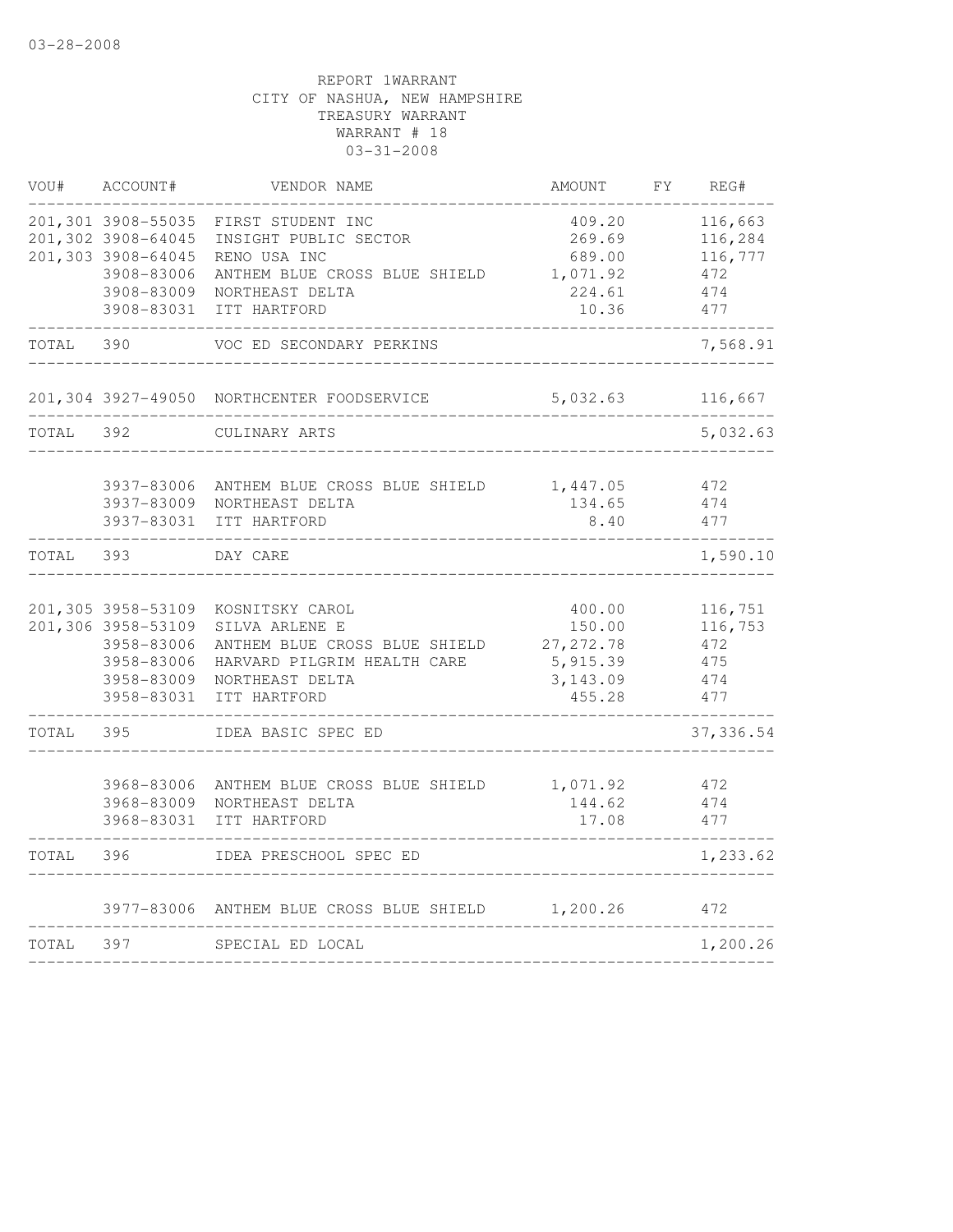03-28-2008

REPORT 1WARRANT
CITY OF NASHUA, NEW HAMPSHIRE
TREASURY WARRANT
WARRANT # 18
03-31-2008

| VOU# | ACCOUNT# | VENDOR NAME | AMOUNT | FY | REG# |
|---|---|---|---|---|---|
| 201,301 | 3908-55035 | FIRST STUDENT INC | 409.20 | | 116,663 |
| 201,302 | 3908-64045 | INSIGHT PUBLIC SECTOR | 269.69 | | 116,284 |
| 201,303 | 3908-64045 | RENO USA INC | 689.00 | | 116,777 |
| | 3908-83006 | ANTHEM BLUE CROSS BLUE SHIELD | 1,071.92 | | 472 |
| | 3908-83009 | NORTHEAST DELTA | 224.61 | | 474 |
| | 3908-83031 | ITT HARTFORD | 10.36 | | 477 |
| TOTAL | 390 | VOC ED SECONDARY PERKINS | | | 7,568.91 |
| 201,304 | 3927-49050 | NORTHCENTER FOODSERVICE | 5,032.63 | | 116,667 |
| TOTAL | 392 | CULINARY ARTS | | | 5,032.63 |
| | 3937-83006 | ANTHEM BLUE CROSS BLUE SHIELD | 1,447.05 | | 472 |
| | 3937-83009 | NORTHEAST DELTA | 134.65 | | 474 |
| | 3937-83031 | ITT HARTFORD | 8.40 | | 477 |
| TOTAL | 393 | DAY CARE | | | 1,590.10 |
| 201,305 | 3958-53109 | KOSNITSKY CAROL | 400.00 | | 116,751 |
| 201,306 | 3958-53109 | SILVA ARLENE E | 150.00 | | 116,753 |
| | 3958-83006 | ANTHEM BLUE CROSS BLUE SHIELD | 27,272.78 | | 472 |
| | 3958-83006 | HARVARD PILGRIM HEALTH CARE | 5,915.39 | | 475 |
| | 3958-83009 | NORTHEAST DELTA | 3,143.09 | | 474 |
| | 3958-83031 | ITT HARTFORD | 455.28 | | 477 |
| TOTAL | 395 | IDEA BASIC SPEC ED | | | 37,336.54 |
| | 3968-83006 | ANTHEM BLUE CROSS BLUE SHIELD | 1,071.92 | | 472 |
| | 3968-83009 | NORTHEAST DELTA | 144.62 | | 474 |
| | 3968-83031 | ITT HARTFORD | 17.08 | | 477 |
| TOTAL | 396 | IDEA PRESCHOOL SPEC ED | | | 1,233.62 |
| | 3977-83006 | ANTHEM BLUE CROSS BLUE SHIELD | 1,200.26 | | 472 |
| TOTAL | 397 | SPECIAL ED LOCAL | | | 1,200.26 |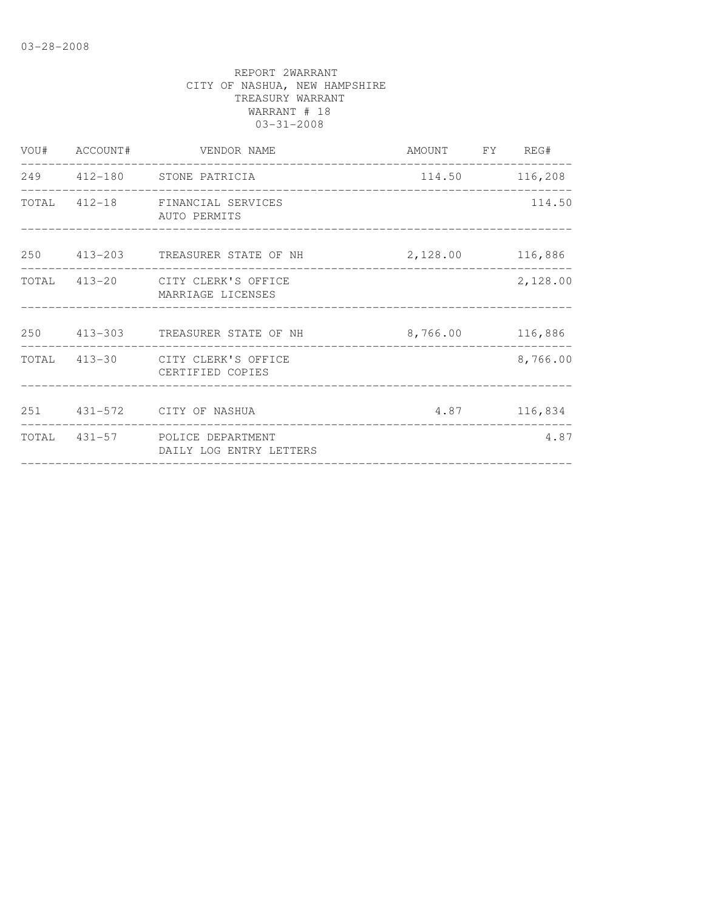REPORT 2WARRANT
CITY OF NASHUA, NEW HAMPSHIRE
TREASURY WARRANT
WARRANT # 18
03-31-2008

| VOU# | ACCOUNT# | VENDOR NAME | AMOUNT | FY | REG# |
|---|---|---|---|---|---|
| 249 | 412-180 | STONE PATRICIA | 114.50 | | 116,208 |
| TOTAL | 412-18 | FINANCIAL SERVICES AUTO PERMITS | | | 114.50 |
| 250 | 413-203 | TREASURER STATE OF NH | 2,128.00 | | 116,886 |
| TOTAL | 413-20 | CITY CLERK'S OFFICE MARRIAGE LICENSES | | | 2,128.00 |
| 250 | 413-303 | TREASURER STATE OF NH | 8,766.00 | | 116,886 |
| TOTAL | 413-30 | CITY CLERK'S OFFICE CERTIFIED COPIES | | | 8,766.00 |
| 251 | 431-572 | CITY OF NASHUA | 4.87 | | 116,834 |
| TOTAL | 431-57 | POLICE DEPARTMENT DAILY LOG ENTRY LETTERS | | | 4.87 |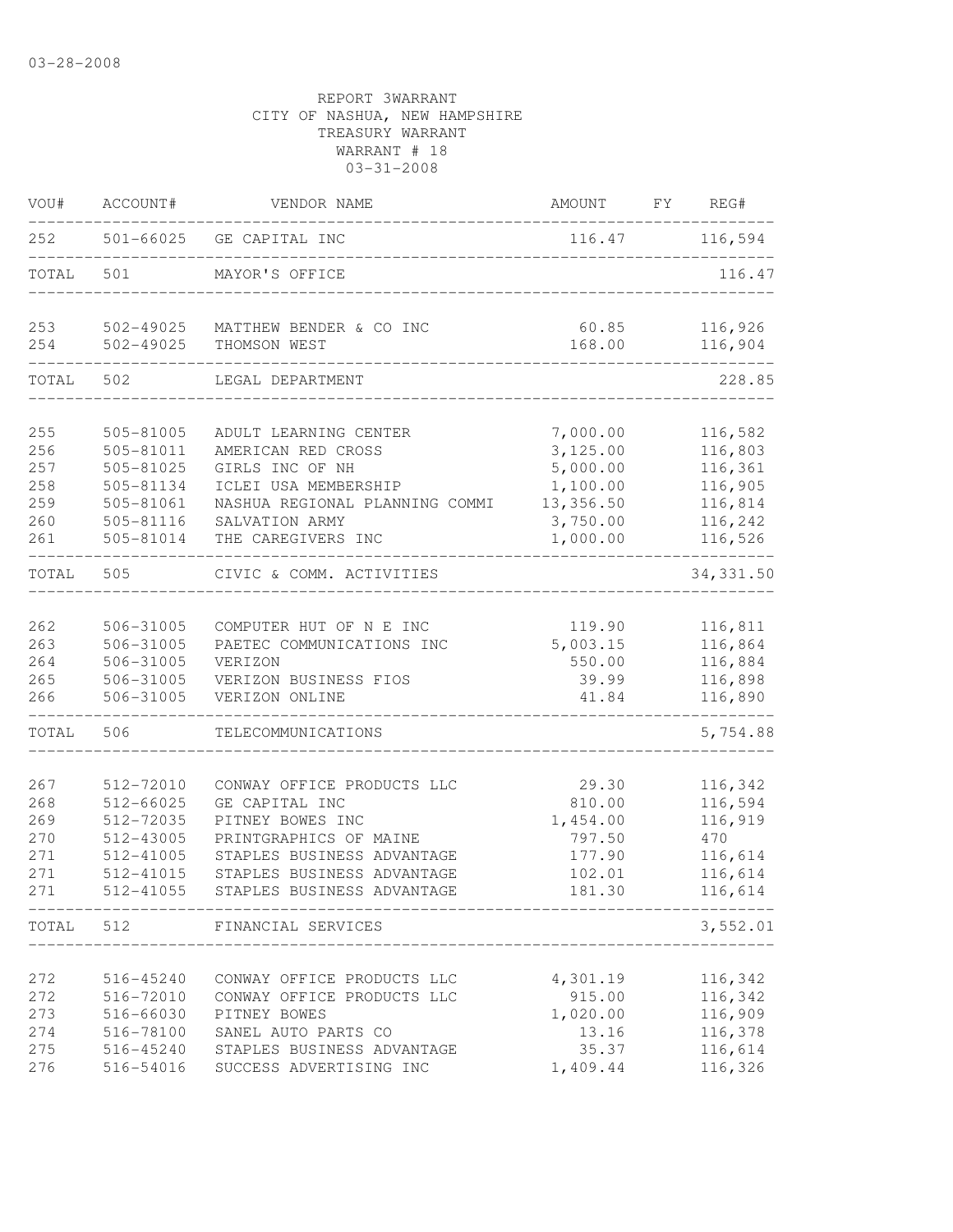03-28-2008

REPORT 3WARRANT
CITY OF NASHUA, NEW HAMPSHIRE
TREASURY WARRANT
WARRANT # 18
03-31-2008

| VOU# | ACCOUNT# | VENDOR NAME | AMOUNT | FY | REG# |
|---|---|---|---|---|---|
| 252 | 501-66025 | GE CAPITAL INC | 116.47 | | 116,594 |
| TOTAL | 501 | MAYOR'S OFFICE | | | 116.47 |
| 253 | 502-49025 | MATTHEW BENDER & CO INC | 60.85 | | 116,926 |
| 254 | 502-49025 | THOMSON WEST | 168.00 | | 116,904 |
| TOTAL | 502 | LEGAL DEPARTMENT | | | 228.85 |
| 255 | 505-81005 | ADULT LEARNING CENTER | 7,000.00 | | 116,582 |
| 256 | 505-81011 | AMERICAN RED CROSS | 3,125.00 | | 116,803 |
| 257 | 505-81025 | GIRLS INC OF NH | 5,000.00 | | 116,361 |
| 258 | 505-81134 | ICLEI USA MEMBERSHIP | 1,100.00 | | 116,905 |
| 259 | 505-81061 | NASHUA REGIONAL PLANNING COMMI | 13,356.50 | | 116,814 |
| 260 | 505-81116 | SALVATION ARMY | 3,750.00 | | 116,242 |
| 261 | 505-81014 | THE CAREGIVERS INC | 1,000.00 | | 116,526 |
| TOTAL | 505 | CIVIC & COMM. ACTIVITIES | | | 34,331.50 |
| 262 | 506-31005 | COMPUTER HUT OF N E INC | 119.90 | | 116,811 |
| 263 | 506-31005 | PAETEC COMMUNICATIONS INC | 5,003.15 | | 116,864 |
| 264 | 506-31005 | VERIZON | 550.00 | | 116,884 |
| 265 | 506-31005 | VERIZON BUSINESS FIOS | 39.99 | | 116,898 |
| 266 | 506-31005 | VERIZON ONLINE | 41.84 | | 116,890 |
| TOTAL | 506 | TELECOMMUNICATIONS | | | 5,754.88 |
| 267 | 512-72010 | CONWAY OFFICE PRODUCTS LLC | 29.30 | | 116,342 |
| 268 | 512-66025 | GE CAPITAL INC | 810.00 | | 116,594 |
| 269 | 512-72035 | PITNEY BOWES INC | 1,454.00 | | 116,919 |
| 270 | 512-43005 | PRINTGRAPHICS OF MAINE | 797.50 | | 470 |
| 271 | 512-41005 | STAPLES BUSINESS ADVANTAGE | 177.90 | | 116,614 |
| 271 | 512-41015 | STAPLES BUSINESS ADVANTAGE | 102.01 | | 116,614 |
| 271 | 512-41055 | STAPLES BUSINESS ADVANTAGE | 181.30 | | 116,614 |
| TOTAL | 512 | FINANCIAL SERVICES | | | 3,552.01 |
| 272 | 516-45240 | CONWAY OFFICE PRODUCTS LLC | 4,301.19 | | 116,342 |
| 272 | 516-72010 | CONWAY OFFICE PRODUCTS LLC | 915.00 | | 116,342 |
| 273 | 516-66030 | PITNEY BOWES | 1,020.00 | | 116,909 |
| 274 | 516-78100 | SANEL AUTO PARTS CO | 13.16 | | 116,378 |
| 275 | 516-45240 | STAPLES BUSINESS ADVANTAGE | 35.37 | | 116,614 |
| 276 | 516-54016 | SUCCESS ADVERTISING INC | 1,409.44 | | 116,326 |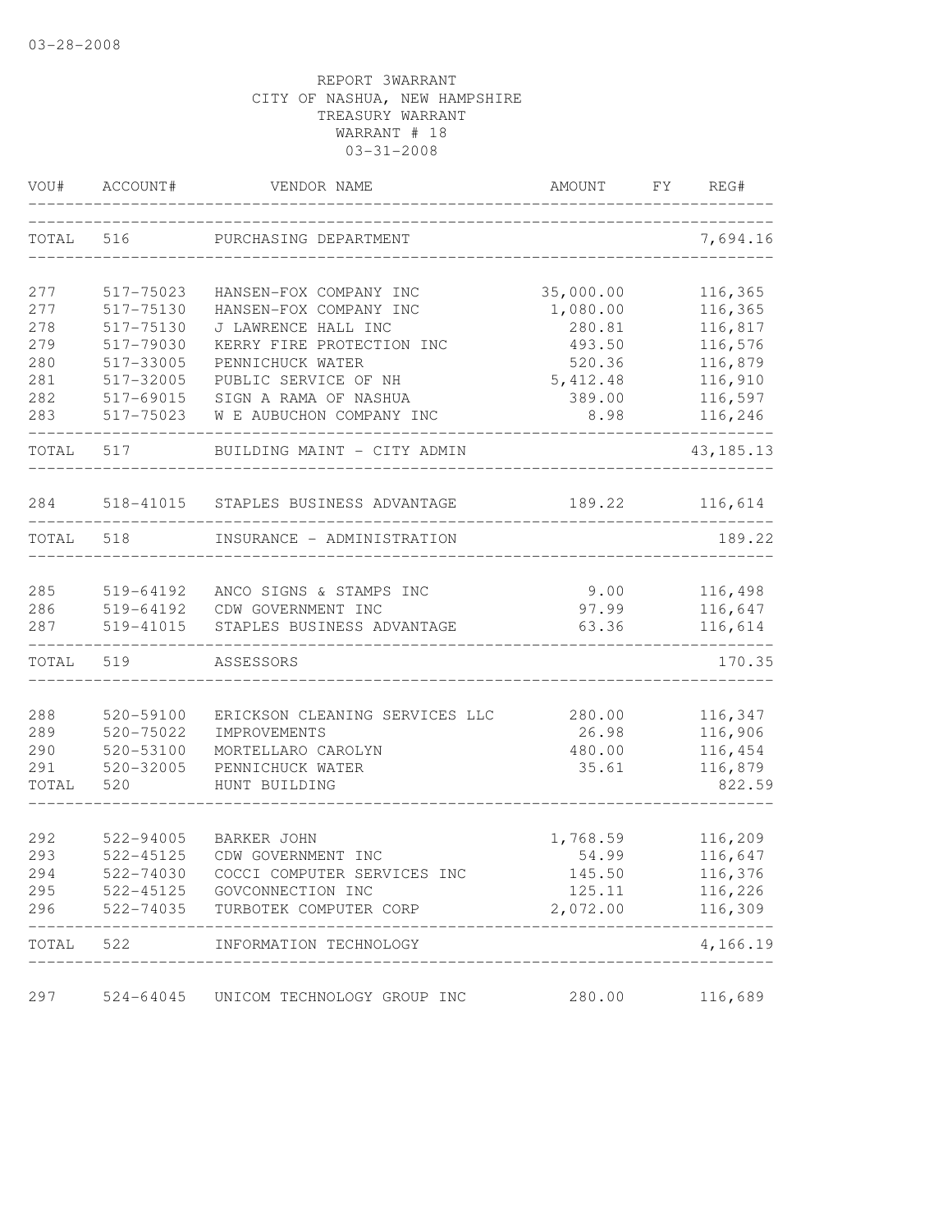03-28-2008

REPORT 3WARRANT
CITY OF NASHUA, NEW HAMPSHIRE
TREASURY WARRANT
WARRANT # 18
03-31-2008

| VOU# | ACCOUNT# | VENDOR NAME | AMOUNT | FY | REG# |
|---|---|---|---|---|---|
| TOTAL | 516 | PURCHASING DEPARTMENT | | | 7,694.16 |
| 277 | 517-75023 | HANSEN-FOX COMPANY INC | 35,000.00 | | 116,365 |
| 277 | 517-75130 | HANSEN-FOX COMPANY INC | 1,080.00 | | 116,365 |
| 278 | 517-75130 | J LAWRENCE HALL INC | 280.81 | | 116,817 |
| 279 | 517-79030 | KERRY FIRE PROTECTION INC | 493.50 | | 116,576 |
| 280 | 517-33005 | PENNICHUCK WATER | 520.36 | | 116,879 |
| 281 | 517-32005 | PUBLIC SERVICE OF NH | 5,412.48 | | 116,910 |
| 282 | 517-69015 | SIGN A RAMA OF NASHUA | 389.00 | | 116,597 |
| 283 | 517-75023 | W E AUBUCHON COMPANY INC | 8.98 | | 116,246 |
| TOTAL | 517 | BUILDING MAINT - CITY ADMIN | | | 43,185.13 |
| 284 | 518-41015 | STAPLES BUSINESS ADVANTAGE | 189.22 | | 116,614 |
| TOTAL | 518 | INSURANCE - ADMINISTRATION | | | 189.22 |
| 285 | 519-64192 | ANCO SIGNS & STAMPS INC | 9.00 | | 116,498 |
| 286 | 519-64192 | CDW GOVERNMENT INC | 97.99 | | 116,647 |
| 287 | 519-41015 | STAPLES BUSINESS ADVANTAGE | 63.36 | | 116,614 |
| TOTAL | 519 | ASSESSORS | | | 170.35 |
| 288 | 520-59100 | ERICKSON CLEANING SERVICES LLC | 280.00 | | 116,347 |
| 289 | 520-75022 | IMPROVEMENTS | 26.98 | | 116,906 |
| 290 | 520-53100 | MORTELLARO CAROLYN | 480.00 | | 116,454 |
| 291 | 520-32005 | PENNICHUCK WATER | 35.61 | | 116,879 |
| TOTAL | 520 | HUNT BUILDING | | | 822.59 |
| 292 | 522-94005 | BARKER JOHN | 1,768.59 | | 116,209 |
| 293 | 522-45125 | CDW GOVERNMENT INC | 54.99 | | 116,647 |
| 294 | 522-74030 | COCCI COMPUTER SERVICES INC | 145.50 | | 116,376 |
| 295 | 522-45125 | GOVCONNECTION INC | 125.11 | | 116,226 |
| 296 | 522-74035 | TURBOTEK COMPUTER CORP | 2,072.00 | | 116,309 |
| TOTAL | 522 | INFORMATION TECHNOLOGY | | | 4,166.19 |
| 297 | 524-64045 | UNICOM TECHNOLOGY GROUP INC | 280.00 | | 116,689 |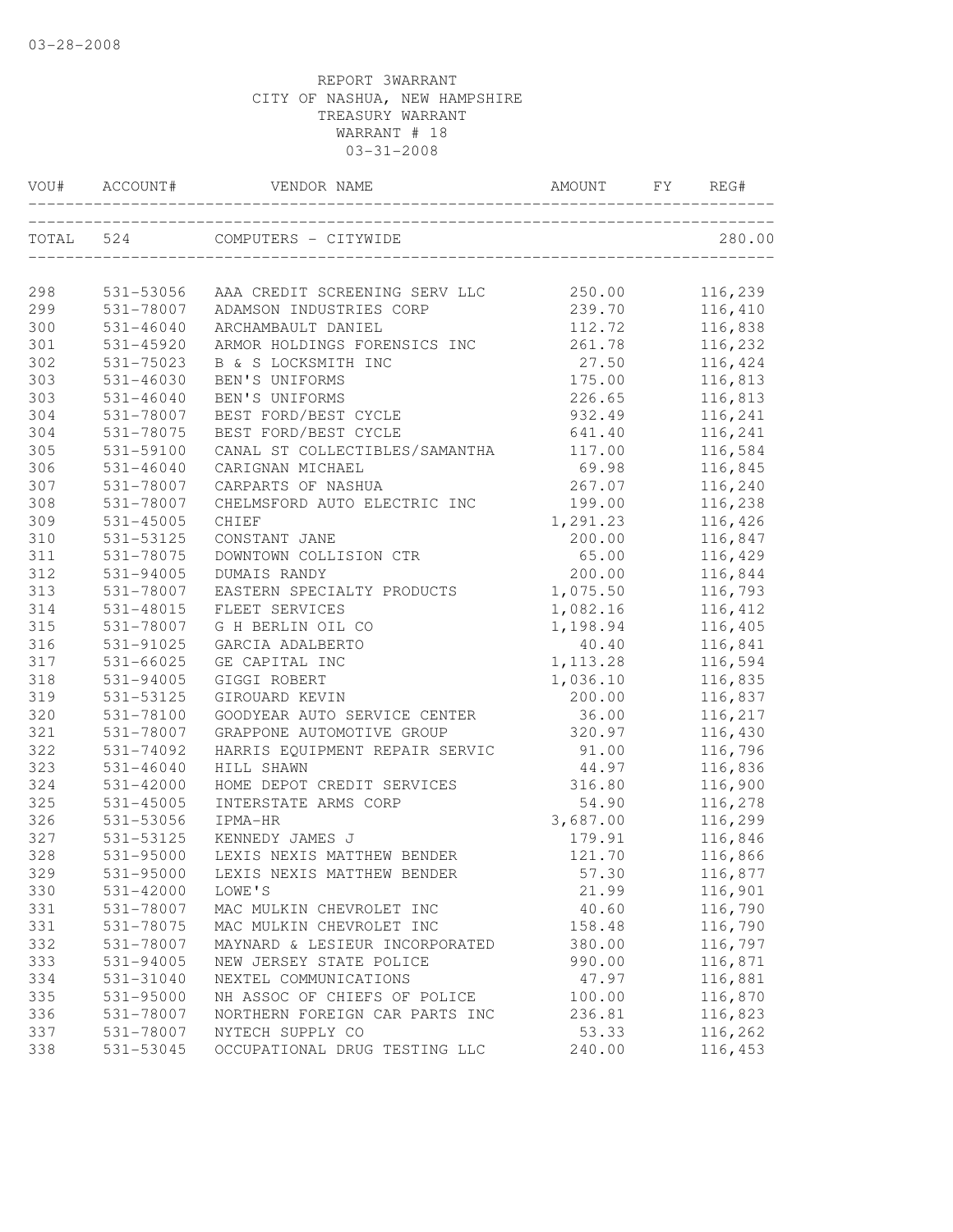03-28-2008

REPORT 3WARRANT
CITY OF NASHUA, NEW HAMPSHIRE
TREASURY WARRANT
WARRANT # 18
03-31-2008

| VOU# | ACCOUNT# | VENDOR NAME | AMOUNT | FY | REG# |
|---|---|---|---|---|---|
| TOTAL | 524 | COMPUTERS - CITYWIDE | | | 280.00 |
| 298 | 531-53056 | AAA CREDIT SCREENING SERV LLC | 250.00 | | 116,239 |
| 299 | 531-78007 | ADAMSON INDUSTRIES CORP | 239.70 | | 116,410 |
| 300 | 531-46040 | ARCHAMBAULT DANIEL | 112.72 | | 116,838 |
| 301 | 531-45920 | ARMOR HOLDINGS FORENSICS INC | 261.78 | | 116,232 |
| 302 | 531-75023 | B & S LOCKSMITH INC | 27.50 | | 116,424 |
| 303 | 531-46030 | BEN'S UNIFORMS | 175.00 | | 116,813 |
| 303 | 531-46040 | BEN'S UNIFORMS | 226.65 | | 116,813 |
| 304 | 531-78007 | BEST FORD/BEST CYCLE | 932.49 | | 116,241 |
| 304 | 531-78075 | BEST FORD/BEST CYCLE | 641.40 | | 116,241 |
| 305 | 531-59100 | CANAL ST COLLECTIBLES/SAMANTHA | 117.00 | | 116,584 |
| 306 | 531-46040 | CARIGNAN MICHAEL | 69.98 | | 116,845 |
| 307 | 531-78007 | CARPARTS OF NASHUA | 267.07 | | 116,240 |
| 308 | 531-78007 | CHELMSFORD AUTO ELECTRIC INC | 199.00 | | 116,238 |
| 309 | 531-45005 | CHIEF | 1,291.23 | | 116,426 |
| 310 | 531-53125 | CONSTANT JANE | 200.00 | | 116,847 |
| 311 | 531-78075 | DOWNTOWN COLLISION CTR | 65.00 | | 116,429 |
| 312 | 531-94005 | DUMAIS RANDY | 200.00 | | 116,844 |
| 313 | 531-78007 | EASTERN SPECIALTY PRODUCTS | 1,075.50 | | 116,793 |
| 314 | 531-48015 | FLEET SERVICES | 1,082.16 | | 116,412 |
| 315 | 531-78007 | G H BERLIN OIL CO | 1,198.94 | | 116,405 |
| 316 | 531-91025 | GARCIA ADALBERTO | 40.40 | | 116,841 |
| 317 | 531-66025 | GE CAPITAL INC | 1,113.28 | | 116,594 |
| 318 | 531-94005 | GIGGI ROBERT | 1,036.10 | | 116,835 |
| 319 | 531-53125 | GIROUARD KEVIN | 200.00 | | 116,837 |
| 320 | 531-78100 | GOODYEAR AUTO SERVICE CENTER | 36.00 | | 116,217 |
| 321 | 531-78007 | GRAPPONE AUTOMOTIVE GROUP | 320.97 | | 116,430 |
| 322 | 531-74092 | HARRIS EQUIPMENT REPAIR SERVIC | 91.00 | | 116,796 |
| 323 | 531-46040 | HILL SHAWN | 44.97 | | 116,836 |
| 324 | 531-42000 | HOME DEPOT CREDIT SERVICES | 316.80 | | 116,900 |
| 325 | 531-45005 | INTERSTATE ARMS CORP | 54.90 | | 116,278 |
| 326 | 531-53056 | IPMA-HR | 3,687.00 | | 116,299 |
| 327 | 531-53125 | KENNEDY JAMES J | 179.91 | | 116,846 |
| 328 | 531-95000 | LEXIS NEXIS MATTHEW BENDER | 121.70 | | 116,866 |
| 329 | 531-95000 | LEXIS NEXIS MATTHEW BENDER | 57.30 | | 116,877 |
| 330 | 531-42000 | LOWE'S | 21.99 | | 116,901 |
| 331 | 531-78007 | MAC MULKIN CHEVROLET INC | 40.60 | | 116,790 |
| 331 | 531-78075 | MAC MULKIN CHEVROLET INC | 158.48 | | 116,790 |
| 332 | 531-78007 | MAYNARD & LESIEUR INCORPORATED | 380.00 | | 116,797 |
| 333 | 531-94005 | NEW JERSEY STATE POLICE | 990.00 | | 116,871 |
| 334 | 531-31040 | NEXTEL COMMUNICATIONS | 47.97 | | 116,881 |
| 335 | 531-95000 | NH ASSOC OF CHIEFS OF POLICE | 100.00 | | 116,870 |
| 336 | 531-78007 | NORTHERN FOREIGN CAR PARTS INC | 236.81 | | 116,823 |
| 337 | 531-78007 | NYTECH SUPPLY CO | 53.33 | | 116,262 |
| 338 | 531-53045 | OCCUPATIONAL DRUG TESTING LLC | 240.00 | | 116,453 |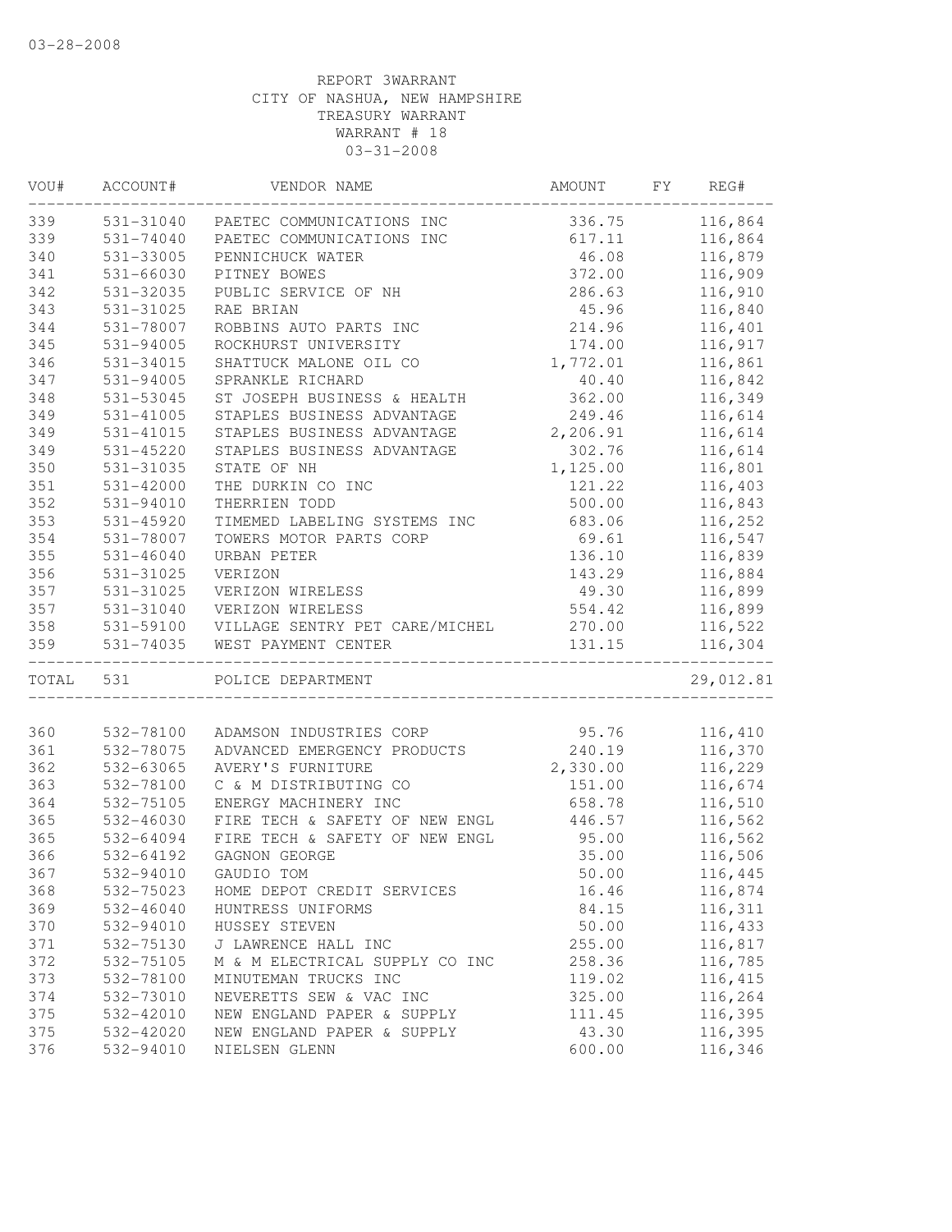03-28-2008

REPORT 3WARRANT
CITY OF NASHUA, NEW HAMPSHIRE
TREASURY WARRANT
WARRANT # 18
03-31-2008

| VOU# | ACCOUNT# | VENDOR NAME | AMOUNT | FY | REG# |
|---|---|---|---|---|---|
| 339 | 531-31040 | PAETEC COMMUNICATIONS INC | 336.75 | | 116,864 |
| 339 | 531-74040 | PAETEC COMMUNICATIONS INC | 617.11 | | 116,864 |
| 340 | 531-33005 | PENNICHUCK WATER | 46.08 | | 116,879 |
| 341 | 531-66030 | PITNEY BOWES | 372.00 | | 116,909 |
| 342 | 531-32035 | PUBLIC SERVICE OF NH | 286.63 | | 116,910 |
| 343 | 531-31025 | RAE BRIAN | 45.96 | | 116,840 |
| 344 | 531-78007 | ROBBINS AUTO PARTS INC | 214.96 | | 116,401 |
| 345 | 531-94005 | ROCKHURST UNIVERSITY | 174.00 | | 116,917 |
| 346 | 531-34015 | SHATTUCK MALONE OIL CO | 1,772.01 | | 116,861 |
| 347 | 531-94005 | SPRANKLE RICHARD | 40.40 | | 116,842 |
| 348 | 531-53045 | ST JOSEPH BUSINESS & HEALTH | 362.00 | | 116,349 |
| 349 | 531-41005 | STAPLES BUSINESS ADVANTAGE | 249.46 | | 116,614 |
| 349 | 531-41015 | STAPLES BUSINESS ADVANTAGE | 2,206.91 | | 116,614 |
| 349 | 531-45220 | STAPLES BUSINESS ADVANTAGE | 302.76 | | 116,614 |
| 350 | 531-31035 | STATE OF NH | 1,125.00 | | 116,801 |
| 351 | 531-42000 | THE DURKIN CO INC | 121.22 | | 116,403 |
| 352 | 531-94010 | THERRIEN TODD | 500.00 | | 116,843 |
| 353 | 531-45920 | TIMEMED LABELING SYSTEMS INC | 683.06 | | 116,252 |
| 354 | 531-78007 | TOWERS MOTOR PARTS CORP | 69.61 | | 116,547 |
| 355 | 531-46040 | URBAN PETER | 136.10 | | 116,839 |
| 356 | 531-31025 | VERIZON | 143.29 | | 116,884 |
| 357 | 531-31025 | VERIZON WIRELESS | 49.30 | | 116,899 |
| 357 | 531-31040 | VERIZON WIRELESS | 554.42 | | 116,899 |
| 358 | 531-59100 | VILLAGE SENTRY PET CARE/MICHEL | 270.00 | | 116,522 |
| 359 | 531-74035 | WEST PAYMENT CENTER | 131.15 | | 116,304 |
| TOTAL | 531 | POLICE DEPARTMENT | | | 29,012.81 |
| 360 | 532-78100 | ADAMSON INDUSTRIES CORP | 95.76 | | 116,410 |
| 361 | 532-78075 | ADVANCED EMERGENCY PRODUCTS | 240.19 | | 116,370 |
| 362 | 532-63065 | AVERY'S FURNITURE | 2,330.00 | | 116,229 |
| 363 | 532-78100 | C & M DISTRIBUTING CO | 151.00 | | 116,674 |
| 364 | 532-75105 | ENERGY MACHINERY INC | 658.78 | | 116,510 |
| 365 | 532-46030 | FIRE TECH & SAFETY OF NEW ENGL | 446.57 | | 116,562 |
| 365 | 532-64094 | FIRE TECH & SAFETY OF NEW ENGL | 95.00 | | 116,562 |
| 366 | 532-64192 | GAGNON GEORGE | 35.00 | | 116,506 |
| 367 | 532-94010 | GAUDIO TOM | 50.00 | | 116,445 |
| 368 | 532-75023 | HOME DEPOT CREDIT SERVICES | 16.46 | | 116,874 |
| 369 | 532-46040 | HUNTRESS UNIFORMS | 84.15 | | 116,311 |
| 370 | 532-94010 | HUSSEY STEVEN | 50.00 | | 116,433 |
| 371 | 532-75130 | J LAWRENCE HALL INC | 255.00 | | 116,817 |
| 372 | 532-75105 | M & M ELECTRICAL SUPPLY CO INC | 258.36 | | 116,785 |
| 373 | 532-78100 | MINUTEMAN TRUCKS INC | 119.02 | | 116,415 |
| 374 | 532-73010 | NEVERETTS SEW & VAC INC | 325.00 | | 116,264 |
| 375 | 532-42010 | NEW ENGLAND PAPER & SUPPLY | 111.45 | | 116,395 |
| 375 | 532-42020 | NEW ENGLAND PAPER & SUPPLY | 43.30 | | 116,395 |
| 376 | 532-94010 | NIELSEN GLENN | 600.00 | | 116,346 |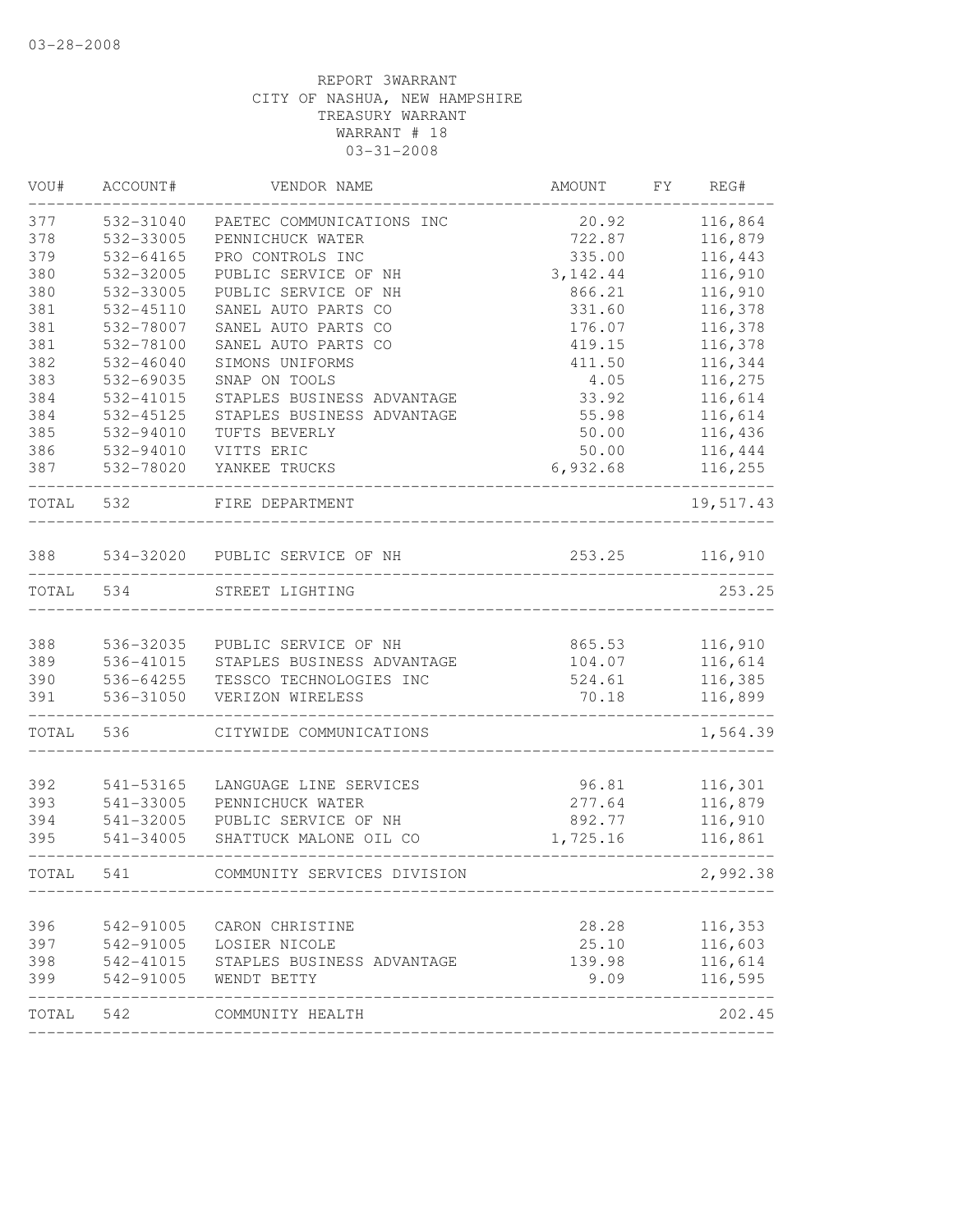03-28-2008

REPORT 3WARRANT
CITY OF NASHUA, NEW HAMPSHIRE
TREASURY WARRANT
WARRANT # 18
03-31-2008

| VOU# | ACCOUNT# | VENDOR NAME | AMOUNT | FY | REG# |
|---|---|---|---|---|---|
| 377 | 532-31040 | PAETEC COMMUNICATIONS INC | 20.92 | | 116,864 |
| 378 | 532-33005 | PENNICHUCK WATER | 722.87 | | 116,879 |
| 379 | 532-64165 | PRO CONTROLS INC | 335.00 | | 116,443 |
| 380 | 532-32005 | PUBLIC SERVICE OF NH | 3,142.44 | | 116,910 |
| 380 | 532-33005 | PUBLIC SERVICE OF NH | 866.21 | | 116,910 |
| 381 | 532-45110 | SANEL AUTO PARTS CO | 331.60 | | 116,378 |
| 381 | 532-78007 | SANEL AUTO PARTS CO | 176.07 | | 116,378 |
| 381 | 532-78100 | SANEL AUTO PARTS CO | 419.15 | | 116,378 |
| 382 | 532-46040 | SIMONS UNIFORMS | 411.50 | | 116,344 |
| 383 | 532-69035 | SNAP ON TOOLS | 4.05 | | 116,275 |
| 384 | 532-41015 | STAPLES BUSINESS ADVANTAGE | 33.92 | | 116,614 |
| 384 | 532-45125 | STAPLES BUSINESS ADVANTAGE | 55.98 | | 116,614 |
| 385 | 532-94010 | TUFTS BEVERLY | 50.00 | | 116,436 |
| 386 | 532-94010 | VITTS ERIC | 50.00 | | 116,444 |
| 387 | 532-78020 | YANKEE TRUCKS | 6,932.68 | | 116,255 |
| TOTAL | 532 | FIRE DEPARTMENT | | | 19,517.43 |
| 388 | 534-32020 | PUBLIC SERVICE OF NH | 253.25 | | 116,910 |
| TOTAL | 534 | STREET LIGHTING | | | 253.25 |
| 388 | 536-32035 | PUBLIC SERVICE OF NH | 865.53 | | 116,910 |
| 389 | 536-41015 | STAPLES BUSINESS ADVANTAGE | 104.07 | | 116,614 |
| 390 | 536-64255 | TESSCO TECHNOLOGIES INC | 524.61 | | 116,385 |
| 391 | 536-31050 | VERIZON WIRELESS | 70.18 | | 116,899 |
| TOTAL | 536 | CITYWIDE COMMUNICATIONS | | | 1,564.39 |
| 392 | 541-53165 | LANGUAGE LINE SERVICES | 96.81 | | 116,301 |
| 393 | 541-33005 | PENNICHUCK WATER | 277.64 | | 116,879 |
| 394 | 541-32005 | PUBLIC SERVICE OF NH | 892.77 | | 116,910 |
| 395 | 541-34005 | SHATTUCK MALONE OIL CO | 1,725.16 | | 116,861 |
| TOTAL | 541 | COMMUNITY SERVICES DIVISION | | | 2,992.38 |
| 396 | 542-91005 | CARON CHRISTINE | 28.28 | | 116,353 |
| 397 | 542-91005 | LOSIER NICOLE | 25.10 | | 116,603 |
| 398 | 542-41015 | STAPLES BUSINESS ADVANTAGE | 139.98 | | 116,614 |
| 399 | 542-91005 | WENDT BETTY | 9.09 | | 116,595 |
| TOTAL | 542 | COMMUNITY HEALTH | | | 202.45 |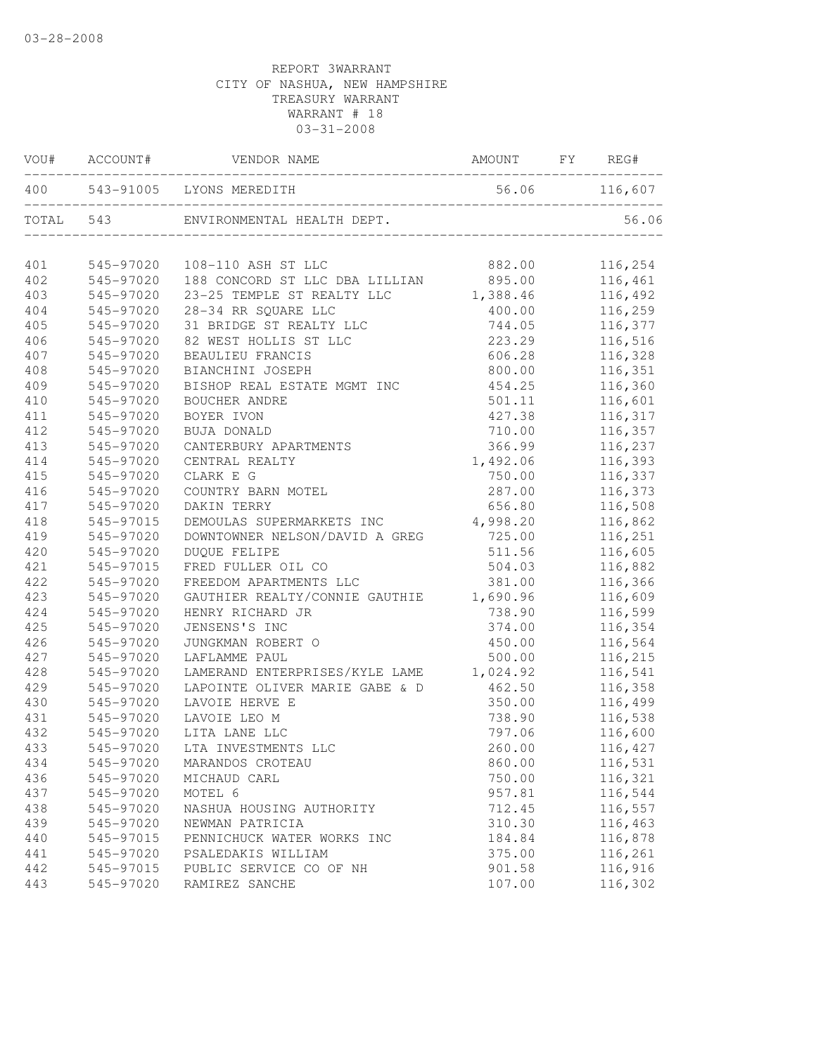03-28-2008

REPORT 3WARRANT
CITY OF NASHUA, NEW HAMPSHIRE
TREASURY WARRANT
WARRANT # 18
03-31-2008

| VOU# | ACCOUNT# | VENDOR NAME | AMOUNT | FY | REG# |
|---|---|---|---|---|---|
| 400 | 543-91005 | LYONS MEREDITH | 56.06 | | 116,607 |
| TOTAL | 543 | ENVIRONMENTAL HEALTH DEPT. | | | 56.06 |
| 401 | 545-97020 | 108-110 ASH ST LLC | 882.00 | | 116,254 |
| 402 | 545-97020 | 188 CONCORD ST LLC DBA LILLIAN | 895.00 | | 116,461 |
| 403 | 545-97020 | 23-25 TEMPLE ST REALTY LLC | 1,388.46 | | 116,492 |
| 404 | 545-97020 | 28-34 RR SQUARE LLC | 400.00 | | 116,259 |
| 405 | 545-97020 | 31 BRIDGE ST REALTY LLC | 744.05 | | 116,377 |
| 406 | 545-97020 | 82 WEST HOLLIS ST LLC | 223.29 | | 116,516 |
| 407 | 545-97020 | BEAULIEU FRANCIS | 606.28 | | 116,328 |
| 408 | 545-97020 | BIANCHINI JOSEPH | 800.00 | | 116,351 |
| 409 | 545-97020 | BISHOP REAL ESTATE MGMT INC | 454.25 | | 116,360 |
| 410 | 545-97020 | BOUCHER ANDRE | 501.11 | | 116,601 |
| 411 | 545-97020 | BOYER IVON | 427.38 | | 116,317 |
| 412 | 545-97020 | BUJA DONALD | 710.00 | | 116,357 |
| 413 | 545-97020 | CANTERBURY APARTMENTS | 366.99 | | 116,237 |
| 414 | 545-97020 | CENTRAL REALTY | 1,492.06 | | 116,393 |
| 415 | 545-97020 | CLARK E G | 750.00 | | 116,337 |
| 416 | 545-97020 | COUNTRY BARN MOTEL | 287.00 | | 116,373 |
| 417 | 545-97020 | DAKIN TERRY | 656.80 | | 116,508 |
| 418 | 545-97015 | DEMOULAS SUPERMARKETS INC | 4,998.20 | | 116,862 |
| 419 | 545-97020 | DOWNTOWNER NELSON/DAVID A GREG | 725.00 | | 116,251 |
| 420 | 545-97020 | DUQUE FELIPE | 511.56 | | 116,605 |
| 421 | 545-97015 | FRED FULLER OIL CO | 504.03 | | 116,882 |
| 422 | 545-97020 | FREEDOM APARTMENTS LLC | 381.00 | | 116,366 |
| 423 | 545-97020 | GAUTHIER REALTY/CONNIE GAUTHIE | 1,690.96 | | 116,609 |
| 424 | 545-97020 | HENRY RICHARD JR | 738.90 | | 116,599 |
| 425 | 545-97020 | JENSENS'S INC | 374.00 | | 116,354 |
| 426 | 545-97020 | JUNGKMAN ROBERT O | 450.00 | | 116,564 |
| 427 | 545-97020 | LAFLAMME PAUL | 500.00 | | 116,215 |
| 428 | 545-97020 | LAMERAND ENTERPRISES/KYLE LAME | 1,024.92 | | 116,541 |
| 429 | 545-97020 | LAPOINTE OLIVER MARIE GABE & D | 462.50 | | 116,358 |
| 430 | 545-97020 | LAVOIE HERVE E | 350.00 | | 116,499 |
| 431 | 545-97020 | LAVOIE LEO M | 738.90 | | 116,538 |
| 432 | 545-97020 | LITA LANE LLC | 797.06 | | 116,600 |
| 433 | 545-97020 | LTA INVESTMENTS LLC | 260.00 | | 116,427 |
| 434 | 545-97020 | MARANDOS CROTEAU | 860.00 | | 116,531 |
| 436 | 545-97020 | MICHAUD CARL | 750.00 | | 116,321 |
| 437 | 545-97020 | MOTEL 6 | 957.81 | | 116,544 |
| 438 | 545-97020 | NASHUA HOUSING AUTHORITY | 712.45 | | 116,557 |
| 439 | 545-97020 | NEWMAN PATRICIA | 310.30 | | 116,463 |
| 440 | 545-97015 | PENNICHUCK WATER WORKS INC | 184.84 | | 116,878 |
| 441 | 545-97020 | PSALEDAKIS WILLIAM | 375.00 | | 116,261 |
| 442 | 545-97015 | PUBLIC SERVICE CO OF NH | 901.58 | | 116,916 |
| 443 | 545-97020 | RAMIREZ SANCHE | 107.00 | | 116,302 |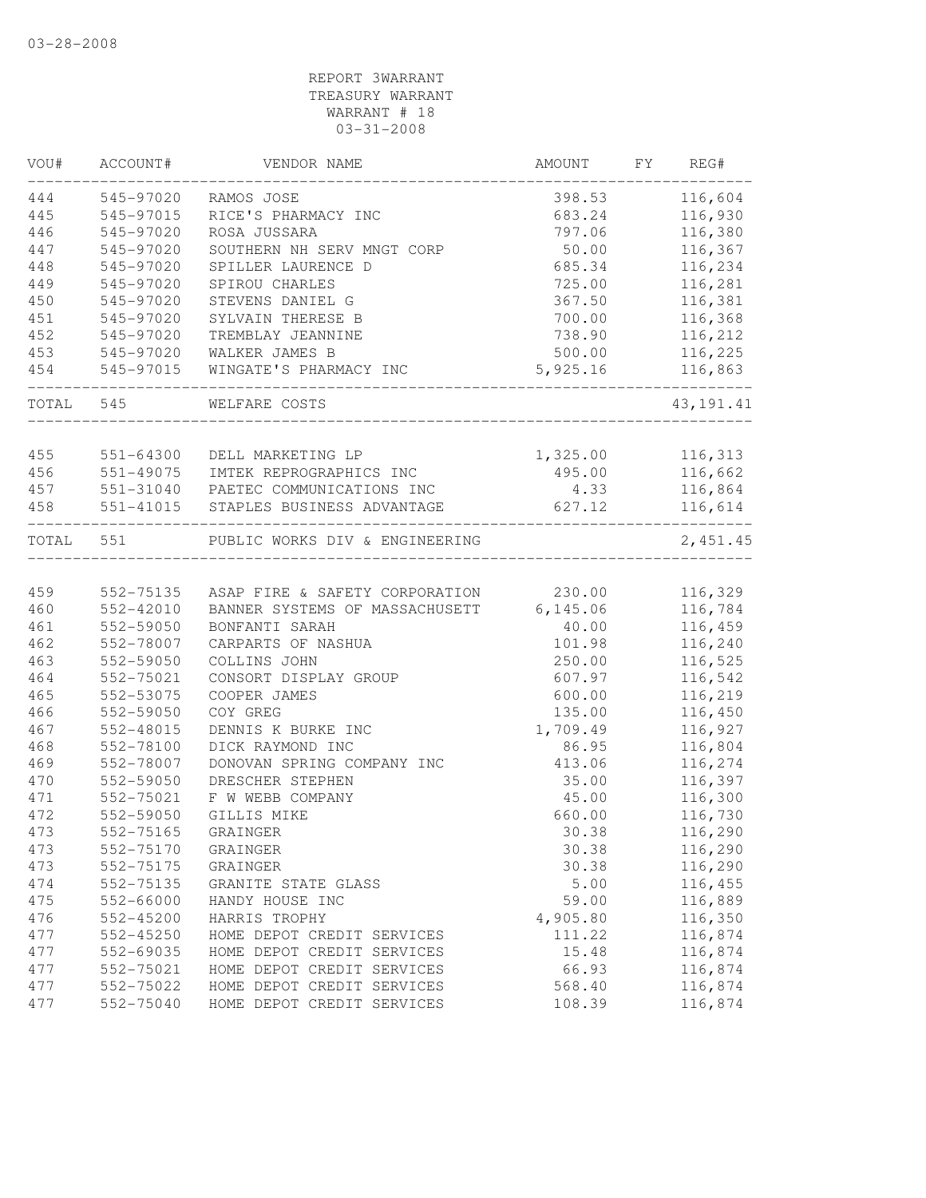03-28-2008

REPORT 3WARRANT
TREASURY WARRANT
WARRANT # 18
03-31-2008

| VOU# | ACCOUNT# | VENDOR NAME | AMOUNT | FY | REG# |
|---|---|---|---|---|---|
| 444 | 545-97020 | RAMOS JOSE | 398.53 | | 116,604 |
| 445 | 545-97015 | RICE'S PHARMACY INC | 683.24 | | 116,930 |
| 446 | 545-97020 | ROSA JUSSARA | 797.06 | | 116,380 |
| 447 | 545-97020 | SOUTHERN NH SERV MNGT CORP | 50.00 | | 116,367 |
| 448 | 545-97020 | SPILLER LAURENCE D | 685.34 | | 116,234 |
| 449 | 545-97020 | SPIROU CHARLES | 725.00 | | 116,281 |
| 450 | 545-97020 | STEVENS DANIEL G | 367.50 | | 116,381 |
| 451 | 545-97020 | SYLVAIN THERESE B | 700.00 | | 116,368 |
| 452 | 545-97020 | TREMBLAY JEANNINE | 738.90 | | 116,212 |
| 453 | 545-97020 | WALKER JAMES B | 500.00 | | 116,225 |
| 454 | 545-97015 | WINGATE'S PHARMACY INC | 5,925.16 | | 116,863 |
| TOTAL | 545 | WELFARE COSTS | | | 43,191.41 |
| 455 | 551-64300 | DELL MARKETING LP | 1,325.00 | | 116,313 |
| 456 | 551-49075 | IMTEK REPROGRAPHICS INC | 495.00 | | 116,662 |
| 457 | 551-31040 | PAETEC COMMUNICATIONS INC | 4.33 | | 116,864 |
| 458 | 551-41015 | STAPLES BUSINESS ADVANTAGE | 627.12 | | 116,614 |
| TOTAL | 551 | PUBLIC WORKS DIV & ENGINEERING | | | 2,451.45 |
| 459 | 552-75135 | ASAP FIRE & SAFETY CORPORATION | 230.00 | | 116,329 |
| 460 | 552-42010 | BANNER SYSTEMS OF MASSACHUSETT | 6,145.06 | | 116,784 |
| 461 | 552-59050 | BONFANTI SARAH | 40.00 | | 116,459 |
| 462 | 552-78007 | CARPARTS OF NASHUA | 101.98 | | 116,240 |
| 463 | 552-59050 | COLLINS JOHN | 250.00 | | 116,525 |
| 464 | 552-75021 | CONSORT DISPLAY GROUP | 607.97 | | 116,542 |
| 465 | 552-53075 | COOPER JAMES | 600.00 | | 116,219 |
| 466 | 552-59050 | COY GREG | 135.00 | | 116,450 |
| 467 | 552-48015 | DENNIS K BURKE INC | 1,709.49 | | 116,927 |
| 468 | 552-78100 | DICK RAYMOND INC | 86.95 | | 116,804 |
| 469 | 552-78007 | DONOVAN SPRING COMPANY INC | 413.06 | | 116,274 |
| 470 | 552-59050 | DRESCHER STEPHEN | 35.00 | | 116,397 |
| 471 | 552-75021 | F W WEBB COMPANY | 45.00 | | 116,300 |
| 472 | 552-59050 | GILLIS MIKE | 660.00 | | 116,730 |
| 473 | 552-75165 | GRAINGER | 30.38 | | 116,290 |
| 473 | 552-75170 | GRAINGER | 30.38 | | 116,290 |
| 473 | 552-75175 | GRAINGER | 30.38 | | 116,290 |
| 474 | 552-75135 | GRANITE STATE GLASS | 5.00 | | 116,455 |
| 475 | 552-66000 | HANDY HOUSE INC | 59.00 | | 116,889 |
| 476 | 552-45200 | HARRIS TROPHY | 4,905.80 | | 116,350 |
| 477 | 552-45250 | HOME DEPOT CREDIT SERVICES | 111.22 | | 116,874 |
| 477 | 552-69035 | HOME DEPOT CREDIT SERVICES | 15.48 | | 116,874 |
| 477 | 552-75021 | HOME DEPOT CREDIT SERVICES | 66.93 | | 116,874 |
| 477 | 552-75022 | HOME DEPOT CREDIT SERVICES | 568.40 | | 116,874 |
| 477 | 552-75040 | HOME DEPOT CREDIT SERVICES | 108.39 | | 116,874 |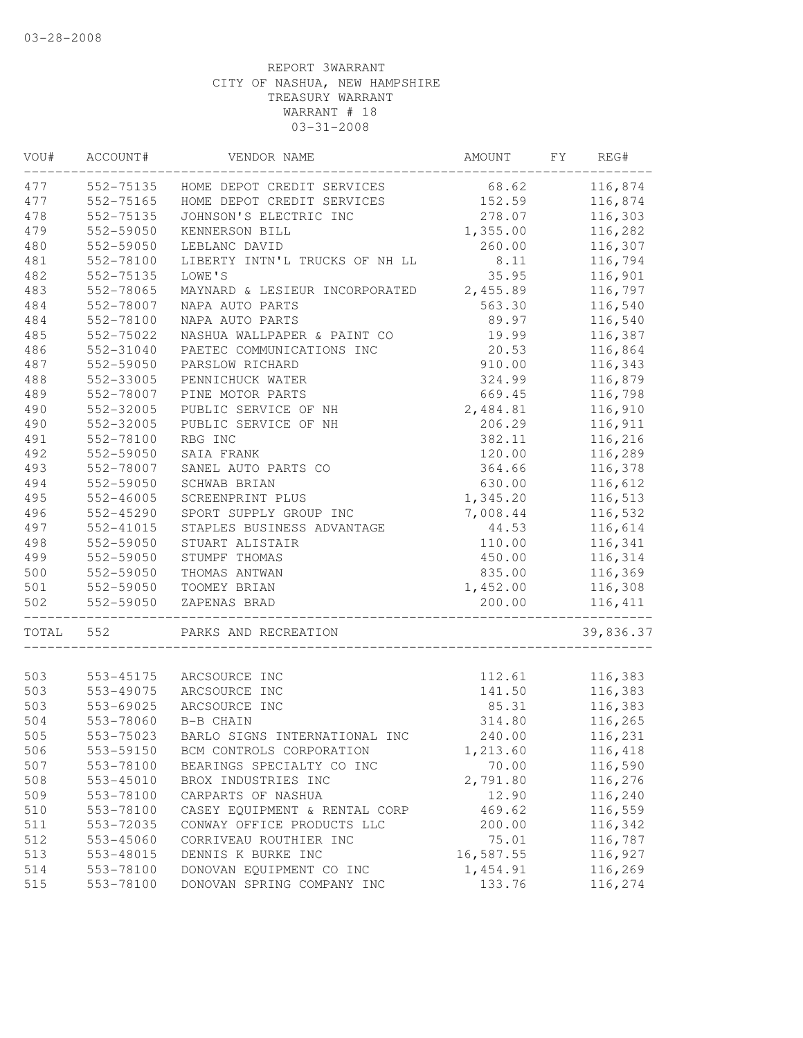03-28-2008

REPORT 3WARRANT
CITY OF NASHUA, NEW HAMPSHIRE
TREASURY WARRANT
WARRANT # 18
03-31-2008

| VOU# | ACCOUNT# | VENDOR NAME | AMOUNT | FY | REG# |
|---|---|---|---|---|---|
| 477 | 552-75135 | HOME DEPOT CREDIT SERVICES | 68.62 | | 116,874 |
| 477 | 552-75165 | HOME DEPOT CREDIT SERVICES | 152.59 | | 116,874 |
| 478 | 552-75135 | JOHNSON'S ELECTRIC INC | 278.07 | | 116,303 |
| 479 | 552-59050 | KENNERSON BILL | 1,355.00 | | 116,282 |
| 480 | 552-59050 | LEBLANC DAVID | 260.00 | | 116,307 |
| 481 | 552-78100 | LIBERTY INTN'L TRUCKS OF NH LL | 8.11 | | 116,794 |
| 482 | 552-75135 | LOWE'S | 35.95 | | 116,901 |
| 483 | 552-78065 | MAYNARD & LESIEUR INCORPORATED | 2,455.89 | | 116,797 |
| 484 | 552-78007 | NAPA AUTO PARTS | 563.30 | | 116,540 |
| 484 | 552-78100 | NAPA AUTO PARTS | 89.97 | | 116,540 |
| 485 | 552-75022 | NASHUA WALLPAPER & PAINT CO | 19.99 | | 116,387 |
| 486 | 552-31040 | PAETEC COMMUNICATIONS INC | 20.53 | | 116,864 |
| 487 | 552-59050 | PARSLOW RICHARD | 910.00 | | 116,343 |
| 488 | 552-33005 | PENNICHUCK WATER | 324.99 | | 116,879 |
| 489 | 552-78007 | PINE MOTOR PARTS | 669.45 | | 116,798 |
| 490 | 552-32005 | PUBLIC SERVICE OF NH | 2,484.81 | | 116,910 |
| 490 | 552-32005 | PUBLIC SERVICE OF NH | 206.29 | | 116,911 |
| 491 | 552-78100 | RBG INC | 382.11 | | 116,216 |
| 492 | 552-59050 | SAIA FRANK | 120.00 | | 116,289 |
| 493 | 552-78007 | SANEL AUTO PARTS CO | 364.66 | | 116,378 |
| 494 | 552-59050 | SCHWAB BRIAN | 630.00 | | 116,612 |
| 495 | 552-46005 | SCREENPRINT PLUS | 1,345.20 | | 116,513 |
| 496 | 552-45290 | SPORT SUPPLY GROUP INC | 7,008.44 | | 116,532 |
| 497 | 552-41015 | STAPLES BUSINESS ADVANTAGE | 44.53 | | 116,614 |
| 498 | 552-59050 | STUART ALISTAIR | 110.00 | | 116,341 |
| 499 | 552-59050 | STUMPF THOMAS | 450.00 | | 116,314 |
| 500 | 552-59050 | THOMAS ANTWAN | 835.00 | | 116,369 |
| 501 | 552-59050 | TOOMEY BRIAN | 1,452.00 | | 116,308 |
| 502 | 552-59050 | ZAPENAS BRAD | 200.00 | | 116,411 |
| TOTAL | 552 | PARKS AND RECREATION | | | 39,836.37 |
| 503 | 553-45175 | ARCSOURCE INC | 112.61 | | 116,383 |
| 503 | 553-49075 | ARCSOURCE INC | 141.50 | | 116,383 |
| 503 | 553-69025 | ARCSOURCE INC | 85.31 | | 116,383 |
| 504 | 553-78060 | B-B CHAIN | 314.80 | | 116,265 |
| 505 | 553-75023 | BARLO SIGNS INTERNATIONAL INC | 240.00 | | 116,231 |
| 506 | 553-59150 | BCM CONTROLS CORPORATION | 1,213.60 | | 116,418 |
| 507 | 553-78100 | BEARINGS SPECIALTY CO INC | 70.00 | | 116,590 |
| 508 | 553-45010 | BROX INDUSTRIES INC | 2,791.80 | | 116,276 |
| 509 | 553-78100 | CARPARTS OF NASHUA | 12.90 | | 116,240 |
| 510 | 553-78100 | CASEY EQUIPMENT & RENTAL CORP | 469.62 | | 116,559 |
| 511 | 553-72035 | CONWAY OFFICE PRODUCTS LLC | 200.00 | | 116,342 |
| 512 | 553-45060 | CORRIVEAU ROUTHIER INC | 75.01 | | 116,787 |
| 513 | 553-48015 | DENNIS K BURKE INC | 16,587.55 | | 116,927 |
| 514 | 553-78100 | DONOVAN EQUIPMENT CO INC | 1,454.91 | | 116,269 |
| 515 | 553-78100 | DONOVAN SPRING COMPANY INC | 133.76 | | 116,274 |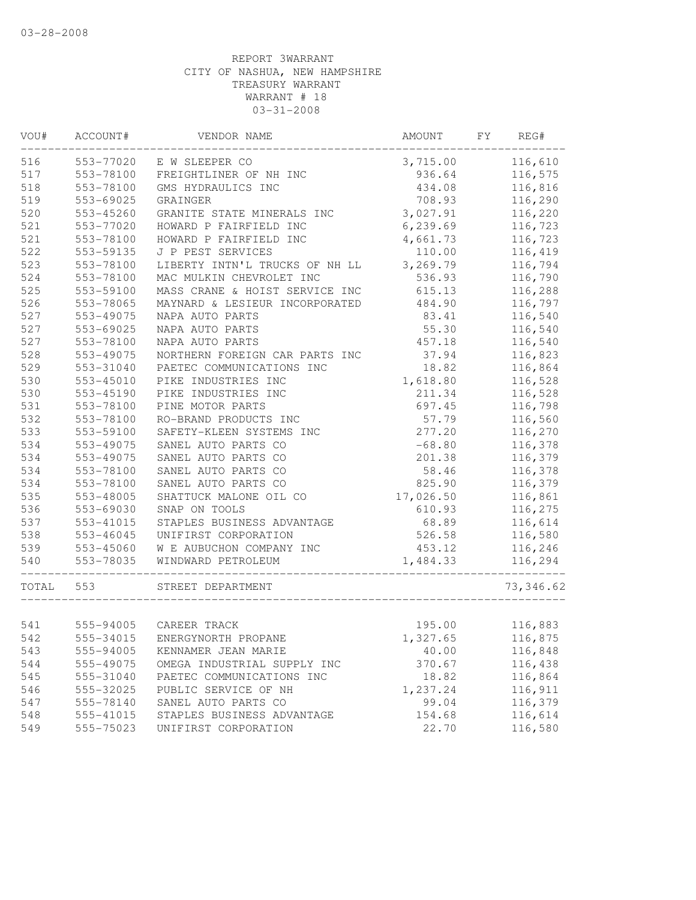03-28-2008

REPORT 3WARRANT
CITY OF NASHUA, NEW HAMPSHIRE
TREASURY WARRANT
WARRANT # 18
03-31-2008

| VOU# | ACCOUNT# | VENDOR NAME | AMOUNT | FY | REG# |
|---|---|---|---|---|---|
| 516 | 553-77020 | E W SLEEPER CO | 3,715.00 | | 116,610 |
| 517 | 553-78100 | FREIGHTLINER OF NH INC | 936.64 | | 116,575 |
| 518 | 553-78100 | GMS HYDRAULICS INC | 434.08 | | 116,816 |
| 519 | 553-69025 | GRAINGER | 708.93 | | 116,290 |
| 520 | 553-45260 | GRANITE STATE MINERALS INC | 3,027.91 | | 116,220 |
| 521 | 553-77020 | HOWARD P FAIRFIELD INC | 6,239.69 | | 116,723 |
| 521 | 553-78100 | HOWARD P FAIRFIELD INC | 4,661.73 | | 116,723 |
| 522 | 553-59135 | J P PEST SERVICES | 110.00 | | 116,419 |
| 523 | 553-78100 | LIBERTY INTN'L TRUCKS OF NH LL | 3,269.79 | | 116,794 |
| 524 | 553-78100 | MAC MULKIN CHEVROLET INC | 536.93 | | 116,790 |
| 525 | 553-59100 | MASS CRANE & HOIST SERVICE INC | 615.13 | | 116,288 |
| 526 | 553-78065 | MAYNARD & LESIEUR INCORPORATED | 484.90 | | 116,797 |
| 527 | 553-49075 | NAPA AUTO PARTS | 83.41 | | 116,540 |
| 527 | 553-69025 | NAPA AUTO PARTS | 55.30 | | 116,540 |
| 527 | 553-78100 | NAPA AUTO PARTS | 457.18 | | 116,540 |
| 528 | 553-49075 | NORTHERN FOREIGN CAR PARTS INC | 37.94 | | 116,823 |
| 529 | 553-31040 | PAETEC COMMUNICATIONS INC | 18.82 | | 116,864 |
| 530 | 553-45010 | PIKE INDUSTRIES INC | 1,618.80 | | 116,528 |
| 530 | 553-45190 | PIKE INDUSTRIES INC | 211.34 | | 116,528 |
| 531 | 553-78100 | PINE MOTOR PARTS | 697.45 | | 116,798 |
| 532 | 553-78100 | RO-BRAND PRODUCTS INC | 57.79 | | 116,560 |
| 533 | 553-59100 | SAFETY-KLEEN SYSTEMS INC | 277.20 | | 116,270 |
| 534 | 553-49075 | SANEL AUTO PARTS CO | -68.80 | | 116,378 |
| 534 | 553-49075 | SANEL AUTO PARTS CO | 201.38 | | 116,379 |
| 534 | 553-78100 | SANEL AUTO PARTS CO | 58.46 | | 116,378 |
| 534 | 553-78100 | SANEL AUTO PARTS CO | 825.90 | | 116,379 |
| 535 | 553-48005 | SHATTUCK MALONE OIL CO | 17,026.50 | | 116,861 |
| 536 | 553-69030 | SNAP ON TOOLS | 610.93 | | 116,275 |
| 537 | 553-41015 | STAPLES BUSINESS ADVANTAGE | 68.89 | | 116,614 |
| 538 | 553-46045 | UNIFIRST CORPORATION | 526.58 | | 116,580 |
| 539 | 553-45060 | W E AUBUCHON COMPANY INC | 453.12 | | 116,246 |
| 540 | 553-78035 | WINDWARD PETROLEUM | 1,484.33 | | 116,294 |
| TOTAL | 553 | STREET DEPARTMENT | | | 73,346.62 |
| 541 | 555-94005 | CAREER TRACK | 195.00 | | 116,883 |
| 542 | 555-34015 | ENERGYNORTH PROPANE | 1,327.65 | | 116,875 |
| 543 | 555-94005 | KENNAMER JEAN MARIE | 40.00 | | 116,848 |
| 544 | 555-49075 | OMEGA INDUSTRIAL SUPPLY INC | 370.67 | | 116,438 |
| 545 | 555-31040 | PAETEC COMMUNICATIONS INC | 18.82 | | 116,864 |
| 546 | 555-32025 | PUBLIC SERVICE OF NH | 1,237.24 | | 116,911 |
| 547 | 555-78140 | SANEL AUTO PARTS CO | 99.04 | | 116,379 |
| 548 | 555-41015 | STAPLES BUSINESS ADVANTAGE | 154.68 | | 116,614 |
| 549 | 555-75023 | UNIFIRST CORPORATION | 22.70 | | 116,580 |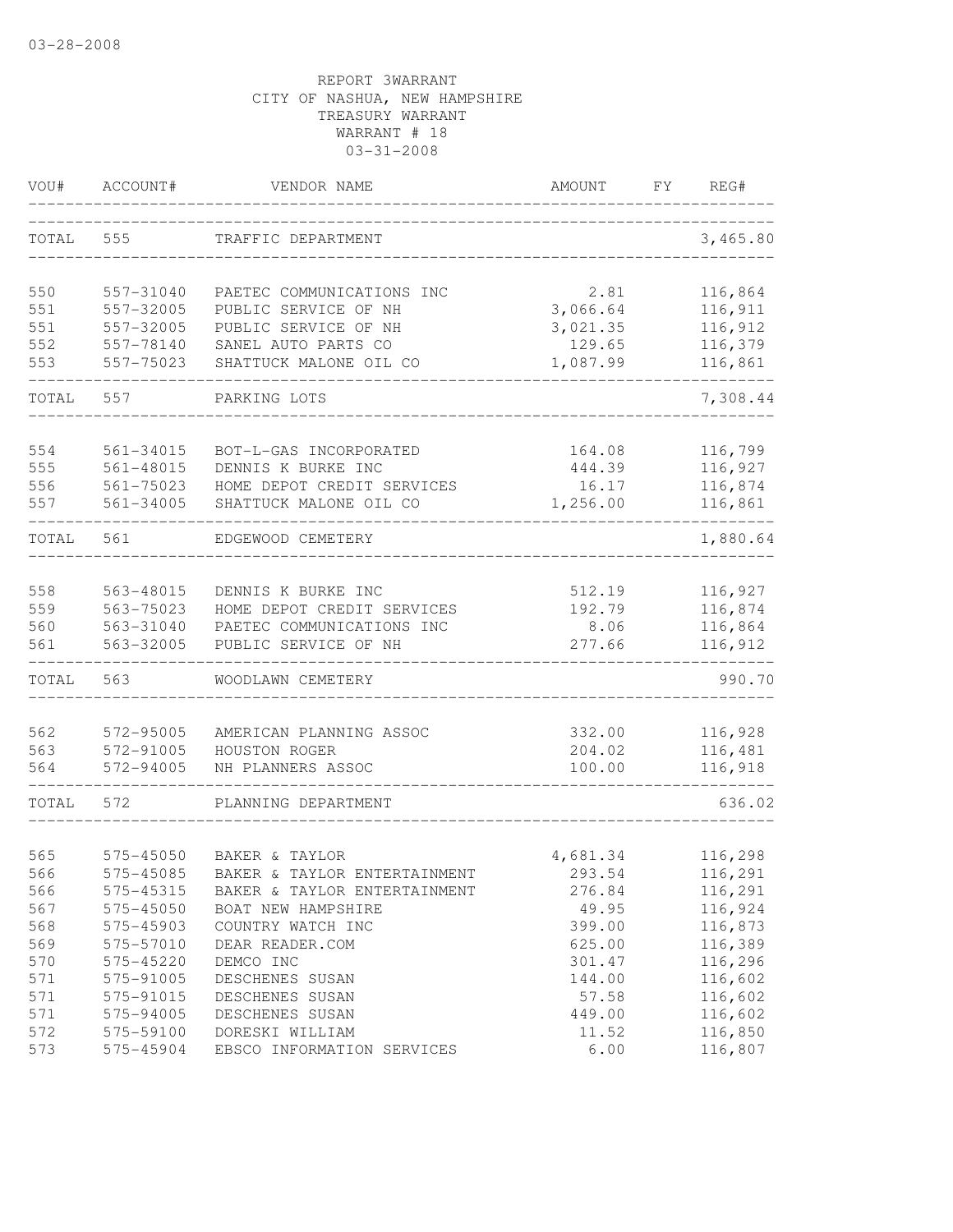03-28-2008

REPORT 3WARRANT
CITY OF NASHUA, NEW HAMPSHIRE
TREASURY WARRANT
WARRANT # 18
03-31-2008

| VOU# | ACCOUNT# | VENDOR NAME | AMOUNT | FY | REG# |
|---|---|---|---|---|---|
| TOTAL | 555 | TRAFFIC DEPARTMENT | | | 3,465.80 |
| 550 | 557-31040 | PAETEC COMMUNICATIONS INC | 2.81 | | 116,864 |
| 551 | 557-32005 | PUBLIC SERVICE OF NH | 3,066.64 | | 116,911 |
| 551 | 557-32005 | PUBLIC SERVICE OF NH | 3,021.35 | | 116,912 |
| 552 | 557-78140 | SANEL AUTO PARTS CO | 129.65 | | 116,379 |
| 553 | 557-75023 | SHATTUCK MALONE OIL CO | 1,087.99 | | 116,861 |
| TOTAL | 557 | PARKING LOTS | | | 7,308.44 |
| 554 | 561-34015 | BOT-L-GAS INCORPORATED | 164.08 | | 116,799 |
| 555 | 561-48015 | DENNIS K BURKE INC | 444.39 | | 116,927 |
| 556 | 561-75023 | HOME DEPOT CREDIT SERVICES | 16.17 | | 116,874 |
| 557 | 561-34005 | SHATTUCK MALONE OIL CO | 1,256.00 | | 116,861 |
| TOTAL | 561 | EDGEWOOD CEMETERY | | | 1,880.64 |
| 558 | 563-48015 | DENNIS K BURKE INC | 512.19 | | 116,927 |
| 559 | 563-75023 | HOME DEPOT CREDIT SERVICES | 192.79 | | 116,874 |
| 560 | 563-31040 | PAETEC COMMUNICATIONS INC | 8.06 | | 116,864 |
| 561 | 563-32005 | PUBLIC SERVICE OF NH | 277.66 | | 116,912 |
| TOTAL | 563 | WOODLAWN CEMETERY | | | 990.70 |
| 562 | 572-95005 | AMERICAN PLANNING ASSOC | 332.00 | | 116,928 |
| 563 | 572-91005 | HOUSTON ROGER | 204.02 | | 116,481 |
| 564 | 572-94005 | NH PLANNERS ASSOC | 100.00 | | 116,918 |
| TOTAL | 572 | PLANNING DEPARTMENT | | | 636.02 |
| 565 | 575-45050 | BAKER & TAYLOR | 4,681.34 | | 116,298 |
| 566 | 575-45085 | BAKER & TAYLOR ENTERTAINMENT | 293.54 | | 116,291 |
| 566 | 575-45315 | BAKER & TAYLOR ENTERTAINMENT | 276.84 | | 116,291 |
| 567 | 575-45050 | BOAT NEW HAMPSHIRE | 49.95 | | 116,924 |
| 568 | 575-45903 | COUNTRY WATCH INC | 399.00 | | 116,873 |
| 569 | 575-57010 | DEAR READER.COM | 625.00 | | 116,389 |
| 570 | 575-45220 | DEMCO INC | 301.47 | | 116,296 |
| 571 | 575-91005 | DESCHENES SUSAN | 144.00 | | 116,602 |
| 571 | 575-91015 | DESCHENES SUSAN | 57.58 | | 116,602 |
| 571 | 575-94005 | DESCHENES SUSAN | 449.00 | | 116,602 |
| 572 | 575-59100 | DORESKI WILLIAM | 11.52 | | 116,850 |
| 573 | 575-45904 | EBSCO INFORMATION SERVICES | 6.00 | | 116,807 |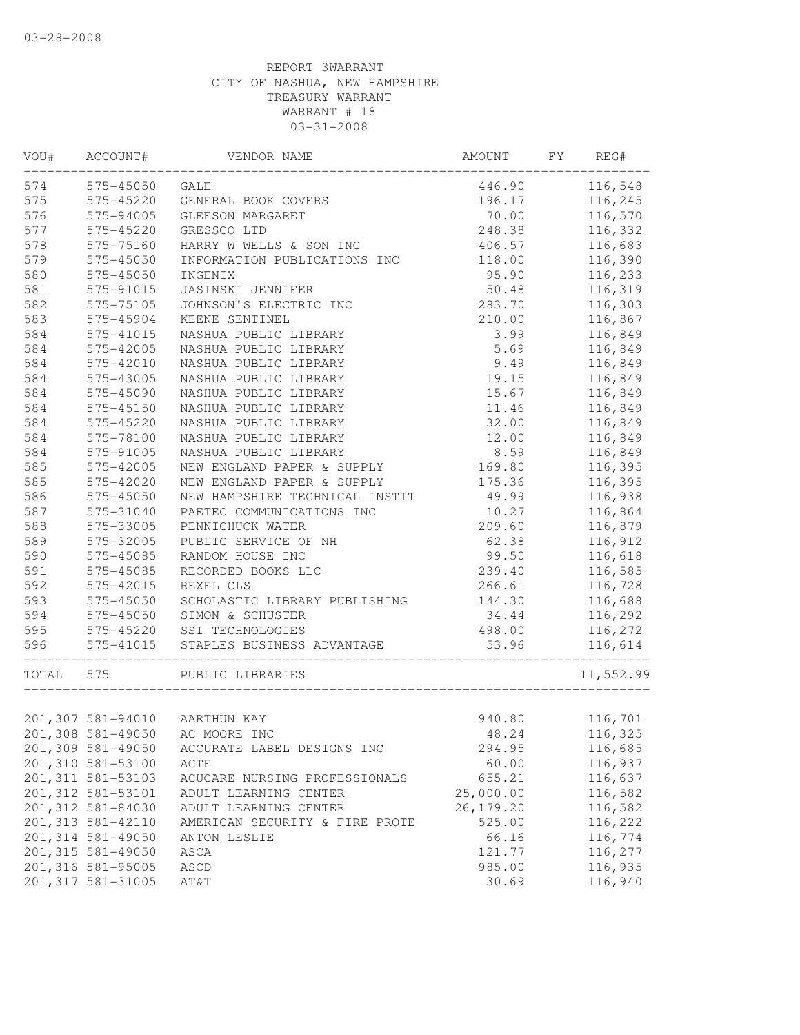03-28-2008

REPORT 3WARRANT
CITY OF NASHUA, NEW HAMPSHIRE
TREASURY WARRANT
WARRANT # 18
03-31-2008

| VOU# | ACCOUNT# | VENDOR NAME | AMOUNT | FY | REG# |
|---|---|---|---|---|---|
| 574 | 575-45050 | GALE | 446.90 | | 116,548 |
| 575 | 575-45220 | GENERAL BOOK COVERS | 196.17 | | 116,245 |
| 576 | 575-94005 | GLEESON MARGARET | 70.00 | | 116,570 |
| 577 | 575-45220 | GRESSCO LTD | 248.38 | | 116,332 |
| 578 | 575-75160 | HARRY W WELLS & SON INC | 406.57 | | 116,683 |
| 579 | 575-45050 | INFORMATION PUBLICATIONS INC | 118.00 | | 116,390 |
| 580 | 575-45050 | INGENIX | 95.90 | | 116,233 |
| 581 | 575-91015 | JASINSKI JENNIFER | 50.48 | | 116,319 |
| 582 | 575-75105 | JOHNSON'S ELECTRIC INC | 283.70 | | 116,303 |
| 583 | 575-45904 | KEENE SENTINEL | 210.00 | | 116,867 |
| 584 | 575-41015 | NASHUA PUBLIC LIBRARY | 3.99 | | 116,849 |
| 584 | 575-42005 | NASHUA PUBLIC LIBRARY | 5.69 | | 116,849 |
| 584 | 575-42010 | NASHUA PUBLIC LIBRARY | 9.49 | | 116,849 |
| 584 | 575-43005 | NASHUA PUBLIC LIBRARY | 19.15 | | 116,849 |
| 584 | 575-45090 | NASHUA PUBLIC LIBRARY | 15.67 | | 116,849 |
| 584 | 575-45150 | NASHUA PUBLIC LIBRARY | 11.46 | | 116,849 |
| 584 | 575-45220 | NASHUA PUBLIC LIBRARY | 32.00 | | 116,849 |
| 584 | 575-78100 | NASHUA PUBLIC LIBRARY | 12.00 | | 116,849 |
| 584 | 575-91005 | NASHUA PUBLIC LIBRARY | 8.59 | | 116,849 |
| 585 | 575-42005 | NEW ENGLAND PAPER & SUPPLY | 169.80 | | 116,395 |
| 585 | 575-42020 | NEW ENGLAND PAPER & SUPPLY | 175.36 | | 116,395 |
| 586 | 575-45050 | NEW HAMPSHIRE TECHNICAL INSTIT | 49.99 | | 116,938 |
| 587 | 575-31040 | PAETEC COMMUNICATIONS INC | 10.27 | | 116,864 |
| 588 | 575-33005 | PENNICHUCK WATER | 209.60 | | 116,879 |
| 589 | 575-32005 | PUBLIC SERVICE OF NH | 62.38 | | 116,912 |
| 590 | 575-45085 | RANDOM HOUSE INC | 99.50 | | 116,618 |
| 591 | 575-45085 | RECORDED BOOKS LLC | 239.40 | | 116,585 |
| 592 | 575-42015 | REXEL CLS | 266.61 | | 116,728 |
| 593 | 575-45050 | SCHOLASTIC LIBRARY PUBLISHING | 144.30 | | 116,688 |
| 594 | 575-45050 | SIMON & SCHUSTER | 34.44 | | 116,292 |
| 595 | 575-45220 | SSI TECHNOLOGIES | 498.00 | | 116,272 |
| 596 | 575-41015 | STAPLES BUSINESS ADVANTAGE | 53.96 | | 116,614 |
| TOTAL | 575 | PUBLIC LIBRARIES | | | 11,552.99 |

| VOU# | ACCOUNT# | VENDOR NAME | AMOUNT | FY | REG# |
|---|---|---|---|---|---|
| 201,307 | 581-94010 | AARTHUN KAY | 940.80 | | 116,701 |
| 201,308 | 581-49050 | AC MOORE INC | 48.24 | | 116,325 |
| 201,309 | 581-49050 | ACCURATE LABEL DESIGNS INC | 294.95 | | 116,685 |
| 201,310 | 581-53100 | ACTE | 60.00 | | 116,937 |
| 201,311 | 581-53103 | ACUCARE NURSING PROFESSIONALS | 655.21 | | 116,637 |
| 201,312 | 581-53101 | ADULT LEARNING CENTER | 25,000.00 | | 116,582 |
| 201,312 | 581-84030 | ADULT LEARNING CENTER | 26,179.20 | | 116,582 |
| 201,313 | 581-42110 | AMERICAN SECURITY & FIRE PROTE | 525.00 | | 116,222 |
| 201,314 | 581-49050 | ANTON LESLIE | 66.16 | | 116,774 |
| 201,315 | 581-49050 | ASCA | 121.77 | | 116,277 |
| 201,316 | 581-95005 | ASCD | 985.00 | | 116,935 |
| 201,317 | 581-31005 | AT&T | 30.69 | | 116,940 |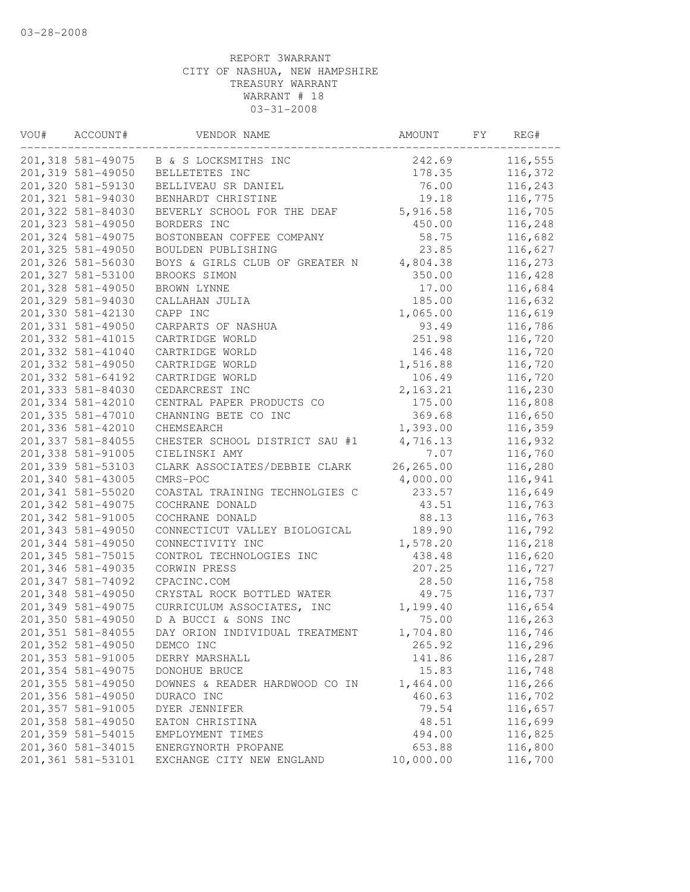03-28-2008

REPORT 3WARRANT
CITY OF NASHUA, NEW HAMPSHIRE
TREASURY WARRANT
WARRANT # 18
03-31-2008

| VOU# | ACCOUNT# | VENDOR NAME | AMOUNT | FY | REG# |
|---|---|---|---|---|---|
| 201,318 | 581-49075 | B & S LOCKSMITHS INC | 242.69 | | 116,555 |
| 201,319 | 581-49050 | BELLETETES INC | 178.35 | | 116,372 |
| 201,320 | 581-59130 | BELLIVEAU SR DANIEL | 76.00 | | 116,243 |
| 201,321 | 581-94030 | BENHARDT CHRISTINE | 19.18 | | 116,775 |
| 201,322 | 581-84030 | BEVERLY SCHOOL FOR THE DEAF | 5,916.58 | | 116,705 |
| 201,323 | 581-49050 | BORDERS INC | 450.00 | | 116,248 |
| 201,324 | 581-49075 | BOSTONBEAN COFFEE COMPANY | 58.75 | | 116,682 |
| 201,325 | 581-49050 | BOULDEN PUBLISHING | 23.85 | | 116,627 |
| 201,326 | 581-56030 | BOYS & GIRLS CLUB OF GREATER N | 4,804.38 | | 116,273 |
| 201,327 | 581-53100 | BROOKS SIMON | 350.00 | | 116,428 |
| 201,328 | 581-49050 | BROWN LYNNE | 17.00 | | 116,684 |
| 201,329 | 581-94030 | CALLAHAN JULIA | 185.00 | | 116,632 |
| 201,330 | 581-42130 | CAPP INC | 1,065.00 | | 116,619 |
| 201,331 | 581-49050 | CARPARTS OF NASHUA | 93.49 | | 116,786 |
| 201,332 | 581-41015 | CARTRIDGE WORLD | 251.98 | | 116,720 |
| 201,332 | 581-41040 | CARTRIDGE WORLD | 146.48 | | 116,720 |
| 201,332 | 581-49050 | CARTRIDGE WORLD | 1,516.88 | | 116,720 |
| 201,332 | 581-64192 | CARTRIDGE WORLD | 106.49 | | 116,720 |
| 201,333 | 581-84030 | CEDARCREST INC | 2,163.21 | | 116,230 |
| 201,334 | 581-42010 | CENTRAL PAPER PRODUCTS CO | 175.00 | | 116,808 |
| 201,335 | 581-47010 | CHANNING BETE CO INC | 369.68 | | 116,650 |
| 201,336 | 581-42010 | CHEMSEARCH | 1,393.00 | | 116,359 |
| 201,337 | 581-84055 | CHESTER SCHOOL DISTRICT SAU #1 | 4,716.13 | | 116,932 |
| 201,338 | 581-91005 | CIELINSKI AMY | 7.07 | | 116,760 |
| 201,339 | 581-53103 | CLARK ASSOCIATES/DEBBIE CLARK | 26,265.00 | | 116,280 |
| 201,340 | 581-43005 | CMRS-POC | 4,000.00 | | 116,941 |
| 201,341 | 581-55020 | COASTAL TRAINING TECHNOLGIES C | 233.57 | | 116,649 |
| 201,342 | 581-49075 | COCHRANE DONALD | 43.51 | | 116,763 |
| 201,342 | 581-91005 | COCHRANE DONALD | 88.13 | | 116,763 |
| 201,343 | 581-49050 | CONNECTICUT VALLEY BIOLOGICAL | 189.90 | | 116,792 |
| 201,344 | 581-49050 | CONNECTIVITY INC | 1,578.20 | | 116,218 |
| 201,345 | 581-75015 | CONTROL TECHNOLOGIES INC | 438.48 | | 116,620 |
| 201,346 | 581-49035 | CORWIN PRESS | 207.25 | | 116,727 |
| 201,347 | 581-74092 | CPACINC.COM | 28.50 | | 116,758 |
| 201,348 | 581-49050 | CRYSTAL ROCK BOTTLED WATER | 49.75 | | 116,737 |
| 201,349 | 581-49075 | CURRICULUM ASSOCIATES, INC | 1,199.40 | | 116,654 |
| 201,350 | 581-49050 | D A BUCCI & SONS INC | 75.00 | | 116,263 |
| 201,351 | 581-84055 | DAY ORION INDIVIDUAL TREATMENT | 1,704.80 | | 116,746 |
| 201,352 | 581-49050 | DEMCO INC | 265.92 | | 116,296 |
| 201,353 | 581-91005 | DERRY MARSHALL | 141.86 | | 116,287 |
| 201,354 | 581-49075 | DONOHUE BRUCE | 15.83 | | 116,748 |
| 201,355 | 581-49050 | DOWNES & READER HARDWOOD CO IN | 1,464.00 | | 116,266 |
| 201,356 | 581-49050 | DURACO INC | 460.63 | | 116,702 |
| 201,357 | 581-91005 | DYER JENNIFER | 79.54 | | 116,657 |
| 201,358 | 581-49050 | EATON CHRISTINA | 48.51 | | 116,699 |
| 201,359 | 581-54015 | EMPLOYMENT TIMES | 494.00 | | 116,825 |
| 201,360 | 581-34015 | ENERGYNORTH PROPANE | 653.88 | | 116,800 |
| 201,361 | 581-53101 | EXCHANGE CITY NEW ENGLAND | 10,000.00 | | 116,700 |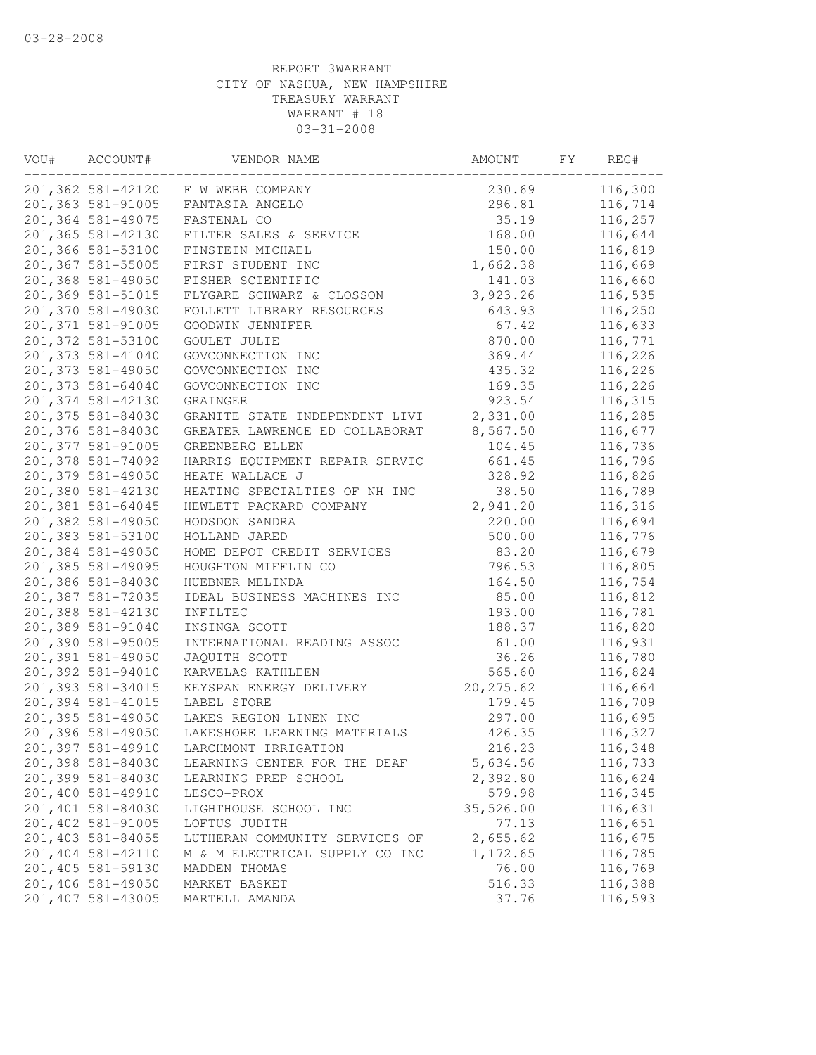03-28-2008

REPORT 3WARRANT
CITY OF NASHUA, NEW HAMPSHIRE
TREASURY WARRANT
WARRANT # 18
03-31-2008

| VOU# | ACCOUNT# | VENDOR NAME | AMOUNT | FY | REG# |
|---|---|---|---|---|---|
| 201,362 | 581-42120 | F W WEBB COMPANY | 230.69 | | 116,300 |
| 201,363 | 581-91005 | FANTASIA ANGELO | 296.81 | | 116,714 |
| 201,364 | 581-49075 | FASTENAL CO | 35.19 | | 116,257 |
| 201,365 | 581-42130 | FILTER SALES & SERVICE | 168.00 | | 116,644 |
| 201,366 | 581-53100 | FINSTEIN MICHAEL | 150.00 | | 116,819 |
| 201,367 | 581-55005 | FIRST STUDENT INC | 1,662.38 | | 116,669 |
| 201,368 | 581-49050 | FISHER SCIENTIFIC | 141.03 | | 116,660 |
| 201,369 | 581-51015 | FLYGARE SCHWARZ & CLOSSON | 3,923.26 | | 116,535 |
| 201,370 | 581-49030 | FOLLETT LIBRARY RESOURCES | 643.93 | | 116,250 |
| 201,371 | 581-91005 | GOODWIN JENNIFER | 67.42 | | 116,633 |
| 201,372 | 581-53100 | GOULET JULIE | 870.00 | | 116,771 |
| 201,373 | 581-41040 | GOVCONNECTION INC | 369.44 | | 116,226 |
| 201,373 | 581-49050 | GOVCONNECTION INC | 435.32 | | 116,226 |
| 201,373 | 581-64040 | GOVCONNECTION INC | 169.35 | | 116,226 |
| 201,374 | 581-42130 | GRAINGER | 923.54 | | 116,315 |
| 201,375 | 581-84030 | GRANITE STATE INDEPENDENT LIVI | 2,331.00 | | 116,285 |
| 201,376 | 581-84030 | GREATER LAWRENCE ED COLLABORAT | 8,567.50 | | 116,677 |
| 201,377 | 581-91005 | GREENBERG ELLEN | 104.45 | | 116,736 |
| 201,378 | 581-74092 | HARRIS EQUIPMENT REPAIR SERVIC | 661.45 | | 116,796 |
| 201,379 | 581-49050 | HEATH WALLACE J | 328.92 | | 116,826 |
| 201,380 | 581-42130 | HEATING SPECIALTIES OF NH INC | 38.50 | | 116,789 |
| 201,381 | 581-64045 | HEWLETT PACKARD COMPANY | 2,941.20 | | 116,316 |
| 201,382 | 581-49050 | HODSDON SANDRA | 220.00 | | 116,694 |
| 201,383 | 581-53100 | HOLLAND JARED | 500.00 | | 116,776 |
| 201,384 | 581-49050 | HOME DEPOT CREDIT SERVICES | 83.20 | | 116,679 |
| 201,385 | 581-49095 | HOUGHTON MIFFLIN CO | 796.53 | | 116,805 |
| 201,386 | 581-84030 | HUEBNER MELINDA | 164.50 | | 116,754 |
| 201,387 | 581-72035 | IDEAL BUSINESS MACHINES INC | 85.00 | | 116,812 |
| 201,388 | 581-42130 | INFILTEC | 193.00 | | 116,781 |
| 201,389 | 581-91040 | INSINGA SCOTT | 188.37 | | 116,820 |
| 201,390 | 581-95005 | INTERNATIONAL READING ASSOC | 61.00 | | 116,931 |
| 201,391 | 581-49050 | JAQUITH SCOTT | 36.26 | | 116,780 |
| 201,392 | 581-94010 | KARVELAS KATHLEEN | 565.60 | | 116,824 |
| 201,393 | 581-34015 | KEYSPAN ENERGY DELIVERY | 20,275.62 | | 116,664 |
| 201,394 | 581-41015 | LABEL STORE | 179.45 | | 116,709 |
| 201,395 | 581-49050 | LAKES REGION LINEN INC | 297.00 | | 116,695 |
| 201,396 | 581-49050 | LAKESHORE LEARNING MATERIALS | 426.35 | | 116,327 |
| 201,397 | 581-49910 | LARCHMONT IRRIGATION | 216.23 | | 116,348 |
| 201,398 | 581-84030 | LEARNING CENTER FOR THE DEAF | 5,634.56 | | 116,733 |
| 201,399 | 581-84030 | LEARNING PREP SCHOOL | 2,392.80 | | 116,624 |
| 201,400 | 581-49050 | LESCO-PROX | 579.98 | | 116,345 |
| 201,401 | 581-84030 | LIGHTHOUSE SCHOOL INC | 35,526.00 | | 116,631 |
| 201,402 | 581-91005 | LOFTUS JUDITH | 77.13 | | 116,651 |
| 201,403 | 581-84055 | LUTHERAN COMMUNITY SERVICES OF | 2,655.62 | | 116,675 |
| 201,404 | 581-42110 | M & M ELECTRICAL SUPPLY CO INC | 1,172.65 | | 116,785 |
| 201,405 | 581-59130 | MADDEN THOMAS | 76.00 | | 116,769 |
| 201,406 | 581-49050 | MARKET BASKET | 516.33 | | 116,388 |
| 201,407 | 581-43005 | MARTELL AMANDA | 37.76 | | 116,593 |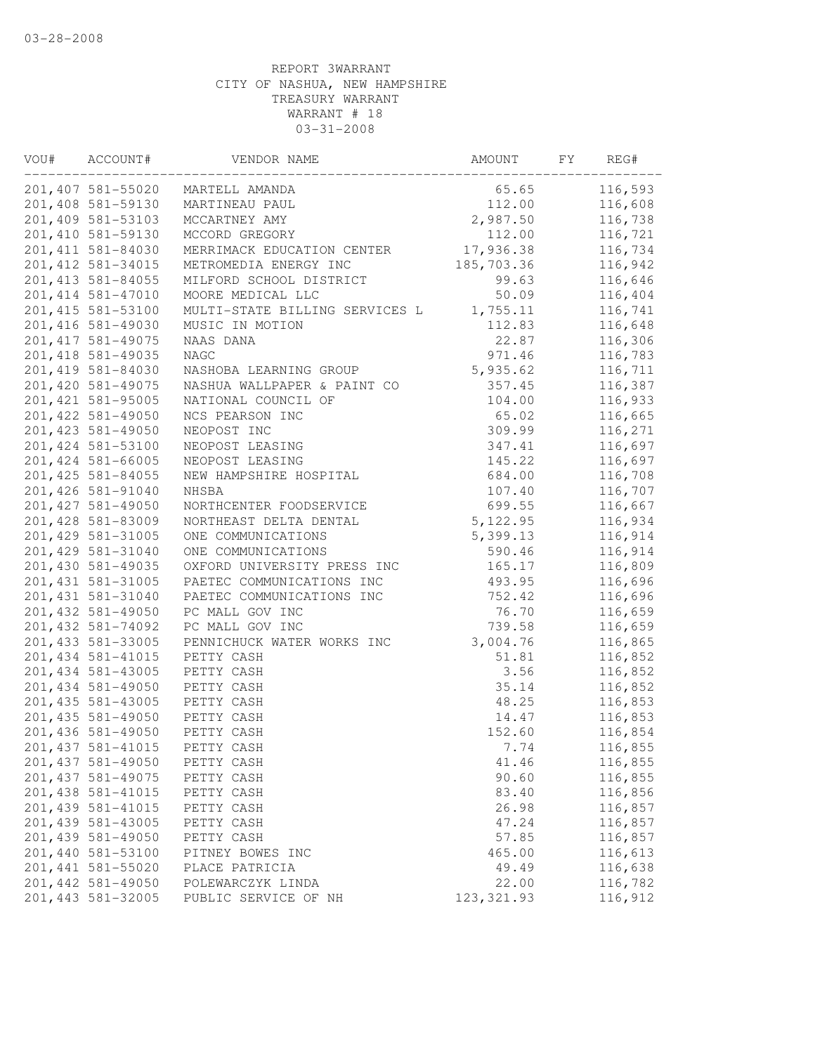03-28-2008

REPORT 3WARRANT
CITY OF NASHUA, NEW HAMPSHIRE
TREASURY WARRANT
WARRANT # 18
03-31-2008

| VOU# | ACCOUNT# | VENDOR NAME | AMOUNT | FY | REG# |
|---|---|---|---|---|---|
| 201,407 | 581-55020 | MARTELL AMANDA | 65.65 | | 116,593 |
| 201,408 | 581-59130 | MARTINEAU PAUL | 112.00 | | 116,608 |
| 201,409 | 581-53103 | MCCARTNEY AMY | 2,987.50 | | 116,738 |
| 201,410 | 581-59130 | MCCORD GREGORY | 112.00 | | 116,721 |
| 201,411 | 581-84030 | MERRIMACK EDUCATION CENTER | 17,936.38 | | 116,734 |
| 201,412 | 581-34015 | METROMEDIA ENERGY INC | 185,703.36 | | 116,942 |
| 201,413 | 581-84055 | MILFORD SCHOOL DISTRICT | 99.63 | | 116,646 |
| 201,414 | 581-47010 | MOORE MEDICAL LLC | 50.09 | | 116,404 |
| 201,415 | 581-53100 | MULTI-STATE BILLING SERVICES L | 1,755.11 | | 116,741 |
| 201,416 | 581-49030 | MUSIC IN MOTION | 112.83 | | 116,648 |
| 201,417 | 581-49075 | NAAS DANA | 22.87 | | 116,306 |
| 201,418 | 581-49035 | NAGC | 971.46 | | 116,783 |
| 201,419 | 581-84030 | NASHOBA LEARNING GROUP | 5,935.62 | | 116,711 |
| 201,420 | 581-49075 | NASHUA WALLPAPER & PAINT CO | 357.45 | | 116,387 |
| 201,421 | 581-95005 | NATIONAL COUNCIL OF | 104.00 | | 116,933 |
| 201,422 | 581-49050 | NCS PEARSON INC | 65.02 | | 116,665 |
| 201,423 | 581-49050 | NEOPOST INC | 309.99 | | 116,271 |
| 201,424 | 581-53100 | NEOPOST LEASING | 347.41 | | 116,697 |
| 201,424 | 581-66005 | NEOPOST LEASING | 145.22 | | 116,697 |
| 201,425 | 581-84055 | NEW HAMPSHIRE HOSPITAL | 684.00 | | 116,708 |
| 201,426 | 581-91040 | NHSBA | 107.40 | | 116,707 |
| 201,427 | 581-49050 | NORTHCENTER FOODSERVICE | 699.55 | | 116,667 |
| 201,428 | 581-83009 | NORTHEAST DELTA DENTAL | 5,122.95 | | 116,934 |
| 201,429 | 581-31005 | ONE COMMUNICATIONS | 5,399.13 | | 116,914 |
| 201,429 | 581-31040 | ONE COMMUNICATIONS | 590.46 | | 116,914 |
| 201,430 | 581-49035 | OXFORD UNIVERSITY PRESS INC | 165.17 | | 116,809 |
| 201,431 | 581-31005 | PAETEC COMMUNICATIONS INC | 493.95 | | 116,696 |
| 201,431 | 581-31040 | PAETEC COMMUNICATIONS INC | 752.42 | | 116,696 |
| 201,432 | 581-49050 | PC MALL GOV INC | 76.70 | | 116,659 |
| 201,432 | 581-74092 | PC MALL GOV INC | 739.58 | | 116,659 |
| 201,433 | 581-33005 | PENNICHUCK WATER WORKS INC | 3,004.76 | | 116,865 |
| 201,434 | 581-41015 | PETTY CASH | 51.81 | | 116,852 |
| 201,434 | 581-43005 | PETTY CASH | 3.56 | | 116,852 |
| 201,434 | 581-49050 | PETTY CASH | 35.14 | | 116,852 |
| 201,435 | 581-43005 | PETTY CASH | 48.25 | | 116,853 |
| 201,435 | 581-49050 | PETTY CASH | 14.47 | | 116,853 |
| 201,436 | 581-49050 | PETTY CASH | 152.60 | | 116,854 |
| 201,437 | 581-41015 | PETTY CASH | 7.74 | | 116,855 |
| 201,437 | 581-49050 | PETTY CASH | 41.46 | | 116,855 |
| 201,437 | 581-49075 | PETTY CASH | 90.60 | | 116,855 |
| 201,438 | 581-41015 | PETTY CASH | 83.40 | | 116,856 |
| 201,439 | 581-41015 | PETTY CASH | 26.98 | | 116,857 |
| 201,439 | 581-43005 | PETTY CASH | 47.24 | | 116,857 |
| 201,439 | 581-49050 | PETTY CASH | 57.85 | | 116,857 |
| 201,440 | 581-53100 | PITNEY BOWES INC | 465.00 | | 116,613 |
| 201,441 | 581-55020 | PLACE PATRICIA | 49.49 | | 116,638 |
| 201,442 | 581-49050 | POLEWARCZYK LINDA | 22.00 | | 116,782 |
| 201,443 | 581-32005 | PUBLIC SERVICE OF NH | 123,321.93 | | 116,912 |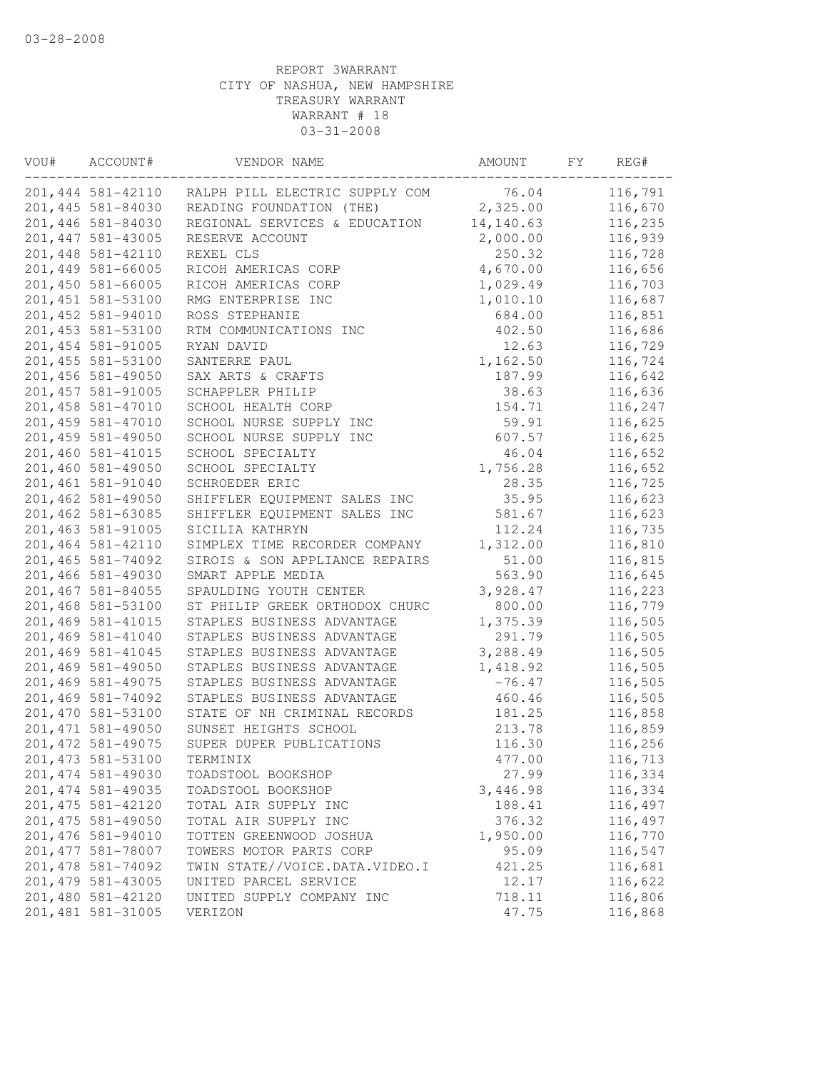03-28-2008

REPORT 3WARRANT
CITY OF NASHUA, NEW HAMPSHIRE
TREASURY WARRANT
WARRANT # 18
03-31-2008

| VOU# | ACCOUNT# | VENDOR NAME | AMOUNT | FY | REG# |
|---|---|---|---|---|---|
| 201,444 | 581-42110 | RALPH PILL ELECTRIC SUPPLY COM | 76.04 | | 116,791 |
| 201,445 | 581-84030 | READING FOUNDATION (THE) | 2,325.00 | | 116,670 |
| 201,446 | 581-84030 | REGIONAL SERVICES & EDUCATION | 14,140.63 | | 116,235 |
| 201,447 | 581-43005 | RESERVE ACCOUNT | 2,000.00 | | 116,939 |
| 201,448 | 581-42110 | REXEL CLS | 250.32 | | 116,728 |
| 201,449 | 581-66005 | RICOH AMERICAS CORP | 4,670.00 | | 116,656 |
| 201,450 | 581-66005 | RICOH AMERICAS CORP | 1,029.49 | | 116,703 |
| 201,451 | 581-53100 | RMG ENTERPRISE INC | 1,010.10 | | 116,687 |
| 201,452 | 581-94010 | ROSS STEPHANIE | 684.00 | | 116,851 |
| 201,453 | 581-53100 | RTM COMMUNICATIONS INC | 402.50 | | 116,686 |
| 201,454 | 581-91005 | RYAN DAVID | 12.63 | | 116,729 |
| 201,455 | 581-53100 | SANTERRE PAUL | 1,162.50 | | 116,724 |
| 201,456 | 581-49050 | SAX ARTS & CRAFTS | 187.99 | | 116,642 |
| 201,457 | 581-91005 | SCHAPPLER PHILIP | 38.63 | | 116,636 |
| 201,458 | 581-47010 | SCHOOL HEALTH CORP | 154.71 | | 116,247 |
| 201,459 | 581-47010 | SCHOOL NURSE SUPPLY INC | 59.91 | | 116,625 |
| 201,459 | 581-49050 | SCHOOL NURSE SUPPLY INC | 607.57 | | 116,625 |
| 201,460 | 581-41015 | SCHOOL SPECIALTY | 46.04 | | 116,652 |
| 201,460 | 581-49050 | SCHOOL SPECIALTY | 1,756.28 | | 116,652 |
| 201,461 | 581-91040 | SCHROEDER ERIC | 28.35 | | 116,725 |
| 201,462 | 581-49050 | SHIFFLER EQUIPMENT SALES INC | 35.95 | | 116,623 |
| 201,462 | 581-63085 | SHIFFLER EQUIPMENT SALES INC | 581.67 | | 116,623 |
| 201,463 | 581-91005 | SICILIA KATHRYN | 112.24 | | 116,735 |
| 201,464 | 581-42110 | SIMPLEX TIME RECORDER COMPANY | 1,312.00 | | 116,810 |
| 201,465 | 581-74092 | SIROIS & SON APPLIANCE REPAIRS | 51.00 | | 116,815 |
| 201,466 | 581-49030 | SMART APPLE MEDIA | 563.90 | | 116,645 |
| 201,467 | 581-84055 | SPAULDING YOUTH CENTER | 3,928.47 | | 116,223 |
| 201,468 | 581-53100 | ST PHILIP GREEK ORTHODOX CHURC | 800.00 | | 116,779 |
| 201,469 | 581-41015 | STAPLES BUSINESS ADVANTAGE | 1,375.39 | | 116,505 |
| 201,469 | 581-41040 | STAPLES BUSINESS ADVANTAGE | 291.79 | | 116,505 |
| 201,469 | 581-41045 | STAPLES BUSINESS ADVANTAGE | 3,288.49 | | 116,505 |
| 201,469 | 581-49050 | STAPLES BUSINESS ADVANTAGE | 1,418.92 | | 116,505 |
| 201,469 | 581-49075 | STAPLES BUSINESS ADVANTAGE | -76.47 | | 116,505 |
| 201,469 | 581-74092 | STAPLES BUSINESS ADVANTAGE | 460.46 | | 116,505 |
| 201,470 | 581-53100 | STATE OF NH CRIMINAL RECORDS | 181.25 | | 116,858 |
| 201,471 | 581-49050 | SUNSET HEIGHTS SCHOOL | 213.78 | | 116,859 |
| 201,472 | 581-49075 | SUPER DUPER PUBLICATIONS | 116.30 | | 116,256 |
| 201,473 | 581-53100 | TERMINIX | 477.00 | | 116,713 |
| 201,474 | 581-49030 | TOADSTOOL BOOKSHOP | 27.99 | | 116,334 |
| 201,474 | 581-49035 | TOADSTOOL BOOKSHOP | 3,446.98 | | 116,334 |
| 201,475 | 581-42120 | TOTAL AIR SUPPLY INC | 188.41 | | 116,497 |
| 201,475 | 581-49050 | TOTAL AIR SUPPLY INC | 376.32 | | 116,497 |
| 201,476 | 581-94010 | TOTTEN GREENWOOD JOSHUA | 1,950.00 | | 116,770 |
| 201,477 | 581-78007 | TOWERS MOTOR PARTS CORP | 95.09 | | 116,547 |
| 201,478 | 581-74092 | TWIN STATE//VOICE.DATA.VIDEO.I | 421.25 | | 116,681 |
| 201,479 | 581-43005 | UNITED PARCEL SERVICE | 12.17 | | 116,622 |
| 201,480 | 581-42120 | UNITED SUPPLY COMPANY INC | 718.11 | | 116,806 |
| 201,481 | 581-31005 | VERIZON | 47.75 | | 116,868 |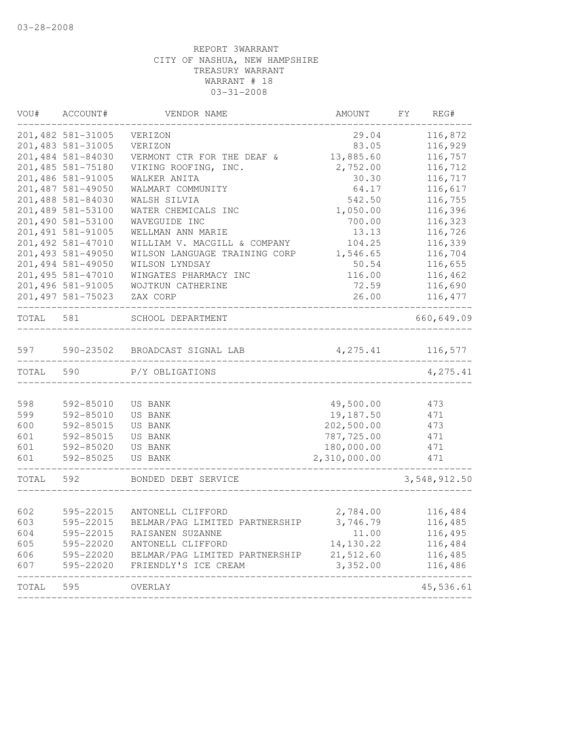03-28-2008

REPORT 3WARRANT
CITY OF NASHUA, NEW HAMPSHIRE
TREASURY WARRANT
WARRANT # 18
03-31-2008

| VOU# | ACCOUNT# | VENDOR NAME | AMOUNT | FY | REG# |
|---|---|---|---|---|---|
| 201,482 | 581-31005 | VERIZON | 29.04 | | 116,872 |
| 201,483 | 581-31005 | VERIZON | 83.05 | | 116,929 |
| 201,484 | 581-84030 | VERMONT CTR FOR THE DEAF & | 13,885.60 | | 116,757 |
| 201,485 | 581-75180 | VIKING ROOFING, INC. | 2,752.00 | | 116,712 |
| 201,486 | 581-91005 | WALKER ANITA | 30.30 | | 116,717 |
| 201,487 | 581-49050 | WALMART COMMUNITY | 64.17 | | 116,617 |
| 201,488 | 581-84030 | WALSH SILVIA | 542.50 | | 116,755 |
| 201,489 | 581-53100 | WATER CHEMICALS INC | 1,050.00 | | 116,396 |
| 201,490 | 581-53100 | WAVEGUIDE INC | 700.00 | | 116,323 |
| 201,491 | 581-91005 | WELLMAN ANN MARIE | 13.13 | | 116,726 |
| 201,492 | 581-47010 | WILLIAM V. MACGILL & COMPANY | 104.25 | | 116,339 |
| 201,493 | 581-49050 | WILSON LANGUAGE TRAINING CORP | 1,546.65 | | 116,704 |
| 201,494 | 581-49050 | WILSON LYNDSAY | 50.54 | | 116,655 |
| 201,495 | 581-47010 | WINGATES PHARMACY INC | 116.00 | | 116,462 |
| 201,496 | 581-91005 | WOJTKUN CATHERINE | 72.59 | | 116,690 |
| 201,497 | 581-75023 | ZAX CORP | 26.00 | | 116,477 |
| TOTAL | 581 | SCHOOL DEPARTMENT | | | 660,649.09 |
| 597 | 590-23502 | BROADCAST SIGNAL LAB | 4,275.41 | | 116,577 |
| TOTAL | 590 | P/Y OBLIGATIONS | | | 4,275.41 |
| 598 | 592-85010 | US BANK | 49,500.00 | | 473 |
| 599 | 592-85010 | US BANK | 19,187.50 | | 471 |
| 600 | 592-85015 | US BANK | 202,500.00 | | 473 |
| 601 | 592-85015 | US BANK | 787,725.00 | | 471 |
| 601 | 592-85020 | US BANK | 180,000.00 | | 471 |
| 601 | 592-85025 | US BANK | 2,310,000.00 | | 471 |
| TOTAL | 592 | BONDED DEBT SERVICE | | | 3,548,912.50 |
| 602 | 595-22015 | ANTONELL CLIFFORD | 2,784.00 | | 116,484 |
| 603 | 595-22015 | BELMAR/PAG LIMITED PARTNERSHIP | 3,746.79 | | 116,485 |
| 604 | 595-22015 | RAISANEN SUZANNE | 11.00 | | 116,495 |
| 605 | 595-22020 | ANTONELL CLIFFORD | 14,130.22 | | 116,484 |
| 606 | 595-22020 | BELMAR/PAG LIMITED PARTNERSHIP | 21,512.60 | | 116,485 |
| 607 | 595-22020 | FRIENDLY'S ICE CREAM | 3,352.00 | | 116,486 |
| TOTAL | 595 | OVERLAY | | | 45,536.61 |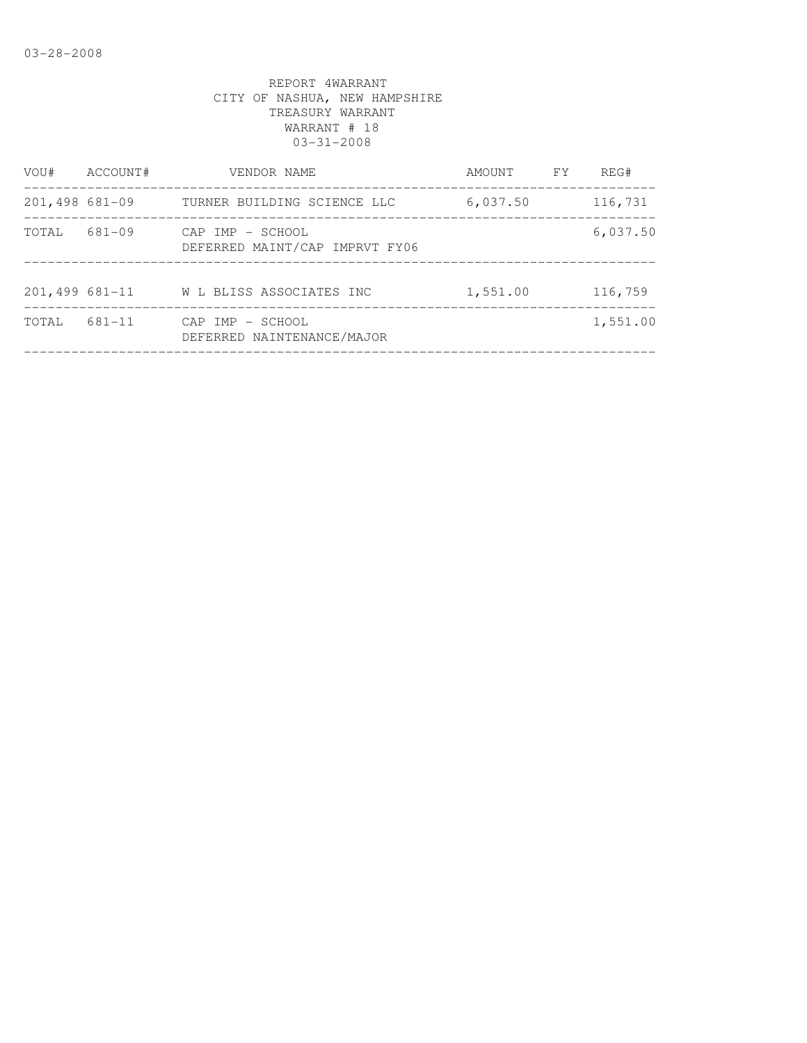03-28-2008

REPORT 4WARRANT
CITY OF NASHUA, NEW HAMPSHIRE
TREASURY WARRANT
WARRANT # 18
03-31-2008

| VOU# | ACCOUNT# | VENDOR NAME | AMOUNT | FY | REG# |
|---|---|---|---|---|---|
| 201,498 | 681-09 | TURNER BUILDING SCIENCE LLC | 6,037.50 | | 116,731 |
| TOTAL | 681-09 | CAP IMP - SCHOOL<br>DEFERRED MAINT/CAP IMPRVT FY06 | | | 6,037.50 |
| 201,499 | 681-11 | W L BLISS ASSOCIATES INC | 1,551.00 | | 116,759 |
| TOTAL | 681-11 | CAP IMP - SCHOOL<br>DEFERRED NAINTENANCE/MAJOR | | | 1,551.00 |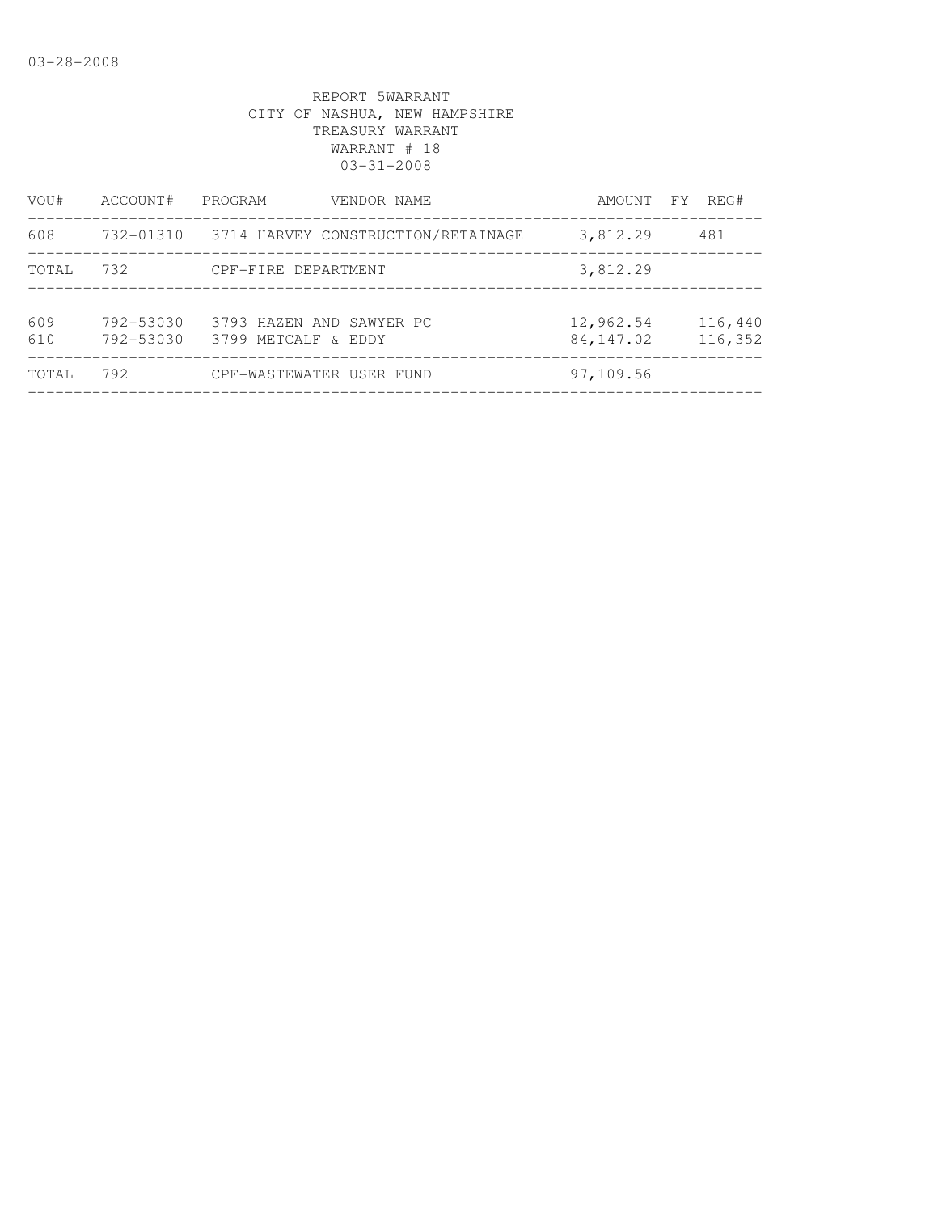03-28-2008

REPORT 5WARRANT
CITY OF NASHUA, NEW HAMPSHIRE
TREASURY WARRANT
WARRANT # 18
03-31-2008

| VOU# | ACCOUNT# | PROGRAM | VENDOR NAME | AMOUNT | FY | REG# |
|---|---|---|---|---|---|---|
| 608 | 732-01310 | 3714 | HARVEY CONSTRUCTION/RETAINAGE | 3,812.29 | | 481 |
| TOTAL | 732 | | CPF-FIRE DEPARTMENT | 3,812.29 | | |
| 609 | 792-53030 | 3793 | HAZEN AND SAWYER PC | 12,962.54 | | 116,440 |
| 610 | 792-53030 | 3799 | METCALF & EDDY | 84,147.02 | | 116,352 |
| TOTAL | 792 | | CPF-WASTEWATER USER FUND | 97,109.56 | | |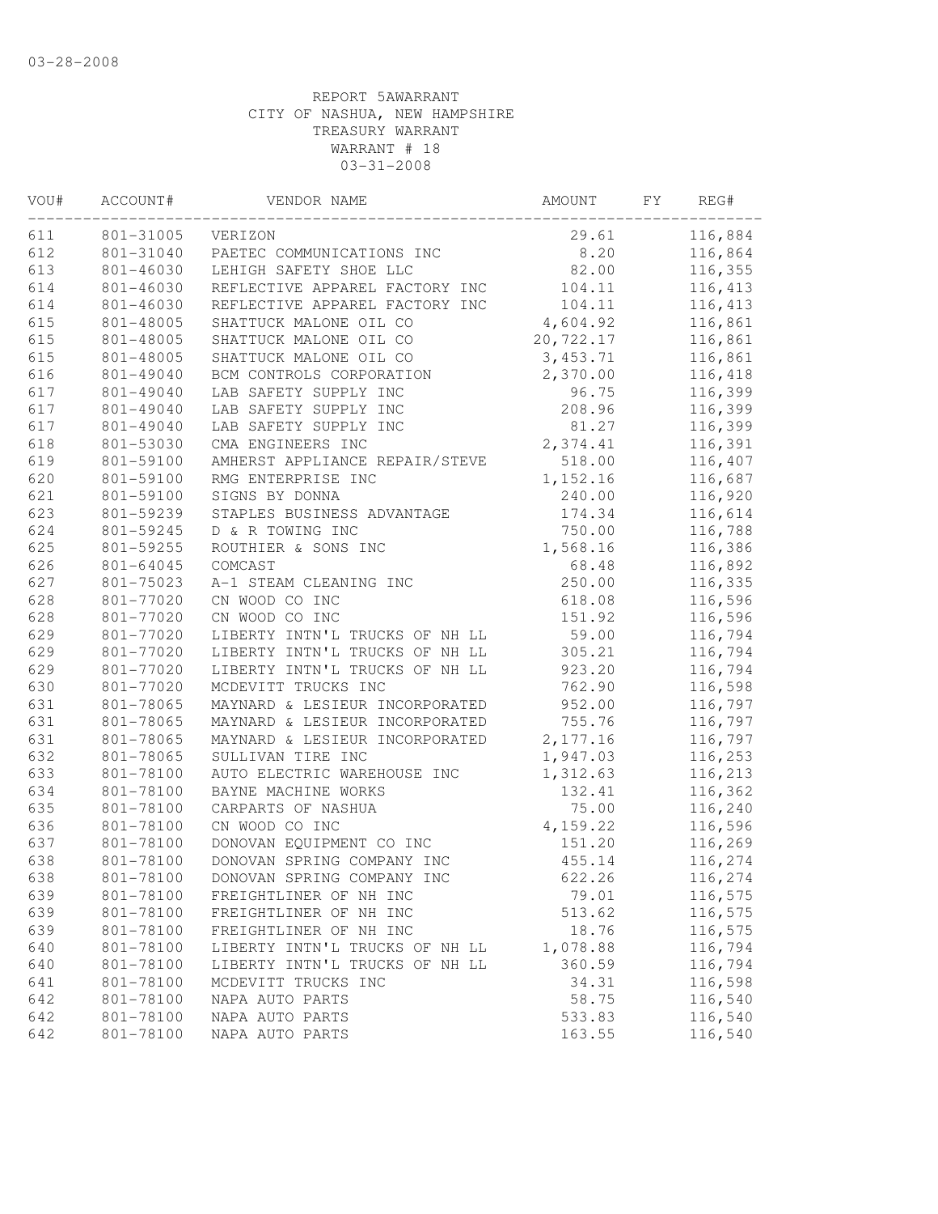03-28-2008

REPORT 5AWARRANT
CITY OF NASHUA, NEW HAMPSHIRE
TREASURY WARRANT
WARRANT # 18
03-31-2008

| VOU# | ACCOUNT# | VENDOR NAME | AMOUNT | FY | REG# |
|---|---|---|---|---|---|
| 611 | 801-31005 | VERIZON | 29.61 | | 116,884 |
| 612 | 801-31040 | PAETEC COMMUNICATIONS INC | 8.20 | | 116,864 |
| 613 | 801-46030 | LEHIGH SAFETY SHOE LLC | 82.00 | | 116,355 |
| 614 | 801-46030 | REFLECTIVE APPAREL FACTORY INC | 104.11 | | 116,413 |
| 614 | 801-46030 | REFLECTIVE APPAREL FACTORY INC | 104.11 | | 116,413 |
| 615 | 801-48005 | SHATTUCK MALONE OIL CO | 4,604.92 | | 116,861 |
| 615 | 801-48005 | SHATTUCK MALONE OIL CO | 20,722.17 | | 116,861 |
| 615 | 801-48005 | SHATTUCK MALONE OIL CO | 3,453.71 | | 116,861 |
| 616 | 801-49040 | BCM CONTROLS CORPORATION | 2,370.00 | | 116,418 |
| 617 | 801-49040 | LAB SAFETY SUPPLY INC | 96.75 | | 116,399 |
| 617 | 801-49040 | LAB SAFETY SUPPLY INC | 208.96 | | 116,399 |
| 617 | 801-49040 | LAB SAFETY SUPPLY INC | 81.27 | | 116,399 |
| 618 | 801-53030 | CMA ENGINEERS INC | 2,374.41 | | 116,391 |
| 619 | 801-59100 | AMHERST APPLIANCE REPAIR/STEVE | 518.00 | | 116,407 |
| 620 | 801-59100 | RMG ENTERPRISE INC | 1,152.16 | | 116,687 |
| 621 | 801-59100 | SIGNS BY DONNA | 240.00 | | 116,920 |
| 623 | 801-59239 | STAPLES BUSINESS ADVANTAGE | 174.34 | | 116,614 |
| 624 | 801-59245 | D & R TOWING INC | 750.00 | | 116,788 |
| 625 | 801-59255 | ROUTHIER & SONS INC | 1,568.16 | | 116,386 |
| 626 | 801-64045 | COMCAST | 68.48 | | 116,892 |
| 627 | 801-75023 | A-1 STEAM CLEANING INC | 250.00 | | 116,335 |
| 628 | 801-77020 | CN WOOD CO INC | 618.08 | | 116,596 |
| 628 | 801-77020 | CN WOOD CO INC | 151.92 | | 116,596 |
| 629 | 801-77020 | LIBERTY INTN'L TRUCKS OF NH LL | 59.00 | | 116,794 |
| 629 | 801-77020 | LIBERTY INTN'L TRUCKS OF NH LL | 305.21 | | 116,794 |
| 629 | 801-77020 | LIBERTY INTN'L TRUCKS OF NH LL | 923.20 | | 116,794 |
| 630 | 801-77020 | MCDEVITT TRUCKS INC | 762.90 | | 116,598 |
| 631 | 801-78065 | MAYNARD & LESIEUR INCORPORATED | 952.00 | | 116,797 |
| 631 | 801-78065 | MAYNARD & LESIEUR INCORPORATED | 755.76 | | 116,797 |
| 631 | 801-78065 | MAYNARD & LESIEUR INCORPORATED | 2,177.16 | | 116,797 |
| 632 | 801-78065 | SULLIVAN TIRE INC | 1,947.03 | | 116,253 |
| 633 | 801-78100 | AUTO ELECTRIC WAREHOUSE INC | 1,312.63 | | 116,213 |
| 634 | 801-78100 | BAYNE MACHINE WORKS | 132.41 | | 116,362 |
| 635 | 801-78100 | CARPARTS OF NASHUA | 75.00 | | 116,240 |
| 636 | 801-78100 | CN WOOD CO INC | 4,159.22 | | 116,596 |
| 637 | 801-78100 | DONOVAN EQUIPMENT CO INC | 151.20 | | 116,269 |
| 638 | 801-78100 | DONOVAN SPRING COMPANY INC | 455.14 | | 116,274 |
| 638 | 801-78100 | DONOVAN SPRING COMPANY INC | 622.26 | | 116,274 |
| 639 | 801-78100 | FREIGHTLINER OF NH INC | 79.01 | | 116,575 |
| 639 | 801-78100 | FREIGHTLINER OF NH INC | 513.62 | | 116,575 |
| 639 | 801-78100 | FREIGHTLINER OF NH INC | 18.76 | | 116,575 |
| 640 | 801-78100 | LIBERTY INTN'L TRUCKS OF NH LL | 1,078.88 | | 116,794 |
| 640 | 801-78100 | LIBERTY INTN'L TRUCKS OF NH LL | 360.59 | | 116,794 |
| 641 | 801-78100 | MCDEVITT TRUCKS INC | 34.31 | | 116,598 |
| 642 | 801-78100 | NAPA AUTO PARTS | 58.75 | | 116,540 |
| 642 | 801-78100 | NAPA AUTO PARTS | 533.83 | | 116,540 |
| 642 | 801-78100 | NAPA AUTO PARTS | 163.55 | | 116,540 |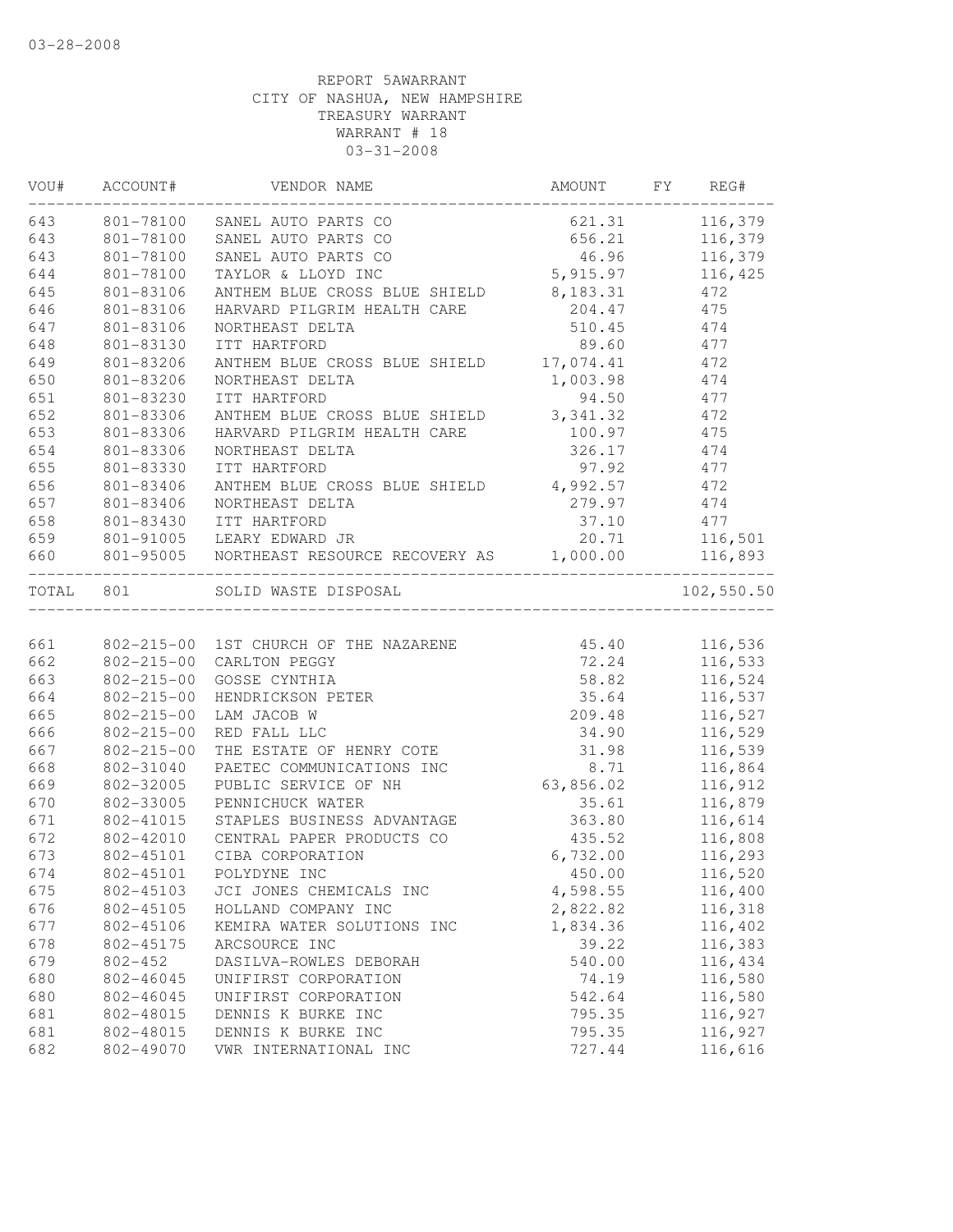03-28-2008

REPORT 5AWARRANT
CITY OF NASHUA, NEW HAMPSHIRE
TREASURY WARRANT
WARRANT # 18
03-31-2008

| VOU# | ACCOUNT# | VENDOR NAME | AMOUNT | FY | REG# |
|---|---|---|---|---|---|
| 643 | 801-78100 | SANEL AUTO PARTS CO | 621.31 | | 116,379 |
| 643 | 801-78100 | SANEL AUTO PARTS CO | 656.21 | | 116,379 |
| 643 | 801-78100 | SANEL AUTO PARTS CO | 46.96 | | 116,379 |
| 644 | 801-78100 | TAYLOR & LLOYD INC | 5,915.97 | | 116,425 |
| 645 | 801-83106 | ANTHEM BLUE CROSS BLUE SHIELD | 8,183.31 | | 472 |
| 646 | 801-83106 | HARVARD PILGRIM HEALTH CARE | 204.47 | | 475 |
| 647 | 801-83106 | NORTHEAST DELTA | 510.45 | | 474 |
| 648 | 801-83130 | ITT HARTFORD | 89.60 | | 477 |
| 649 | 801-83206 | ANTHEM BLUE CROSS BLUE SHIELD | 17,074.41 | | 472 |
| 650 | 801-83206 | NORTHEAST DELTA | 1,003.98 | | 474 |
| 651 | 801-83230 | ITT HARTFORD | 94.50 | | 477 |
| 652 | 801-83306 | ANTHEM BLUE CROSS BLUE SHIELD | 3,341.32 | | 472 |
| 653 | 801-83306 | HARVARD PILGRIM HEALTH CARE | 100.97 | | 475 |
| 654 | 801-83306 | NORTHEAST DELTA | 326.17 | | 474 |
| 655 | 801-83330 | ITT HARTFORD | 97.92 | | 477 |
| 656 | 801-83406 | ANTHEM BLUE CROSS BLUE SHIELD | 4,992.57 | | 472 |
| 657 | 801-83406 | NORTHEAST DELTA | 279.97 | | 474 |
| 658 | 801-83430 | ITT HARTFORD | 37.10 | | 477 |
| 659 | 801-91005 | LEARY EDWARD JR | 20.71 | | 116,501 |
| 660 | 801-95005 | NORTHEAST RESOURCE RECOVERY AS | 1,000.00 | | 116,893 |
| TOTAL | 801 | SOLID WASTE DISPOSAL | | | 102,550.50 |
| 661 | 802-215-00 | 1ST CHURCH OF THE NAZARENE | 45.40 | | 116,536 |
| 662 | 802-215-00 | CARLTON PEGGY | 72.24 | | 116,533 |
| 663 | 802-215-00 | GOSSE CYNTHIA | 58.82 | | 116,524 |
| 664 | 802-215-00 | HENDRICKSON PETER | 35.64 | | 116,537 |
| 665 | 802-215-00 | LAM JACOB W | 209.48 | | 116,527 |
| 666 | 802-215-00 | RED FALL LLC | 34.90 | | 116,529 |
| 667 | 802-215-00 | THE ESTATE OF HENRY COTE | 31.98 | | 116,539 |
| 668 | 802-31040 | PAETEC COMMUNICATIONS INC | 8.71 | | 116,864 |
| 669 | 802-32005 | PUBLIC SERVICE OF NH | 63,856.02 | | 116,912 |
| 670 | 802-33005 | PENNICHUCK WATER | 35.61 | | 116,879 |
| 671 | 802-41015 | STAPLES BUSINESS ADVANTAGE | 363.80 | | 116,614 |
| 672 | 802-42010 | CENTRAL PAPER PRODUCTS CO | 435.52 | | 116,808 |
| 673 | 802-45101 | CIBA CORPORATION | 6,732.00 | | 116,293 |
| 674 | 802-45101 | POLYDYNE INC | 450.00 | | 116,520 |
| 675 | 802-45103 | JCI JONES CHEMICALS INC | 4,598.55 | | 116,400 |
| 676 | 802-45105 | HOLLAND COMPANY INC | 2,822.82 | | 116,318 |
| 677 | 802-45106 | KEMIRA WATER SOLUTIONS INC | 1,834.36 | | 116,402 |
| 678 | 802-45175 | ARCSOURCE INC | 39.22 | | 116,383 |
| 679 | 802-452 | DASILVA-ROWLES DEBORAH | 540.00 | | 116,434 |
| 680 | 802-46045 | UNIFIRST CORPORATION | 74.19 | | 116,580 |
| 680 | 802-46045 | UNIFIRST CORPORATION | 542.64 | | 116,580 |
| 681 | 802-48015 | DENNIS K BURKE INC | 795.35 | | 116,927 |
| 681 | 802-48015 | DENNIS K BURKE INC | 795.35 | | 116,927 |
| 682 | 802-49070 | VWR INTERNATIONAL INC | 727.44 | | 116,616 |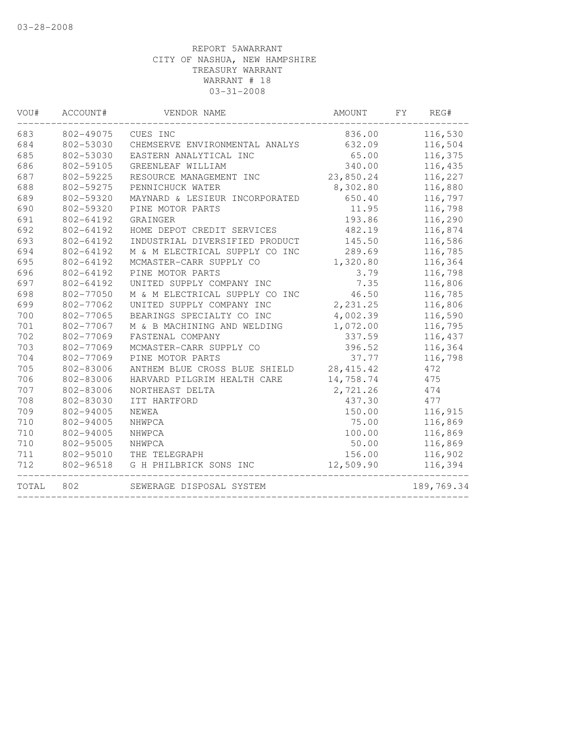03-28-2008

REPORT 5AWARRANT
CITY OF NASHUA, NEW HAMPSHIRE
TREASURY WARRANT
WARRANT # 18
03-31-2008

| VOU# | ACCOUNT# | VENDOR NAME | AMOUNT | FY | REG# |
|---|---|---|---|---|---|
| 683 | 802-49075 | CUES INC | 836.00 | | 116,530 |
| 684 | 802-53030 | CHEMSERVE ENVIRONMENTAL ANALYS | 632.09 | | 116,504 |
| 685 | 802-53030 | EASTERN ANALYTICAL INC | 65.00 | | 116,375 |
| 686 | 802-59105 | GREENLEAF WILLIAM | 340.00 | | 116,435 |
| 687 | 802-59225 | RESOURCE MANAGEMENT INC | 23,850.24 | | 116,227 |
| 688 | 802-59275 | PENNICHUCK WATER | 8,302.80 | | 116,880 |
| 689 | 802-59320 | MAYNARD & LESIEUR INCORPORATED | 650.40 | | 116,797 |
| 690 | 802-59320 | PINE MOTOR PARTS | 11.95 | | 116,798 |
| 691 | 802-64192 | GRAINGER | 193.86 | | 116,290 |
| 692 | 802-64192 | HOME DEPOT CREDIT SERVICES | 482.19 | | 116,874 |
| 693 | 802-64192 | INDUSTRIAL DIVERSIFIED PRODUCT | 145.50 | | 116,586 |
| 694 | 802-64192 | M & M ELECTRICAL SUPPLY CO INC | 289.69 | | 116,785 |
| 695 | 802-64192 | MCMASTER-CARR SUPPLY CO | 1,320.80 | | 116,364 |
| 696 | 802-64192 | PINE MOTOR PARTS | 3.79 | | 116,798 |
| 697 | 802-64192 | UNITED SUPPLY COMPANY INC | 7.35 | | 116,806 |
| 698 | 802-77050 | M & M ELECTRICAL SUPPLY CO INC | 46.50 | | 116,785 |
| 699 | 802-77062 | UNITED SUPPLY COMPANY INC | 2,231.25 | | 116,806 |
| 700 | 802-77065 | BEARINGS SPECIALTY CO INC | 4,002.39 | | 116,590 |
| 701 | 802-77067 | M & B MACHINING AND WELDING | 1,072.00 | | 116,795 |
| 702 | 802-77069 | FASTENAL COMPANY | 337.59 | | 116,437 |
| 703 | 802-77069 | MCMASTER-CARR SUPPLY CO | 396.52 | | 116,364 |
| 704 | 802-77069 | PINE MOTOR PARTS | 37.77 | | 116,798 |
| 705 | 802-83006 | ANTHEM BLUE CROSS BLUE SHIELD | 28,415.42 | | 472 |
| 706 | 802-83006 | HARVARD PILGRIM HEALTH CARE | 14,758.74 | | 475 |
| 707 | 802-83006 | NORTHEAST DELTA | 2,721.26 | | 474 |
| 708 | 802-83030 | ITT HARTFORD | 437.30 | | 477 |
| 709 | 802-94005 | NEWEA | 150.00 | | 116,915 |
| 710 | 802-94005 | NHWPCA | 75.00 | | 116,869 |
| 710 | 802-94005 | NHWPCA | 100.00 | | 116,869 |
| 710 | 802-95005 | NHWPCA | 50.00 | | 116,869 |
| 711 | 802-95010 | THE TELEGRAPH | 156.00 | | 116,902 |
| 712 | 802-96518 | G H PHILBRICK SONS INC | 12,509.90 | | 116,394 |
| TOTAL | 802 | SEWERAGE DISPOSAL SYSTEM | | | 189,769.34 |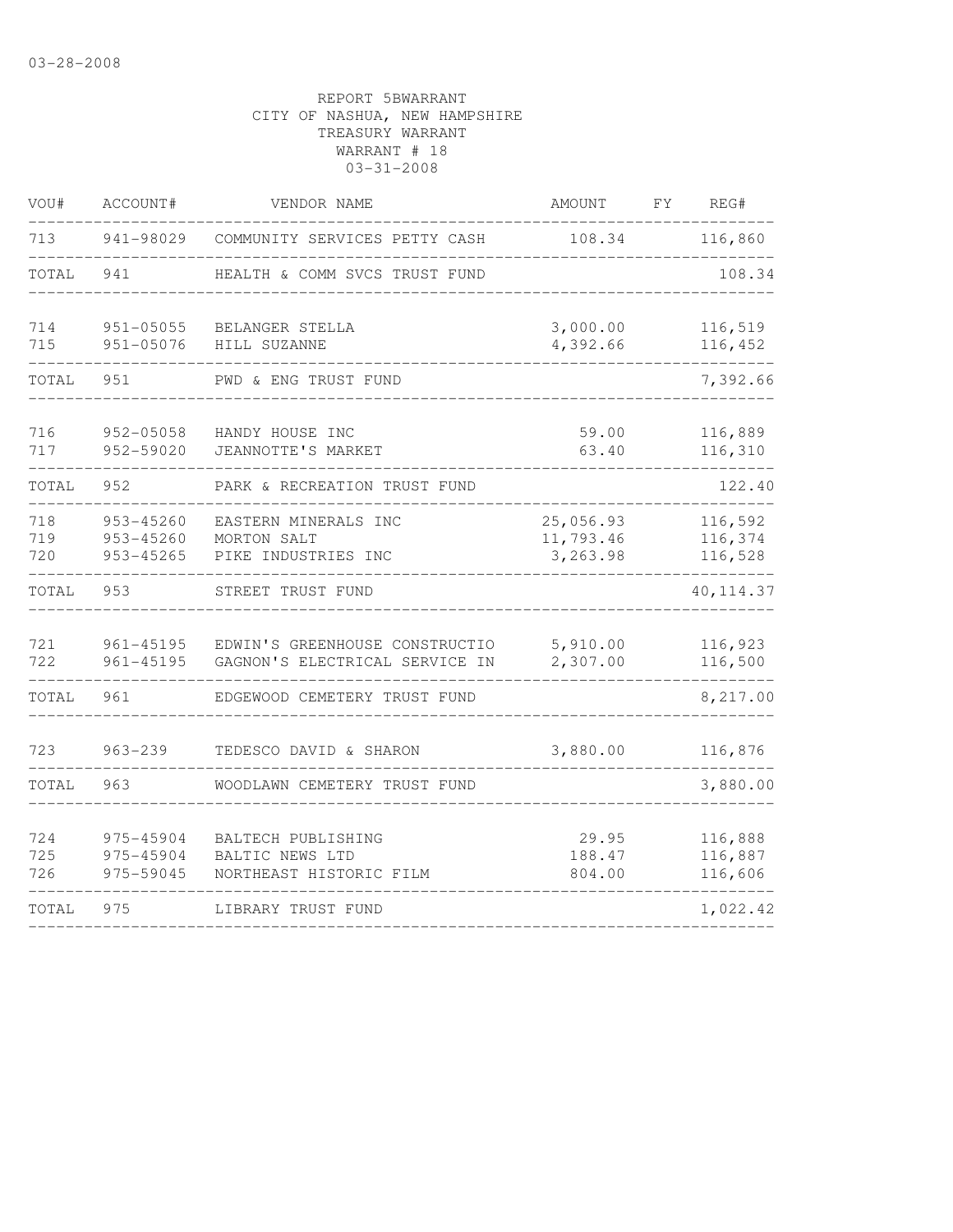03-28-2008

REPORT 5BWARRANT
CITY OF NASHUA, NEW HAMPSHIRE
TREASURY WARRANT
WARRANT # 18
03-31-2008

| VOU# | ACCOUNT# | VENDOR NAME | AMOUNT | FY | REG# |
|---|---|---|---|---|---|
| 713 | 941-98029 | COMMUNITY SERVICES PETTY CASH | 108.34 | | 116,860 |
| TOTAL | 941 | HEALTH & COMM SVCS TRUST FUND | | | 108.34 |
| 714 | 951-05055 | BELANGER STELLA | 3,000.00 | | 116,519 |
| 715 | 951-05076 | HILL SUZANNE | 4,392.66 | | 116,452 |
| TOTAL | 951 | PWD & ENG TRUST FUND | | | 7,392.66 |
| 716 | 952-05058 | HANDY HOUSE INC | 59.00 | | 116,889 |
| 717 | 952-59020 | JEANNOTTE'S MARKET | 63.40 | | 116,310 |
| TOTAL | 952 | PARK & RECREATION TRUST FUND | | | 122.40 |
| 718 | 953-45260 | EASTERN MINERALS INC | 25,056.93 | | 116,592 |
| 719 | 953-45260 | MORTON SALT | 11,793.46 | | 116,374 |
| 720 | 953-45265 | PIKE INDUSTRIES INC | 3,263.98 | | 116,528 |
| TOTAL | 953 | STREET TRUST FUND | | | 40,114.37 |
| 721 | 961-45195 | EDWIN'S GREENHOUSE CONSTRUCTIO | 5,910.00 | | 116,923 |
| 722 | 961-45195 | GAGNON'S ELECTRICAL SERVICE IN | 2,307.00 | | 116,500 |
| TOTAL | 961 | EDGEWOOD CEMETERY TRUST FUND | | | 8,217.00 |
| 723 | 963-239 | TEDESCO DAVID & SHARON | 3,880.00 | | 116,876 |
| TOTAL | 963 | WOODLAWN CEMETERY TRUST FUND | | | 3,880.00 |
| 724 | 975-45904 | BALTECH PUBLISHING | 29.95 | | 116,888 |
| 725 | 975-45904 | BALTIC NEWS LTD | 188.47 | | 116,887 |
| 726 | 975-59045 | NORTHEAST HISTORIC FILM | 804.00 | | 116,606 |
| TOTAL | 975 | LIBRARY TRUST FUND | | | 1,022.42 |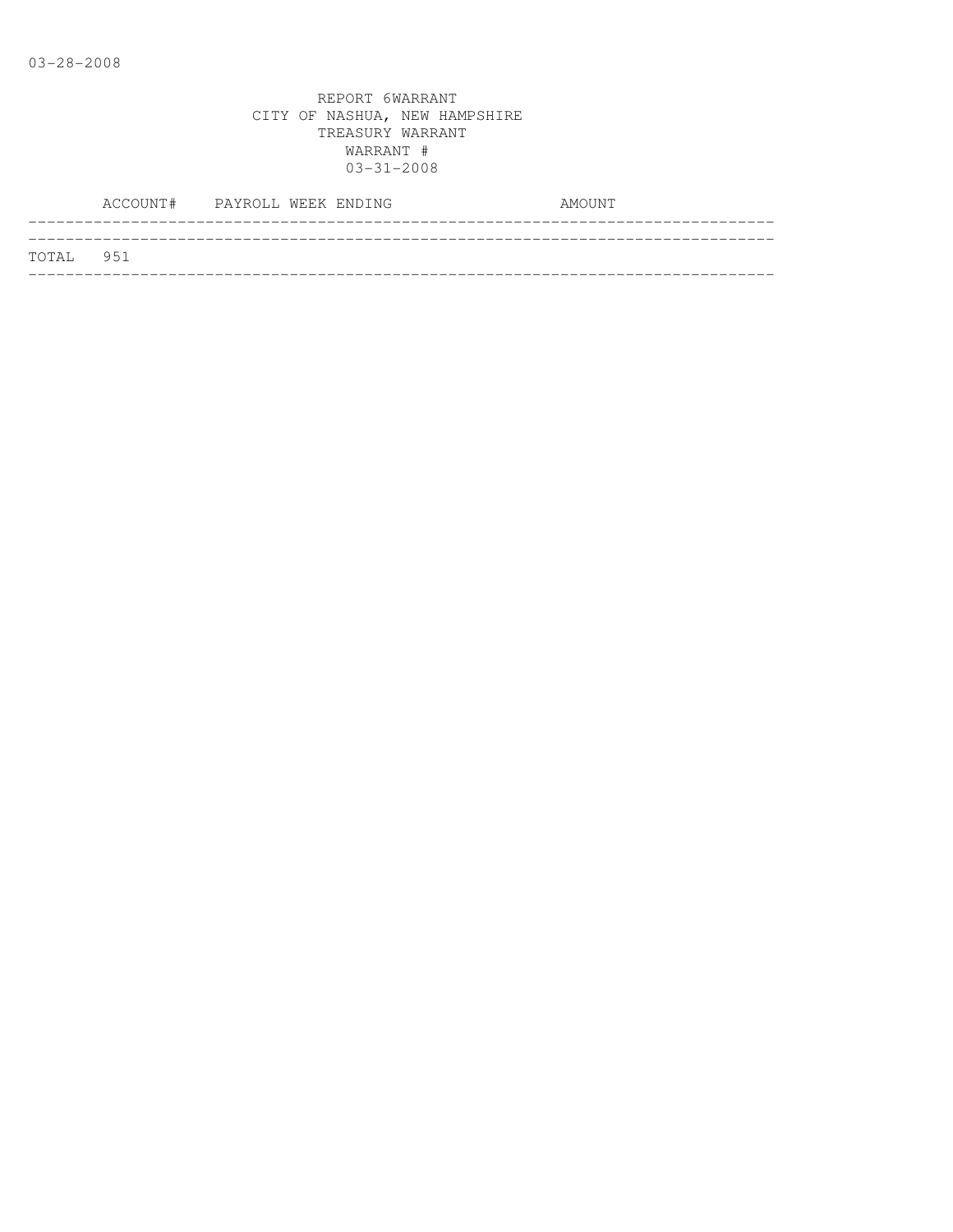03-28-2008

REPORT 6WARRANT
CITY OF NASHUA, NEW HAMPSHIRE
TREASURY WARRANT
WARRANT #
03-31-2008

| ACCOUNT# | PAYROLL WEEK ENDING | AMOUNT |
|---|---|---|
| TOTAL 951 | | |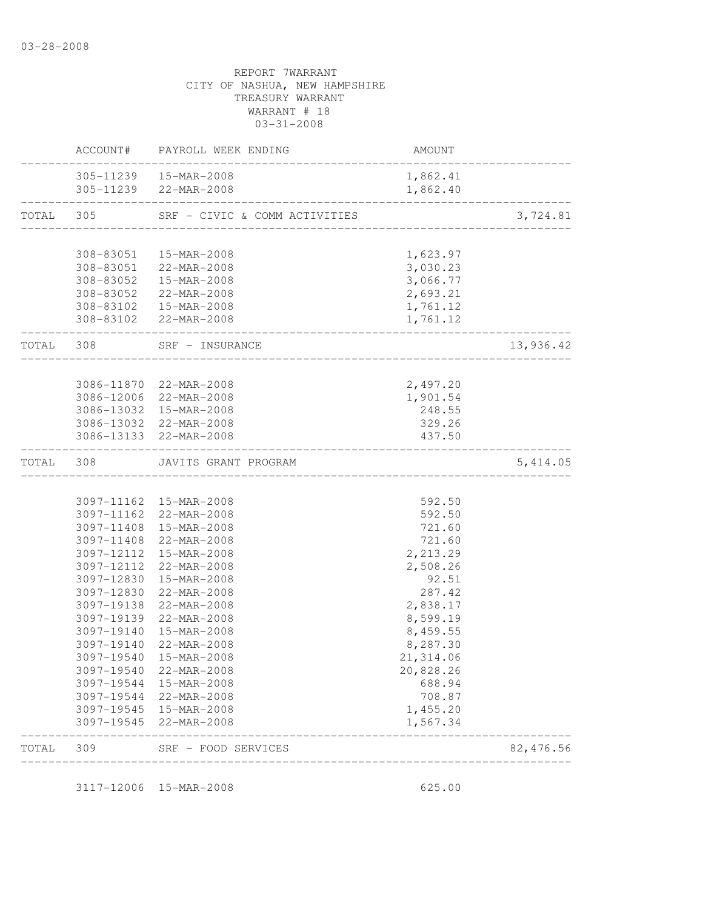03-28-2008

REPORT 7WARRANT
CITY OF NASHUA, NEW HAMPSHIRE
TREASURY WARRANT
WARRANT # 18
03-31-2008

| | ACCOUNT# | PAYROLL WEEK ENDING | AMOUNT | |
|---|---|---|---|---|
| | 305-11239 | 15-MAR-2008 | 1,862.41 | |
| | 305-11239 | 22-MAR-2008 | 1,862.40 | |
| TOTAL | 305 | SRF - CIVIC & COMM ACTIVITIES | | 3,724.81 |
| | 308-83051 | 15-MAR-2008 | 1,623.97 | |
| | 308-83051 | 22-MAR-2008 | 3,030.23 | |
| | 308-83052 | 15-MAR-2008 | 3,066.77 | |
| | 308-83052 | 22-MAR-2008 | 2,693.21 | |
| | 308-83102 | 15-MAR-2008 | 1,761.12 | |
| | 308-83102 | 22-MAR-2008 | 1,761.12 | |
| TOTAL | 308 | SRF - INSURANCE | | 13,936.42 |
| | 3086-11870 | 22-MAR-2008 | 2,497.20 | |
| | 3086-12006 | 22-MAR-2008 | 1,901.54 | |
| | 3086-13032 | 15-MAR-2008 | 248.55 | |
| | 3086-13032 | 22-MAR-2008 | 329.26 | |
| | 3086-13133 | 22-MAR-2008 | 437.50 | |
| TOTAL | 308 | JAVITS GRANT PROGRAM | | 5,414.05 |
| | 3097-11162 | 15-MAR-2008 | 592.50 | |
| | 3097-11162 | 22-MAR-2008 | 592.50 | |
| | 3097-11408 | 15-MAR-2008 | 721.60 | |
| | 3097-11408 | 22-MAR-2008 | 721.60 | |
| | 3097-12112 | 15-MAR-2008 | 2,213.29 | |
| | 3097-12112 | 22-MAR-2008 | 2,508.26 | |
| | 3097-12830 | 15-MAR-2008 | 92.51 | |
| | 3097-12830 | 22-MAR-2008 | 287.42 | |
| | 3097-19138 | 22-MAR-2008 | 2,838.17 | |
| | 3097-19139 | 22-MAR-2008 | 8,599.19 | |
| | 3097-19140 | 15-MAR-2008 | 8,459.55 | |
| | 3097-19140 | 22-MAR-2008 | 8,287.30 | |
| | 3097-19540 | 15-MAR-2008 | 21,314.06 | |
| | 3097-19540 | 22-MAR-2008 | 20,828.26 | |
| | 3097-19544 | 15-MAR-2008 | 688.94 | |
| | 3097-19544 | 22-MAR-2008 | 708.87 | |
| | 3097-19545 | 15-MAR-2008 | 1,455.20 | |
| | 3097-19545 | 22-MAR-2008 | 1,567.34 | |
| TOTAL | 309 | SRF - FOOD SERVICES | | 82,476.56 |
| | 3117-12006 | 15-MAR-2008 | 625.00 | |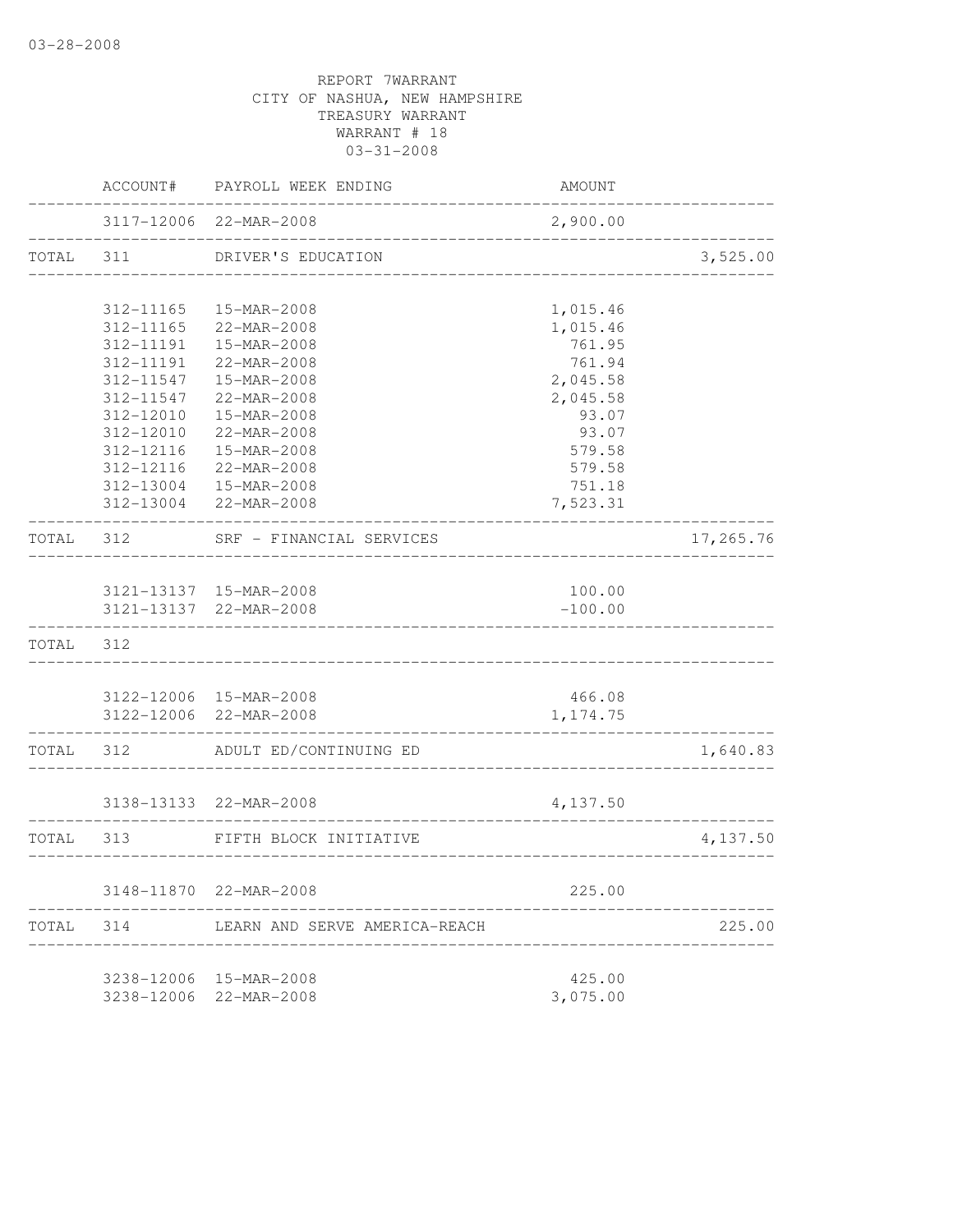03-28-2008

REPORT 7WARRANT
CITY OF NASHUA, NEW HAMPSHIRE
TREASURY WARRANT
WARRANT # 18
03-31-2008

| | ACCOUNT# | PAYROLL WEEK ENDING | AMOUNT | |
|---|---|---|---|---|
| | 3117-12006 | 22-MAR-2008 | 2,900.00 | |
| TOTAL | 311 | DRIVER'S EDUCATION | | 3,525.00 |
| | 312-11165 | 15-MAR-2008 | 1,015.46 | |
| | 312-11165 | 22-MAR-2008 | 1,015.46 | |
| | 312-11191 | 15-MAR-2008 | 761.95 | |
| | 312-11191 | 22-MAR-2008 | 761.94 | |
| | 312-11547 | 15-MAR-2008 | 2,045.58 | |
| | 312-11547 | 22-MAR-2008 | 2,045.58 | |
| | 312-12010 | 15-MAR-2008 | 93.07 | |
| | 312-12010 | 22-MAR-2008 | 93.07 | |
| | 312-12116 | 15-MAR-2008 | 579.58 | |
| | 312-12116 | 22-MAR-2008 | 579.58 | |
| | 312-13004 | 15-MAR-2008 | 751.18 | |
| | 312-13004 | 22-MAR-2008 | 7,523.31 | |
| TOTAL | 312 | SRF - FINANCIAL SERVICES | | 17,265.76 |
| | 3121-13137 | 15-MAR-2008 | 100.00 | |
| | 3121-13137 | 22-MAR-2008 | -100.00 | |
| TOTAL | 312 | | | |
| | 3122-12006 | 15-MAR-2008 | 466.08 | |
| | 3122-12006 | 22-MAR-2008 | 1,174.75 | |
| TOTAL | 312 | ADULT ED/CONTINUING ED | | 1,640.83 |
| | 3138-13133 | 22-MAR-2008 | 4,137.50 | |
| TOTAL | 313 | FIFTH BLOCK INITIATIVE | | 4,137.50 |
| | 3148-11870 | 22-MAR-2008 | 225.00 | |
| TOTAL | 314 | LEARN AND SERVE AMERICA-REACH | | 225.00 |
| | 3238-12006 | 15-MAR-2008 | 425.00 | |
| | 3238-12006 | 22-MAR-2008 | 3,075.00 | |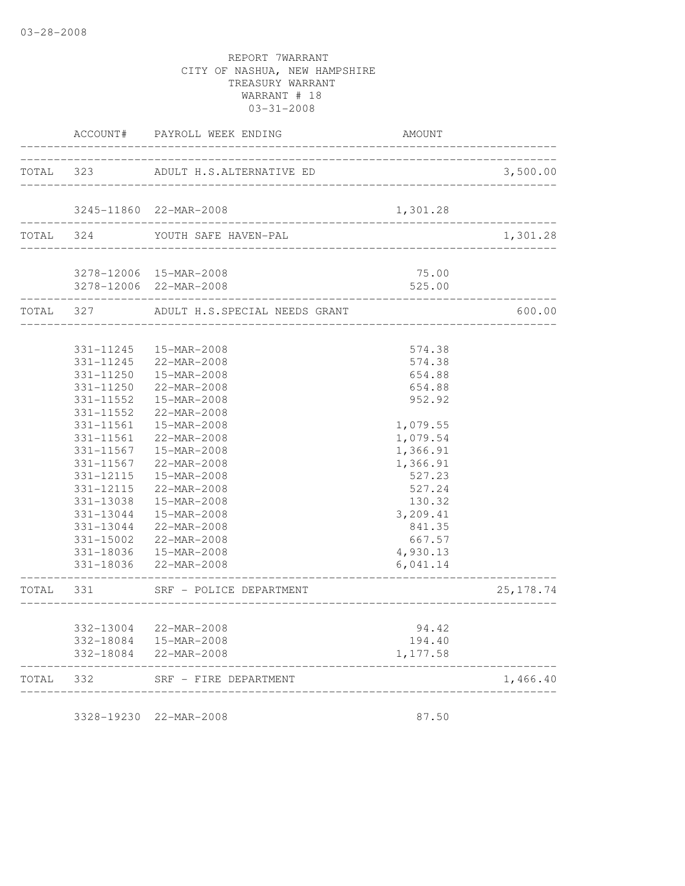03-28-2008

REPORT 7WARRANT
CITY OF NASHUA, NEW HAMPSHIRE
TREASURY WARRANT
WARRANT # 18
03-31-2008

| | ACCOUNT# | PAYROLL WEEK ENDING | AMOUNT | |
|---|---|---|---|---|
| TOTAL | 323 | ADULT H.S.ALTERNATIVE ED | | 3,500.00 |
| | 3245-11860 | 22-MAR-2008 | 1,301.28 | |
| TOTAL | 324 | YOUTH SAFE HAVEN-PAL | | 1,301.28 |
| | 3278-12006 | 15-MAR-2008 | 75.00 | |
| | 3278-12006 | 22-MAR-2008 | 525.00 | |
| TOTAL | 327 | ADULT H.S.SPECIAL NEEDS GRANT | | 600.00 |
| | 331-11245 | 15-MAR-2008 | 574.38 | |
| | 331-11245 | 22-MAR-2008 | 574.38 | |
| | 331-11250 | 15-MAR-2008 | 654.88 | |
| | 331-11250 | 22-MAR-2008 | 654.88 | |
| | 331-11552 | 15-MAR-2008 | 952.92 | |
| | 331-11552 | 22-MAR-2008 | | |
| | 331-11561 | 15-MAR-2008 | 1,079.55 | |
| | 331-11561 | 22-MAR-2008 | 1,079.54 | |
| | 331-11567 | 15-MAR-2008 | 1,366.91 | |
| | 331-11567 | 22-MAR-2008 | 1,366.91 | |
| | 331-12115 | 15-MAR-2008 | 527.23 | |
| | 331-12115 | 22-MAR-2008 | 527.24 | |
| | 331-13038 | 15-MAR-2008 | 130.32 | |
| | 331-13044 | 15-MAR-2008 | 3,209.41 | |
| | 331-13044 | 22-MAR-2008 | 841.35 | |
| | 331-15002 | 22-MAR-2008 | 667.57 | |
| | 331-18036 | 15-MAR-2008 | 4,930.13 | |
| | 331-18036 | 22-MAR-2008 | 6,041.14 | |
| TOTAL | 331 | SRF - POLICE DEPARTMENT | | 25,178.74 |
| | 332-13004 | 22-MAR-2008 | 94.42 | |
| | 332-18084 | 15-MAR-2008 | 194.40 | |
| | 332-18084 | 22-MAR-2008 | 1,177.58 | |
| TOTAL | 332 | SRF - FIRE DEPARTMENT | | 1,466.40 |
| | 3328-19230 | 22-MAR-2008 | 87.50 | |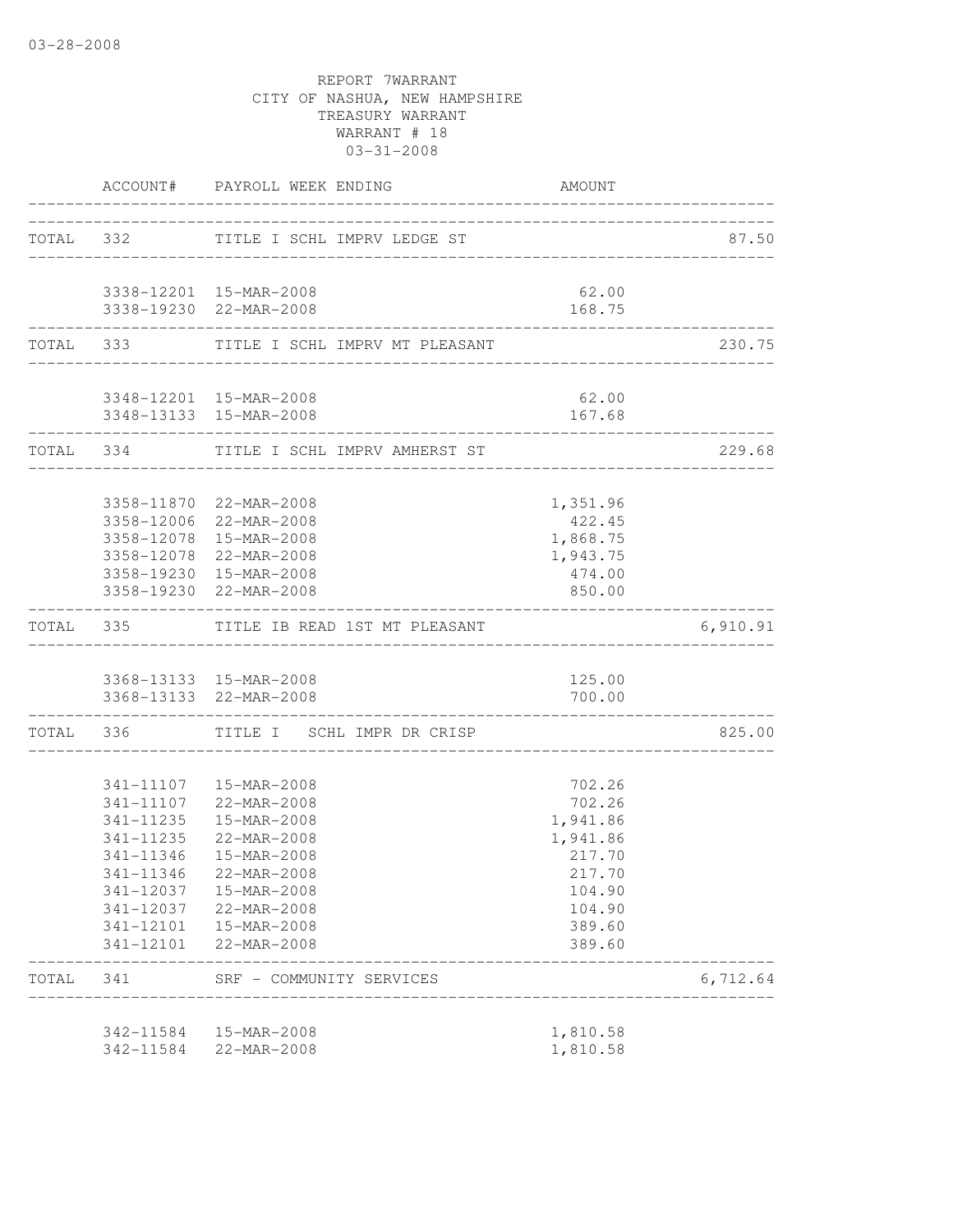03-28-2008

REPORT 7WARRANT
CITY OF NASHUA, NEW HAMPSHIRE
TREASURY WARRANT
WARRANT # 18
03-31-2008

| | ACCOUNT# | PAYROLL WEEK ENDING | AMOUNT | |
|---|---|---|---|---|
| TOTAL | 332 | TITLE I SCHL IMPRV LEDGE ST | | 87.50 |
| | 3338-12201 | 15-MAR-2008 | 62.00 | |
| | 3338-19230 | 22-MAR-2008 | 168.75 | |
| TOTAL | 333 | TITLE I SCHL IMPRV MT PLEASANT | | 230.75 |
| | 3348-12201 | 15-MAR-2008 | 62.00 | |
| | 3348-13133 | 15-MAR-2008 | 167.68 | |
| TOTAL | 334 | TITLE I SCHL IMPRV AMHERST ST | | 229.68 |
| | 3358-11870 | 22-MAR-2008 | 1,351.96 | |
| | 3358-12006 | 22-MAR-2008 | 422.45 | |
| | 3358-12078 | 15-MAR-2008 | 1,868.75 | |
| | 3358-12078 | 22-MAR-2008 | 1,943.75 | |
| | 3358-19230 | 15-MAR-2008 | 474.00 | |
| | 3358-19230 | 22-MAR-2008 | 850.00 | |
| TOTAL | 335 | TITLE IB READ 1ST MT PLEASANT | | 6,910.91 |
| | 3368-13133 | 15-MAR-2008 | 125.00 | |
| | 3368-13133 | 22-MAR-2008 | 700.00 | |
| TOTAL | 336 | TITLE I SCHL IMPR DR CRISP | | 825.00 |
| | 341-11107 | 15-MAR-2008 | 702.26 | |
| | 341-11107 | 22-MAR-2008 | 702.26 | |
| | 341-11235 | 15-MAR-2008 | 1,941.86 | |
| | 341-11235 | 22-MAR-2008 | 1,941.86 | |
| | 341-11346 | 15-MAR-2008 | 217.70 | |
| | 341-11346 | 22-MAR-2008 | 217.70 | |
| | 341-12037 | 15-MAR-2008 | 104.90 | |
| | 341-12037 | 22-MAR-2008 | 104.90 | |
| | 341-12101 | 15-MAR-2008 | 389.60 | |
| | 341-12101 | 22-MAR-2008 | 389.60 | |
| TOTAL | 341 | SRF - COMMUNITY SERVICES | | 6,712.64 |
| | 342-11584 | 15-MAR-2008 | 1,810.58 | |
| | 342-11584 | 22-MAR-2008 | 1,810.58 | |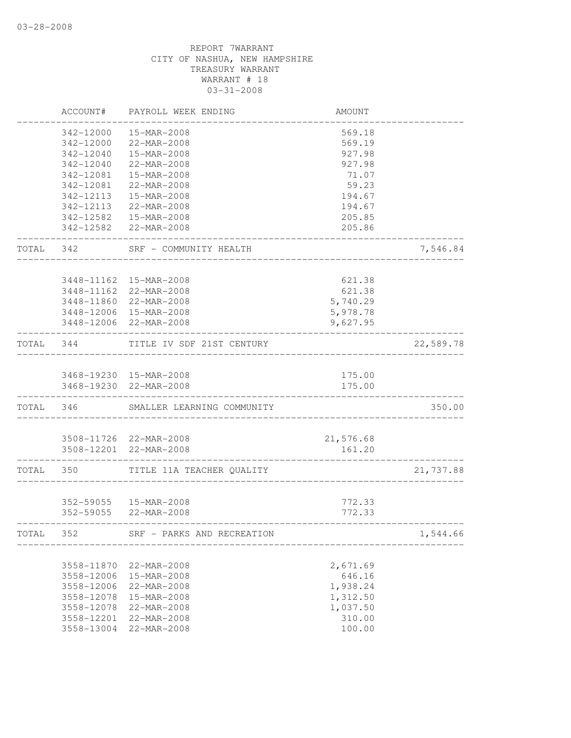REPORT 7WARRANT
CITY OF NASHUA, NEW HAMPSHIRE
TREASURY WARRANT
WARRANT # 18
03-31-2008

| | ACCOUNT# | PAYROLL WEEK ENDING | AMOUNT | |
|---|---|---|---|---|
| | 342-12000 | 15-MAR-2008 | 569.18 | |
| | 342-12000 | 22-MAR-2008 | 569.19 | |
| | 342-12040 | 15-MAR-2008 | 927.98 | |
| | 342-12040 | 22-MAR-2008 | 927.98 | |
| | 342-12081 | 15-MAR-2008 | 71.07 | |
| | 342-12081 | 22-MAR-2008 | 59.23 | |
| | 342-12113 | 15-MAR-2008 | 194.67 | |
| | 342-12113 | 22-MAR-2008 | 194.67 | |
| | 342-12582 | 15-MAR-2008 | 205.85 | |
| | 342-12582 | 22-MAR-2008 | 205.86 | |
| TOTAL | 342 | SRF - COMMUNITY HEALTH | | 7,546.84 |
| | 3448-11162 | 15-MAR-2008 | 621.38 | |
| | 3448-11162 | 22-MAR-2008 | 621.38 | |
| | 3448-11860 | 22-MAR-2008 | 5,740.29 | |
| | 3448-12006 | 15-MAR-2008 | 5,978.78 | |
| | 3448-12006 | 22-MAR-2008 | 9,627.95 | |
| TOTAL | 344 | TITLE IV SDF 21ST CENTURY | | 22,589.78 |
| | 3468-19230 | 15-MAR-2008 | 175.00 | |
| | 3468-19230 | 22-MAR-2008 | 175.00 | |
| TOTAL | 346 | SMALLER LEARNING COMMUNITY | | 350.00 |
| | 3508-11726 | 22-MAR-2008 | 21,576.68 | |
| | 3508-12201 | 22-MAR-2008 | 161.20 | |
| TOTAL | 350 | TITLE 11A TEACHER QUALITY | | 21,737.88 |
| | 352-59055 | 15-MAR-2008 | 772.33 | |
| | 352-59055 | 22-MAR-2008 | 772.33 | |
| TOTAL | 352 | SRF - PARKS AND RECREATION | | 1,544.66 |
| | 3558-11870 | 22-MAR-2008 | 2,671.69 | |
| | 3558-12006 | 15-MAR-2008 | 646.16 | |
| | 3558-12006 | 22-MAR-2008 | 1,938.24 | |
| | 3558-12078 | 15-MAR-2008 | 1,312.50 | |
| | 3558-12078 | 22-MAR-2008 | 1,037.50 | |
| | 3558-12201 | 22-MAR-2008 | 310.00 | |
| | 3558-13004 | 22-MAR-2008 | 100.00 | |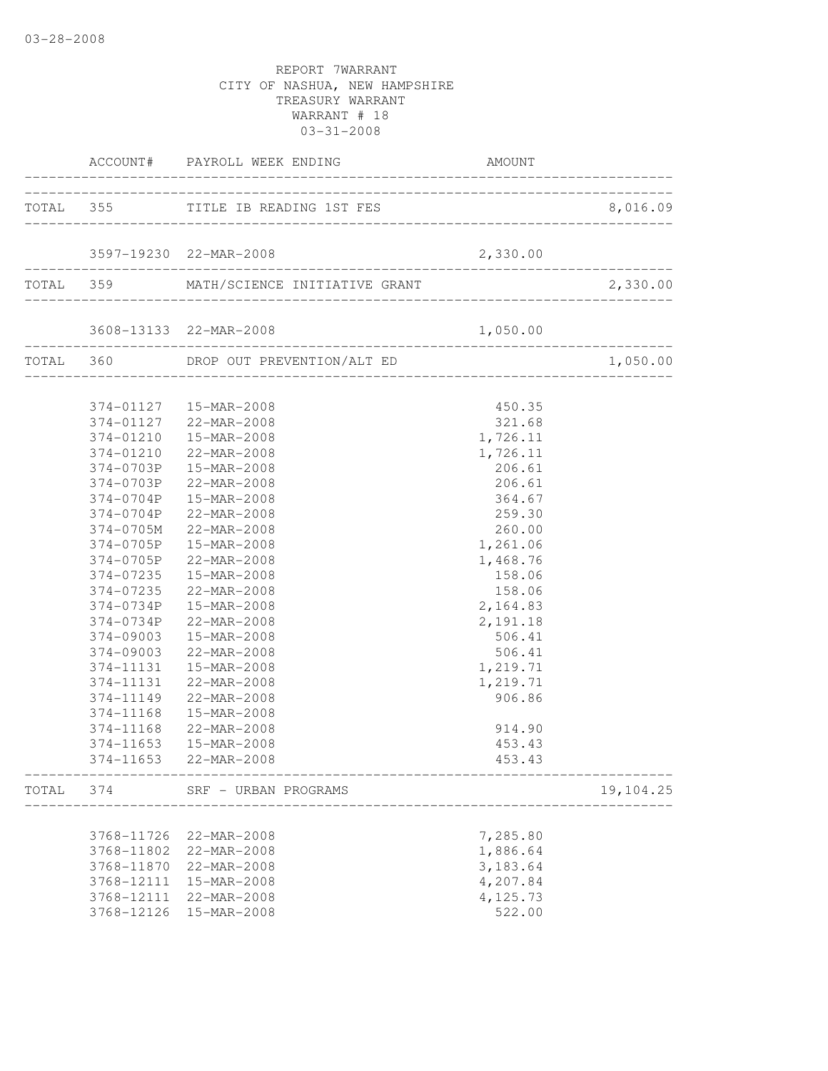REPORT 7WARRANT
CITY OF NASHUA, NEW HAMPSHIRE
TREASURY WARRANT
WARRANT # 18
03-31-2008

| | ACCOUNT# | PAYROLL WEEK ENDING | AMOUNT | |
|---|---|---|---|---|
| TOTAL | 355 | TITLE IB READING 1ST FES | | 8,016.09 |
| | 3597-19230 | 22-MAR-2008 | 2,330.00 | |
| TOTAL | 359 | MATH/SCIENCE INITIATIVE GRANT | | 2,330.00 |
| | 3608-13133 | 22-MAR-2008 | 1,050.00 | |
| TOTAL | 360 | DROP OUT PREVENTION/ALT ED | | 1,050.00 |
| | 374-01127 | 15-MAR-2008 | 450.35 | |
| | 374-01127 | 22-MAR-2008 | 321.68 | |
| | 374-01210 | 15-MAR-2008 | 1,726.11 | |
| | 374-01210 | 22-MAR-2008 | 1,726.11 | |
| | 374-0703P | 15-MAR-2008 | 206.61 | |
| | 374-0703P | 22-MAR-2008 | 206.61 | |
| | 374-0704P | 15-MAR-2008 | 364.67 | |
| | 374-0704P | 22-MAR-2008 | 259.30 | |
| | 374-0705M | 22-MAR-2008 | 260.00 | |
| | 374-0705P | 15-MAR-2008 | 1,261.06 | |
| | 374-0705P | 22-MAR-2008 | 1,468.76 | |
| | 374-07235 | 15-MAR-2008 | 158.06 | |
| | 374-07235 | 22-MAR-2008 | 158.06 | |
| | 374-0734P | 15-MAR-2008 | 2,164.83 | |
| | 374-0734P | 22-MAR-2008 | 2,191.18 | |
| | 374-09003 | 15-MAR-2008 | 506.41 | |
| | 374-09003 | 22-MAR-2008 | 506.41 | |
| | 374-11131 | 15-MAR-2008 | 1,219.71 | |
| | 374-11131 | 22-MAR-2008 | 1,219.71 | |
| | 374-11149 | 22-MAR-2008 | 906.86 | |
| | 374-11168 | 15-MAR-2008 | | |
| | 374-11168 | 22-MAR-2008 | 914.90 | |
| | 374-11653 | 15-MAR-2008 | 453.43 | |
| | 374-11653 | 22-MAR-2008 | 453.43 | |
| TOTAL | 374 | SRF - URBAN PROGRAMS | | 19,104.25 |
| | 3768-11726 | 22-MAR-2008 | 7,285.80 | |
| | 3768-11802 | 22-MAR-2008 | 1,886.64 | |
| | 3768-11870 | 22-MAR-2008 | 3,183.64 | |
| | 3768-12111 | 15-MAR-2008 | 4,207.84 | |
| | 3768-12111 | 22-MAR-2008 | 4,125.73 | |
| | 3768-12126 | 15-MAR-2008 | 522.00 | |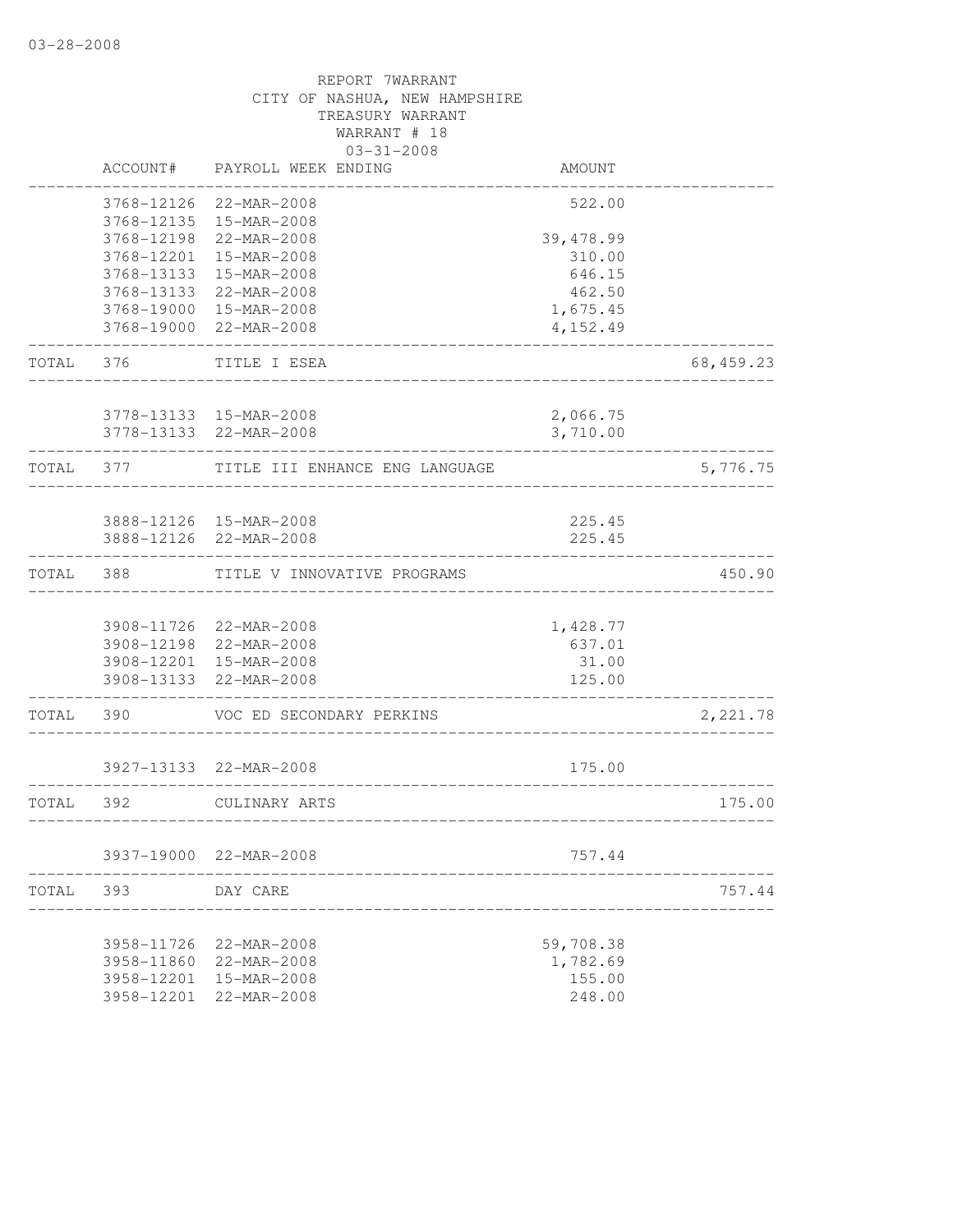03-28-2008

REPORT 7WARRANT
CITY OF NASHUA, NEW HAMPSHIRE
TREASURY WARRANT
WARRANT # 18
03-31-2008

| | ACCOUNT# | PAYROLL WEEK ENDING | AMOUNT | |
|---|---|---|---|---|
| | 3768-12126 | 22-MAR-2008 | 522.00 | |
| | 3768-12135 | 15-MAR-2008 | | |
| | 3768-12198 | 22-MAR-2008 | 39,478.99 | |
| | 3768-12201 | 15-MAR-2008 | 310.00 | |
| | 3768-13133 | 15-MAR-2008 | 646.15 | |
| | 3768-13133 | 22-MAR-2008 | 462.50 | |
| | 3768-19000 | 15-MAR-2008 | 1,675.45 | |
| | 3768-19000 | 22-MAR-2008 | 4,152.49 | |
| TOTAL | 376 | TITLE I ESEA | | 68,459.23 |
| | 3778-13133 | 15-MAR-2008 | 2,066.75 | |
| | 3778-13133 | 22-MAR-2008 | 3,710.00 | |
| TOTAL | 377 | TITLE III ENHANCE ENG LANGUAGE | | 5,776.75 |
| | 3888-12126 | 15-MAR-2008 | 225.45 | |
| | 3888-12126 | 22-MAR-2008 | 225.45 | |
| TOTAL | 388 | TITLE V INNOVATIVE PROGRAMS | | 450.90 |
| | 3908-11726 | 22-MAR-2008 | 1,428.77 | |
| | 3908-12198 | 22-MAR-2008 | 637.01 | |
| | 3908-12201 | 15-MAR-2008 | 31.00 | |
| | 3908-13133 | 22-MAR-2008 | 125.00 | |
| TOTAL | 390 | VOC ED SECONDARY PERKINS | | 2,221.78 |
| | 3927-13133 | 22-MAR-2008 | 175.00 | |
| TOTAL | 392 | CULINARY ARTS | | 175.00 |
| | 3937-19000 | 22-MAR-2008 | 757.44 | |
| TOTAL | 393 | DAY CARE | | 757.44 |
| | 3958-11726 | 22-MAR-2008 | 59,708.38 | |
| | 3958-11860 | 22-MAR-2008 | 1,782.69 | |
| | 3958-12201 | 15-MAR-2008 | 155.00 | |
| | 3958-12201 | 22-MAR-2008 | 248.00 | |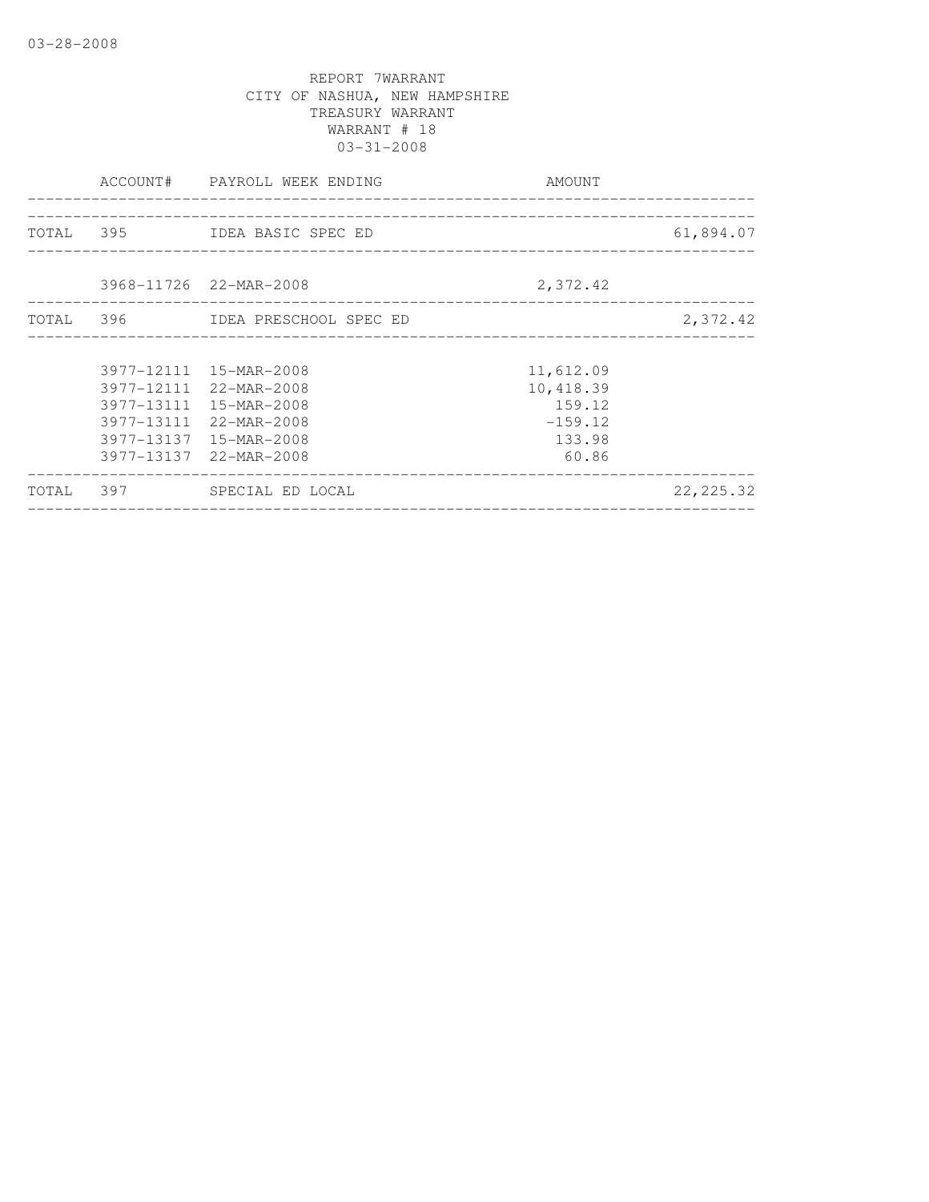03-28-2008

REPORT 7WARRANT
CITY OF NASHUA, NEW HAMPSHIRE
TREASURY WARRANT
WARRANT # 18
03-31-2008

| | ACCOUNT# | PAYROLL WEEK ENDING | AMOUNT | |
|---|---|---|---|---|
| TOTAL | 395 | IDEA BASIC SPEC ED | | 61,894.07 |
| | 3968-11726 | 22-MAR-2008 | 2,372.42 | |
| TOTAL | 396 | IDEA PRESCHOOL SPEC ED | | 2,372.42 |
| | 3977-12111 | 15-MAR-2008 | 11,612.09 | |
| | 3977-12111 | 22-MAR-2008 | 10,418.39 | |
| | 3977-13111 | 15-MAR-2008 | 159.12 | |
| | 3977-13111 | 22-MAR-2008 | -159.12 | |
| | 3977-13137 | 15-MAR-2008 | 133.98 | |
| | 3977-13137 | 22-MAR-2008 | 60.86 | |
| TOTAL | 397 | SPECIAL ED LOCAL | | 22,225.32 |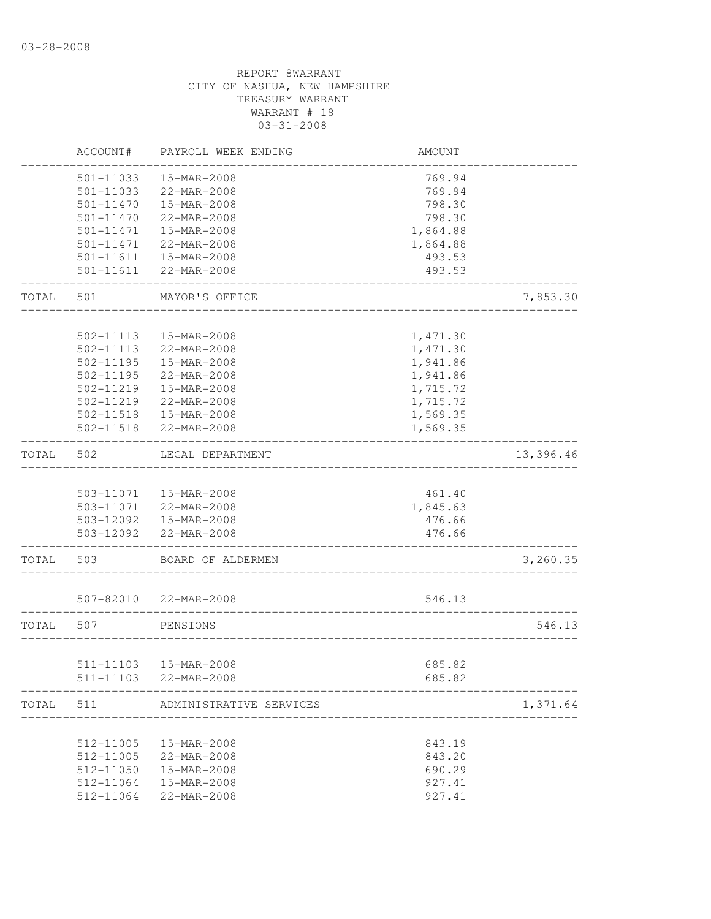03-28-2008

REPORT 8WARRANT
CITY OF NASHUA, NEW HAMPSHIRE
TREASURY WARRANT
WARRANT # 18
03-31-2008

| | ACCOUNT# | PAYROLL WEEK ENDING | AMOUNT | |
|---|---|---|---|---|
| | 501-11033 | 15-MAR-2008 | 769.94 | |
| | 501-11033 | 22-MAR-2008 | 769.94 | |
| | 501-11470 | 15-MAR-2008 | 798.30 | |
| | 501-11470 | 22-MAR-2008 | 798.30 | |
| | 501-11471 | 15-MAR-2008 | 1,864.88 | |
| | 501-11471 | 22-MAR-2008 | 1,864.88 | |
| | 501-11611 | 15-MAR-2008 | 493.53 | |
| | 501-11611 | 22-MAR-2008 | 493.53 | |
| TOTAL | 501 | MAYOR'S OFFICE | | 7,853.30 |
| | 502-11113 | 15-MAR-2008 | 1,471.30 | |
| | 502-11113 | 22-MAR-2008 | 1,471.30 | |
| | 502-11195 | 15-MAR-2008 | 1,941.86 | |
| | 502-11195 | 22-MAR-2008 | 1,941.86 | |
| | 502-11219 | 15-MAR-2008 | 1,715.72 | |
| | 502-11219 | 22-MAR-2008 | 1,715.72 | |
| | 502-11518 | 15-MAR-2008 | 1,569.35 | |
| | 502-11518 | 22-MAR-2008 | 1,569.35 | |
| TOTAL | 502 | LEGAL DEPARTMENT | | 13,396.46 |
| | 503-11071 | 15-MAR-2008 | 461.40 | |
| | 503-11071 | 22-MAR-2008 | 1,845.63 | |
| | 503-12092 | 15-MAR-2008 | 476.66 | |
| | 503-12092 | 22-MAR-2008 | 476.66 | |
| TOTAL | 503 | BOARD OF ALDERMEN | | 3,260.35 |
| | 507-82010 | 22-MAR-2008 | 546.13 | |
| TOTAL | 507 | PENSIONS | | 546.13 |
| | 511-11103 | 15-MAR-2008 | 685.82 | |
| | 511-11103 | 22-MAR-2008 | 685.82 | |
| TOTAL | 511 | ADMINISTRATIVE SERVICES | | 1,371.64 |
| | 512-11005 | 15-MAR-2008 | 843.19 | |
| | 512-11005 | 22-MAR-2008 | 843.20 | |
| | 512-11050 | 15-MAR-2008 | 690.29 | |
| | 512-11064 | 15-MAR-2008 | 927.41 | |
| | 512-11064 | 22-MAR-2008 | 927.41 | |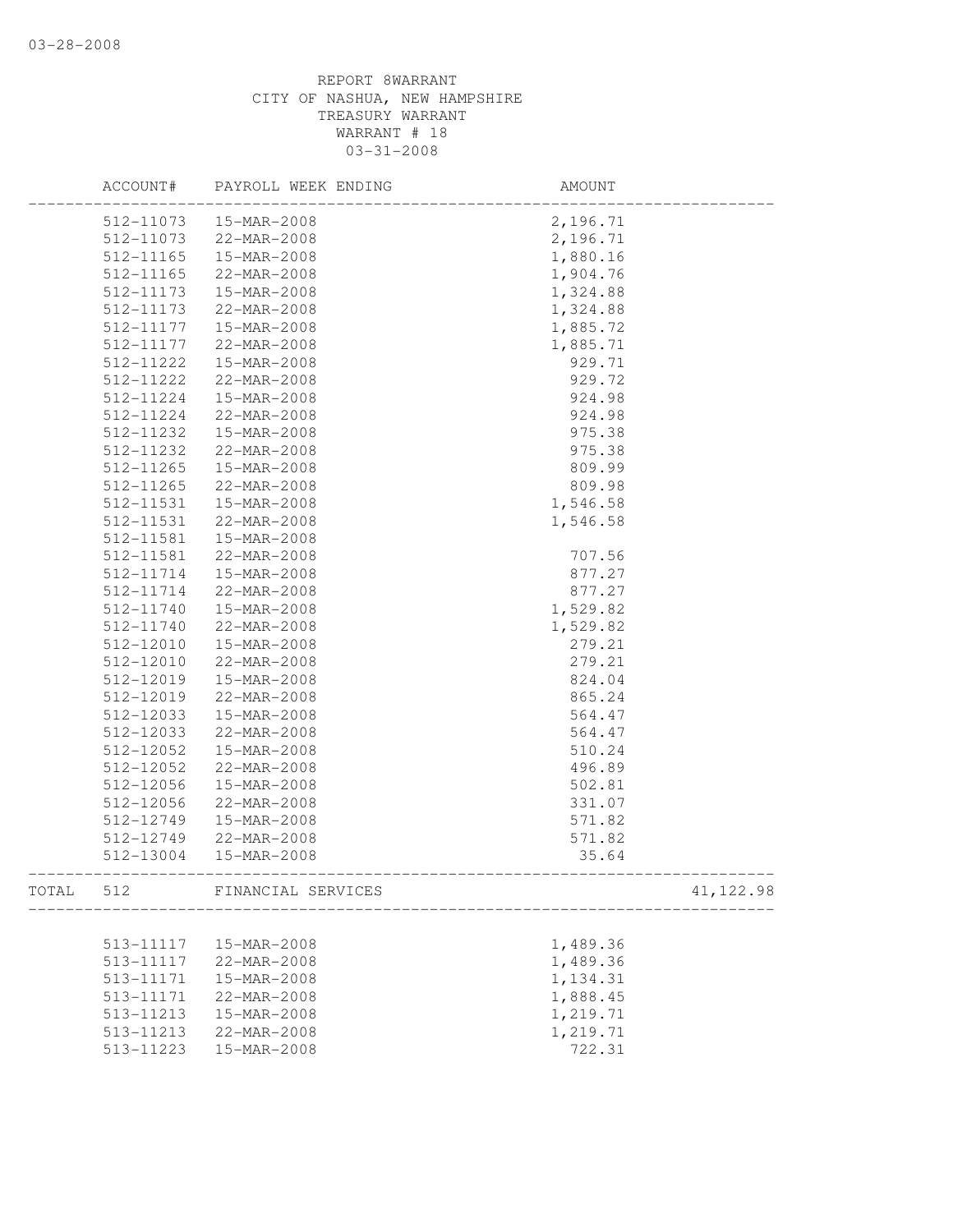REPORT 8WARRANT
CITY OF NASHUA, NEW HAMPSHIRE
TREASURY WARRANT
WARRANT # 18
03-31-2008

| | ACCOUNT# | PAYROLL WEEK ENDING | AMOUNT | |
|---|---|---|---|---|
| | 512-11073 | 15-MAR-2008 | 2,196.71 | |
| | 512-11073 | 22-MAR-2008 | 2,196.71 | |
| | 512-11165 | 15-MAR-2008 | 1,880.16 | |
| | 512-11165 | 22-MAR-2008 | 1,904.76 | |
| | 512-11173 | 15-MAR-2008 | 1,324.88 | |
| | 512-11173 | 22-MAR-2008 | 1,324.88 | |
| | 512-11177 | 15-MAR-2008 | 1,885.72 | |
| | 512-11177 | 22-MAR-2008 | 1,885.71 | |
| | 512-11222 | 15-MAR-2008 | 929.71 | |
| | 512-11222 | 22-MAR-2008 | 929.72 | |
| | 512-11224 | 15-MAR-2008 | 924.98 | |
| | 512-11224 | 22-MAR-2008 | 924.98 | |
| | 512-11232 | 15-MAR-2008 | 975.38 | |
| | 512-11232 | 22-MAR-2008 | 975.38 | |
| | 512-11265 | 15-MAR-2008 | 809.99 | |
| | 512-11265 | 22-MAR-2008 | 809.98 | |
| | 512-11531 | 15-MAR-2008 | 1,546.58 | |
| | 512-11531 | 22-MAR-2008 | 1,546.58 | |
| | 512-11581 | 15-MAR-2008 | | |
| | 512-11581 | 22-MAR-2008 | 707.56 | |
| | 512-11714 | 15-MAR-2008 | 877.27 | |
| | 512-11714 | 22-MAR-2008 | 877.27 | |
| | 512-11740 | 15-MAR-2008 | 1,529.82 | |
| | 512-11740 | 22-MAR-2008 | 1,529.82 | |
| | 512-12010 | 15-MAR-2008 | 279.21 | |
| | 512-12010 | 22-MAR-2008 | 279.21 | |
| | 512-12019 | 15-MAR-2008 | 824.04 | |
| | 512-12019 | 22-MAR-2008 | 865.24 | |
| | 512-12033 | 15-MAR-2008 | 564.47 | |
| | 512-12033 | 22-MAR-2008 | 564.47 | |
| | 512-12052 | 15-MAR-2008 | 510.24 | |
| | 512-12052 | 22-MAR-2008 | 496.89 | |
| | 512-12056 | 15-MAR-2008 | 502.81 | |
| | 512-12056 | 22-MAR-2008 | 331.07 | |
| | 512-12749 | 15-MAR-2008 | 571.82 | |
| | 512-12749 | 22-MAR-2008 | 571.82 | |
| | 512-13004 | 15-MAR-2008 | 35.64 | |
| TOTAL | 512 | FINANCIAL SERVICES | | 41,122.98 |
| | 513-11117 | 15-MAR-2008 | 1,489.36 | |
| | 513-11117 | 22-MAR-2008 | 1,489.36 | |
| | 513-11171 | 15-MAR-2008 | 1,134.31 | |
| | 513-11171 | 22-MAR-2008 | 1,888.45 | |
| | 513-11213 | 15-MAR-2008 | 1,219.71 | |
| | 513-11213 | 22-MAR-2008 | 1,219.71 | |
| | 513-11223 | 15-MAR-2008 | 722.31 | |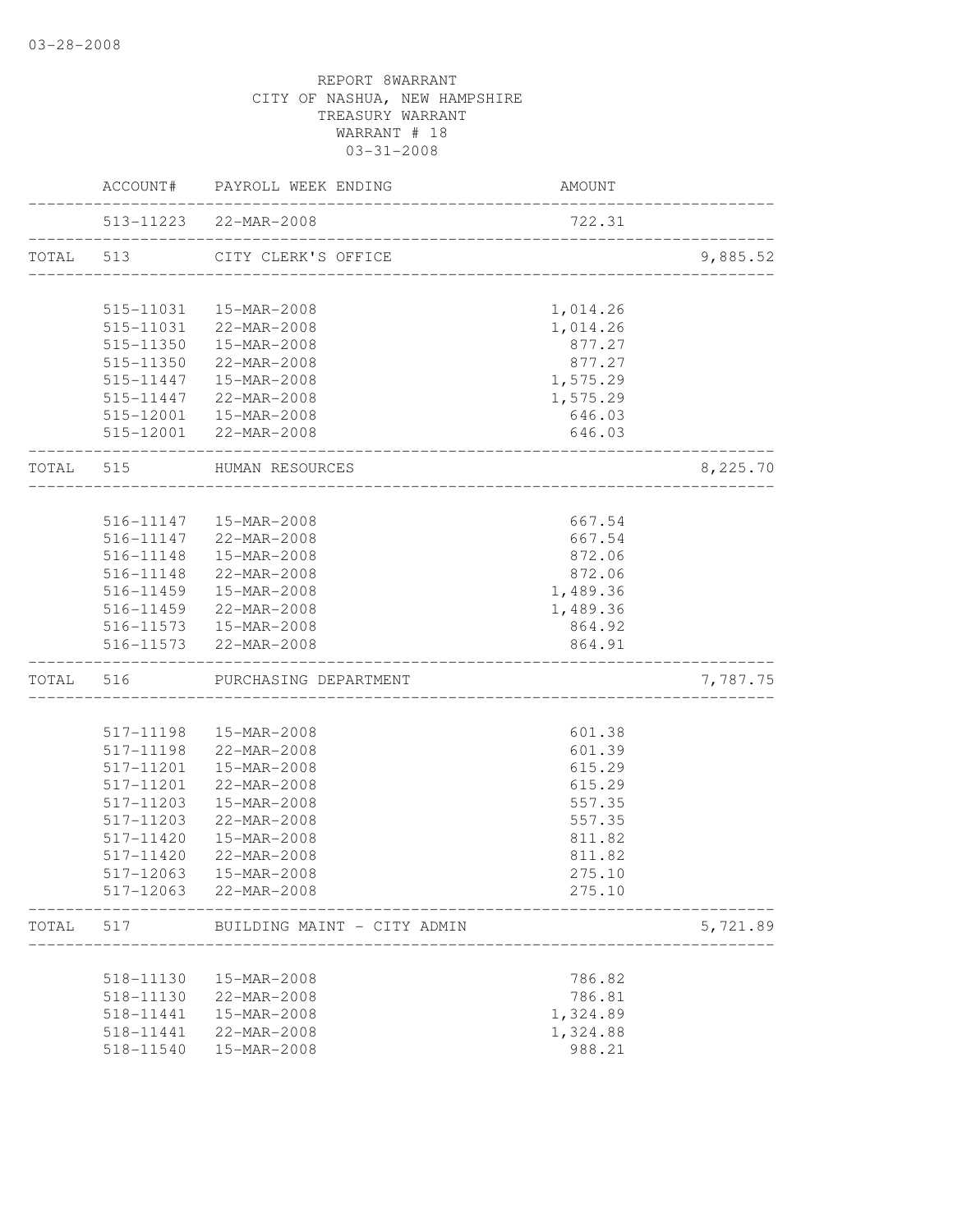03-28-2008

REPORT 8WARRANT
CITY OF NASHUA, NEW HAMPSHIRE
TREASURY WARRANT
WARRANT # 18
03-31-2008

| | ACCOUNT# | PAYROLL WEEK ENDING | AMOUNT | |
|---|---|---|---|---|
| | 513-11223 | 22-MAR-2008 | 722.31 | |
| TOTAL | 513 | CITY CLERK'S OFFICE | | 9,885.52 |
| | 515-11031 | 15-MAR-2008 | 1,014.26 | |
| | 515-11031 | 22-MAR-2008 | 1,014.26 | |
| | 515-11350 | 15-MAR-2008 | 877.27 | |
| | 515-11350 | 22-MAR-2008 | 877.27 | |
| | 515-11447 | 15-MAR-2008 | 1,575.29 | |
| | 515-11447 | 22-MAR-2008 | 1,575.29 | |
| | 515-12001 | 15-MAR-2008 | 646.03 | |
| | 515-12001 | 22-MAR-2008 | 646.03 | |
| TOTAL | 515 | HUMAN RESOURCES | | 8,225.70 |
| | 516-11147 | 15-MAR-2008 | 667.54 | |
| | 516-11147 | 22-MAR-2008 | 667.54 | |
| | 516-11148 | 15-MAR-2008 | 872.06 | |
| | 516-11148 | 22-MAR-2008 | 872.06 | |
| | 516-11459 | 15-MAR-2008 | 1,489.36 | |
| | 516-11459 | 22-MAR-2008 | 1,489.36 | |
| | 516-11573 | 15-MAR-2008 | 864.92 | |
| | 516-11573 | 22-MAR-2008 | 864.91 | |
| TOTAL | 516 | PURCHASING DEPARTMENT | | 7,787.75 |
| | 517-11198 | 15-MAR-2008 | 601.38 | |
| | 517-11198 | 22-MAR-2008 | 601.39 | |
| | 517-11201 | 15-MAR-2008 | 615.29 | |
| | 517-11201 | 22-MAR-2008 | 615.29 | |
| | 517-11203 | 15-MAR-2008 | 557.35 | |
| | 517-11203 | 22-MAR-2008 | 557.35 | |
| | 517-11420 | 15-MAR-2008 | 811.82 | |
| | 517-11420 | 22-MAR-2008 | 811.82 | |
| | 517-12063 | 15-MAR-2008 | 275.10 | |
| | 517-12063 | 22-MAR-2008 | 275.10 | |
| TOTAL | 517 | BUILDING MAINT - CITY ADMIN | | 5,721.89 |
| | 518-11130 | 15-MAR-2008 | 786.82 | |
| | 518-11130 | 22-MAR-2008 | 786.81 | |
| | 518-11441 | 15-MAR-2008 | 1,324.89 | |
| | 518-11441 | 22-MAR-2008 | 1,324.88 | |
| | 518-11540 | 15-MAR-2008 | 988.21 | |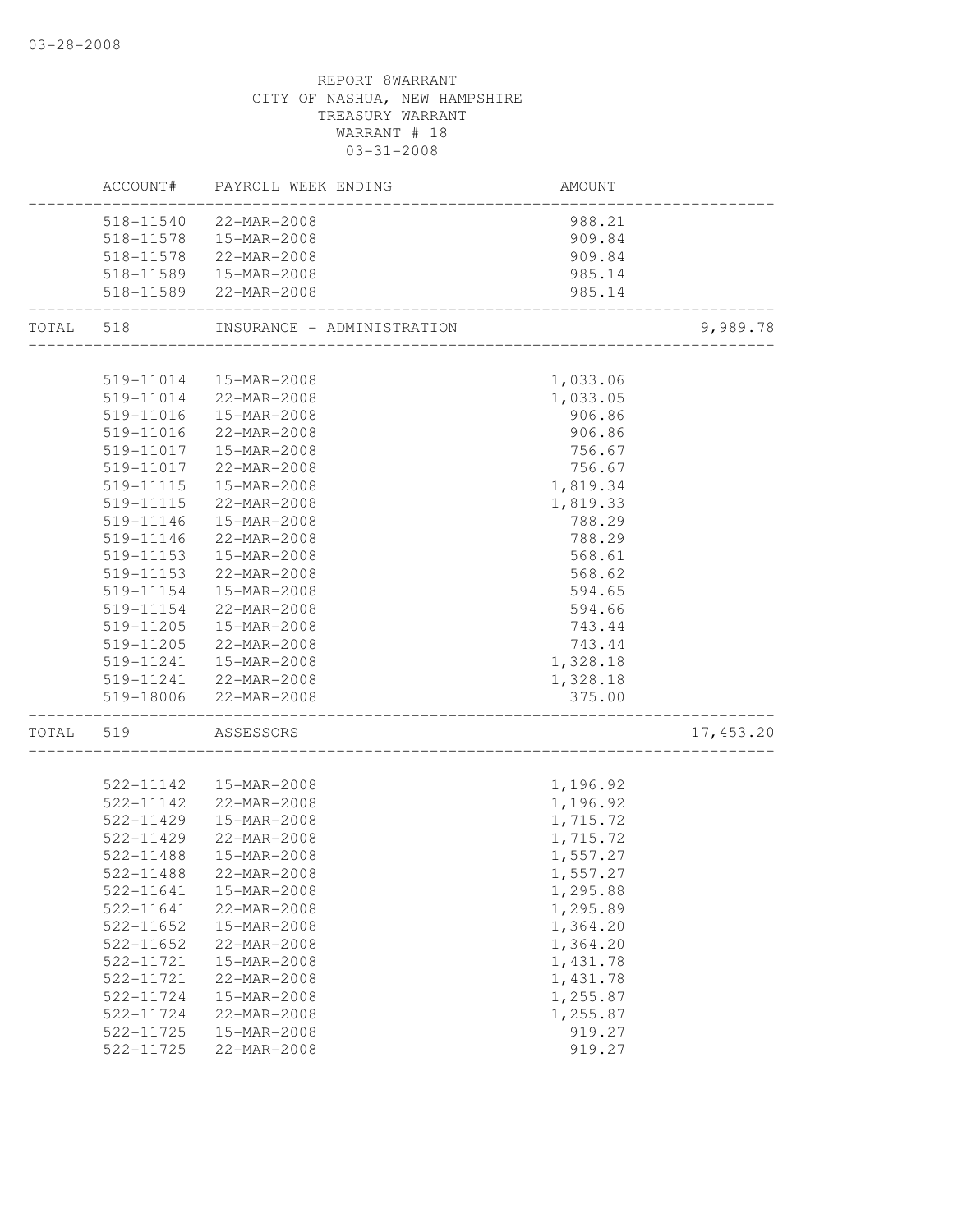03-28-2008

REPORT 8WARRANT
CITY OF NASHUA, NEW HAMPSHIRE
TREASURY WARRANT
WARRANT # 18
03-31-2008

| | ACCOUNT# | PAYROLL WEEK ENDING | AMOUNT | |
|---|---|---|---|---|
| | 518-11540 | 22-MAR-2008 | 988.21 | |
| | 518-11578 | 15-MAR-2008 | 909.84 | |
| | 518-11578 | 22-MAR-2008 | 909.84 | |
| | 518-11589 | 15-MAR-2008 | 985.14 | |
| | 518-11589 | 22-MAR-2008 | 985.14 | |
| TOTAL | 518 | INSURANCE - ADMINISTRATION | | 9,989.78 |
| | 519-11014 | 15-MAR-2008 | 1,033.06 | |
| | 519-11014 | 22-MAR-2008 | 1,033.05 | |
| | 519-11016 | 15-MAR-2008 | 906.86 | |
| | 519-11016 | 22-MAR-2008 | 906.86 | |
| | 519-11017 | 15-MAR-2008 | 756.67 | |
| | 519-11017 | 22-MAR-2008 | 756.67 | |
| | 519-11115 | 15-MAR-2008 | 1,819.34 | |
| | 519-11115 | 22-MAR-2008 | 1,819.33 | |
| | 519-11146 | 15-MAR-2008 | 788.29 | |
| | 519-11146 | 22-MAR-2008 | 788.29 | |
| | 519-11153 | 15-MAR-2008 | 568.61 | |
| | 519-11153 | 22-MAR-2008 | 568.62 | |
| | 519-11154 | 15-MAR-2008 | 594.65 | |
| | 519-11154 | 22-MAR-2008 | 594.66 | |
| | 519-11205 | 15-MAR-2008 | 743.44 | |
| | 519-11205 | 22-MAR-2008 | 743.44 | |
| | 519-11241 | 15-MAR-2008 | 1,328.18 | |
| | 519-11241 | 22-MAR-2008 | 1,328.18 | |
| | 519-18006 | 22-MAR-2008 | 375.00 | |
| TOTAL | 519 | ASSESSORS | | 17,453.20 |
| | 522-11142 | 15-MAR-2008 | 1,196.92 | |
| | 522-11142 | 22-MAR-2008 | 1,196.92 | |
| | 522-11429 | 15-MAR-2008 | 1,715.72 | |
| | 522-11429 | 22-MAR-2008 | 1,715.72 | |
| | 522-11488 | 15-MAR-2008 | 1,557.27 | |
| | 522-11488 | 22-MAR-2008 | 1,557.27 | |
| | 522-11641 | 15-MAR-2008 | 1,295.88 | |
| | 522-11641 | 22-MAR-2008 | 1,295.89 | |
| | 522-11652 | 15-MAR-2008 | 1,364.20 | |
| | 522-11652 | 22-MAR-2008 | 1,364.20 | |
| | 522-11721 | 15-MAR-2008 | 1,431.78 | |
| | 522-11721 | 22-MAR-2008 | 1,431.78 | |
| | 522-11724 | 15-MAR-2008 | 1,255.87 | |
| | 522-11724 | 22-MAR-2008 | 1,255.87 | |
| | 522-11725 | 15-MAR-2008 | 919.27 | |
| | 522-11725 | 22-MAR-2008 | 919.27 | |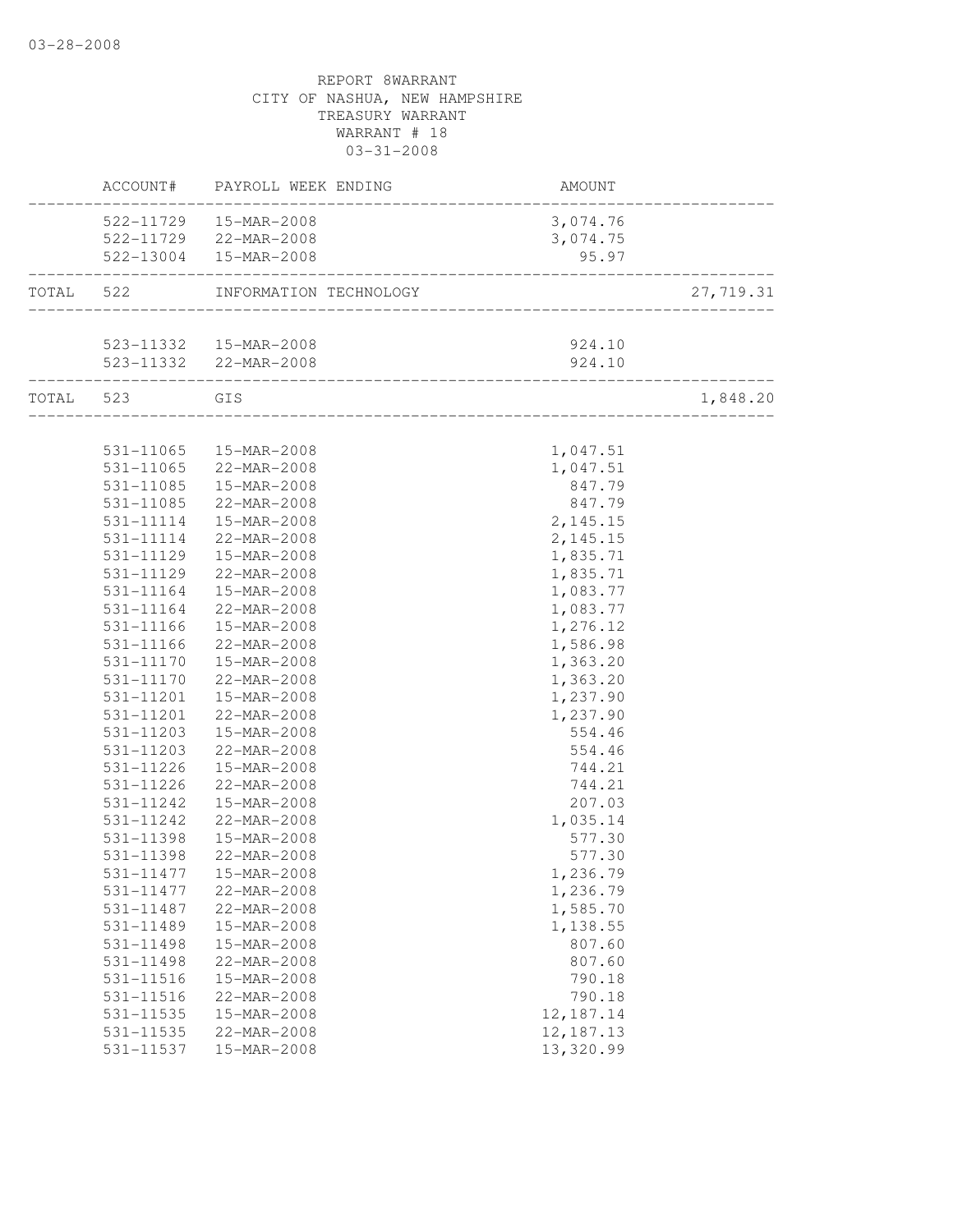03-28-2008

REPORT 8WARRANT
CITY OF NASHUA, NEW HAMPSHIRE
TREASURY WARRANT
WARRANT # 18
03-31-2008

| | ACCOUNT# | PAYROLL WEEK ENDING | AMOUNT | |
|---|---|---|---|---|
| | 522-11729 | 15-MAR-2008 | 3,074.76 | |
| | 522-11729 | 22-MAR-2008 | 3,074.75 | |
| | 522-13004 | 15-MAR-2008 | 95.97 | |
| TOTAL | 522 | INFORMATION TECHNOLOGY | | 27,719.31 |
| | 523-11332 | 15-MAR-2008 | 924.10 | |
| | 523-11332 | 22-MAR-2008 | 924.10 | |
| TOTAL | 523 | GIS | | 1,848.20 |
| | 531-11065 | 15-MAR-2008 | 1,047.51 | |
| | 531-11065 | 22-MAR-2008 | 1,047.51 | |
| | 531-11085 | 15-MAR-2008 | 847.79 | |
| | 531-11085 | 22-MAR-2008 | 847.79 | |
| | 531-11114 | 15-MAR-2008 | 2,145.15 | |
| | 531-11114 | 22-MAR-2008 | 2,145.15 | |
| | 531-11129 | 15-MAR-2008 | 1,835.71 | |
| | 531-11129 | 22-MAR-2008 | 1,835.71 | |
| | 531-11164 | 15-MAR-2008 | 1,083.77 | |
| | 531-11164 | 22-MAR-2008 | 1,083.77 | |
| | 531-11166 | 15-MAR-2008 | 1,276.12 | |
| | 531-11166 | 22-MAR-2008 | 1,586.98 | |
| | 531-11170 | 15-MAR-2008 | 1,363.20 | |
| | 531-11170 | 22-MAR-2008 | 1,363.20 | |
| | 531-11201 | 15-MAR-2008 | 1,237.90 | |
| | 531-11201 | 22-MAR-2008 | 1,237.90 | |
| | 531-11203 | 15-MAR-2008 | 554.46 | |
| | 531-11203 | 22-MAR-2008 | 554.46 | |
| | 531-11226 | 15-MAR-2008 | 744.21 | |
| | 531-11226 | 22-MAR-2008 | 744.21 | |
| | 531-11242 | 15-MAR-2008 | 207.03 | |
| | 531-11242 | 22-MAR-2008 | 1,035.14 | |
| | 531-11398 | 15-MAR-2008 | 577.30 | |
| | 531-11398 | 22-MAR-2008 | 577.30 | |
| | 531-11477 | 15-MAR-2008 | 1,236.79 | |
| | 531-11477 | 22-MAR-2008 | 1,236.79 | |
| | 531-11487 | 22-MAR-2008 | 1,585.70 | |
| | 531-11489 | 15-MAR-2008 | 1,138.55 | |
| | 531-11498 | 15-MAR-2008 | 807.60 | |
| | 531-11498 | 22-MAR-2008 | 807.60 | |
| | 531-11516 | 15-MAR-2008 | 790.18 | |
| | 531-11516 | 22-MAR-2008 | 790.18 | |
| | 531-11535 | 15-MAR-2008 | 12,187.14 | |
| | 531-11535 | 22-MAR-2008 | 12,187.13 | |
| | 531-11537 | 15-MAR-2008 | 13,320.99 | |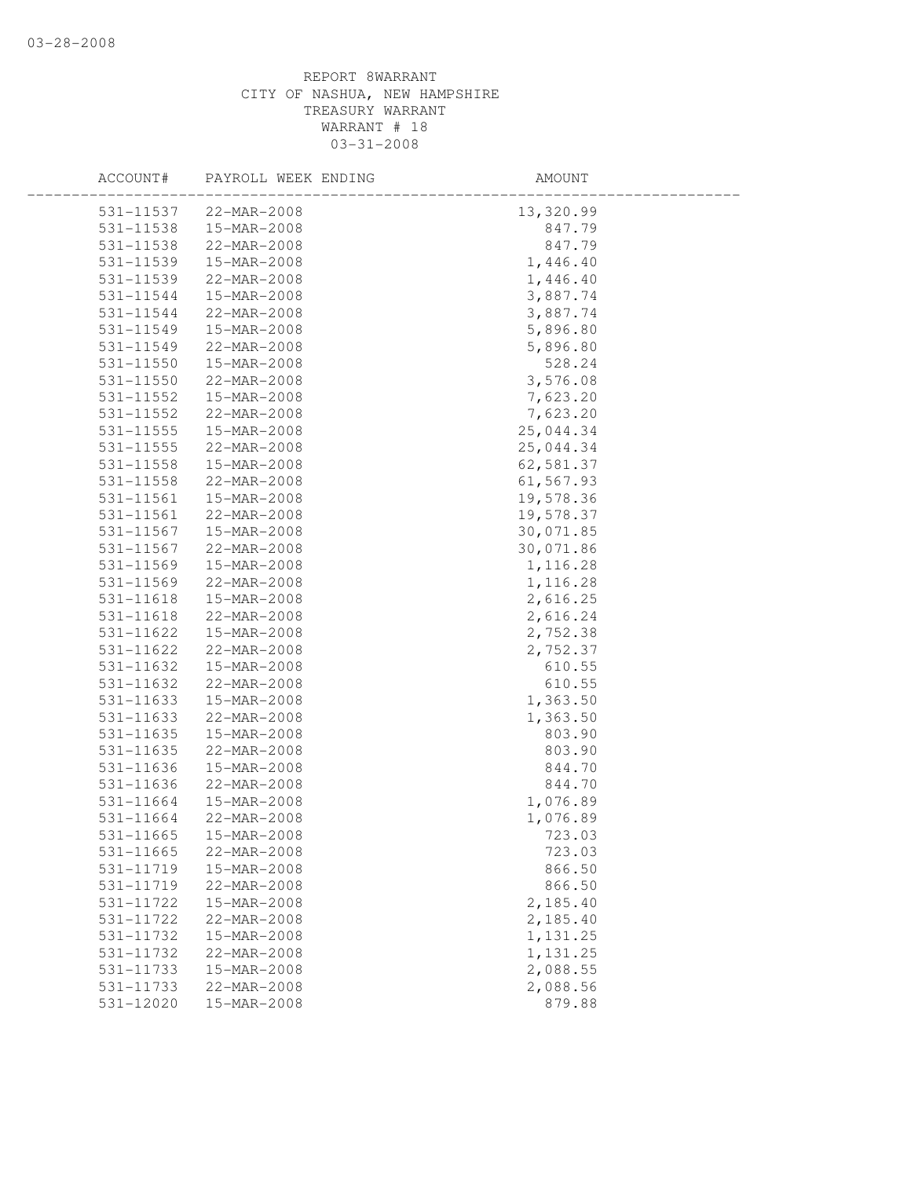REPORT 8WARRANT
CITY OF NASHUA, NEW HAMPSHIRE
TREASURY WARRANT
WARRANT # 18
03-31-2008

| ACCOUNT# | PAYROLL WEEK ENDING | AMOUNT |
|---|---|---|
| 531-11537 | 22-MAR-2008 | 13,320.99 |
| 531-11538 | 15-MAR-2008 | 847.79 |
| 531-11538 | 22-MAR-2008 | 847.79 |
| 531-11539 | 15-MAR-2008 | 1,446.40 |
| 531-11539 | 22-MAR-2008 | 1,446.40 |
| 531-11544 | 15-MAR-2008 | 3,887.74 |
| 531-11544 | 22-MAR-2008 | 3,887.74 |
| 531-11549 | 15-MAR-2008 | 5,896.80 |
| 531-11549 | 22-MAR-2008 | 5,896.80 |
| 531-11550 | 15-MAR-2008 | 528.24 |
| 531-11550 | 22-MAR-2008 | 3,576.08 |
| 531-11552 | 15-MAR-2008 | 7,623.20 |
| 531-11552 | 22-MAR-2008 | 7,623.20 |
| 531-11555 | 15-MAR-2008 | 25,044.34 |
| 531-11555 | 22-MAR-2008 | 25,044.34 |
| 531-11558 | 15-MAR-2008 | 62,581.37 |
| 531-11558 | 22-MAR-2008 | 61,567.93 |
| 531-11561 | 15-MAR-2008 | 19,578.36 |
| 531-11561 | 22-MAR-2008 | 19,578.37 |
| 531-11567 | 15-MAR-2008 | 30,071.85 |
| 531-11567 | 22-MAR-2008 | 30,071.86 |
| 531-11569 | 15-MAR-2008 | 1,116.28 |
| 531-11569 | 22-MAR-2008 | 1,116.28 |
| 531-11618 | 15-MAR-2008 | 2,616.25 |
| 531-11618 | 22-MAR-2008 | 2,616.24 |
| 531-11622 | 15-MAR-2008 | 2,752.38 |
| 531-11622 | 22-MAR-2008 | 2,752.37 |
| 531-11632 | 15-MAR-2008 | 610.55 |
| 531-11632 | 22-MAR-2008 | 610.55 |
| 531-11633 | 15-MAR-2008 | 1,363.50 |
| 531-11633 | 22-MAR-2008 | 1,363.50 |
| 531-11635 | 15-MAR-2008 | 803.90 |
| 531-11635 | 22-MAR-2008 | 803.90 |
| 531-11636 | 15-MAR-2008 | 844.70 |
| 531-11636 | 22-MAR-2008 | 844.70 |
| 531-11664 | 15-MAR-2008 | 1,076.89 |
| 531-11664 | 22-MAR-2008 | 1,076.89 |
| 531-11665 | 15-MAR-2008 | 723.03 |
| 531-11665 | 22-MAR-2008 | 723.03 |
| 531-11719 | 15-MAR-2008 | 866.50 |
| 531-11719 | 22-MAR-2008 | 866.50 |
| 531-11722 | 15-MAR-2008 | 2,185.40 |
| 531-11722 | 22-MAR-2008 | 2,185.40 |
| 531-11732 | 15-MAR-2008 | 1,131.25 |
| 531-11732 | 22-MAR-2008 | 1,131.25 |
| 531-11733 | 15-MAR-2008 | 2,088.55 |
| 531-11733 | 22-MAR-2008 | 2,088.56 |
| 531-12020 | 15-MAR-2008 | 879.88 |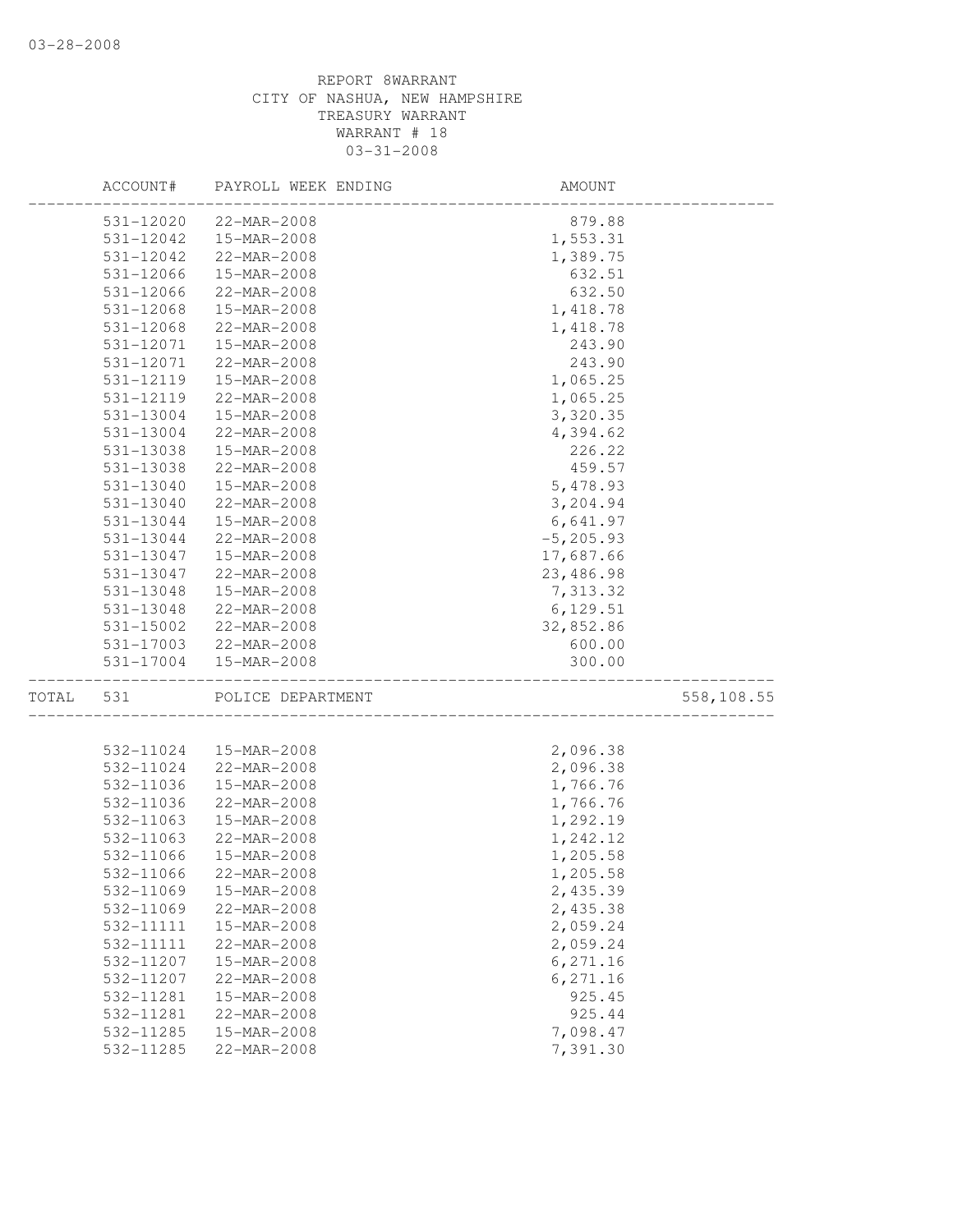REPORT 8WARRANT
CITY OF NASHUA, NEW HAMPSHIRE
TREASURY WARRANT
WARRANT # 18
03-31-2008

| ACCOUNT# | PAYROLL WEEK ENDING | AMOUNT | |
|---|---|---|---|
| 531-12020 | 22-MAR-2008 | 879.88 | |
| 531-12042 | 15-MAR-2008 | 1,553.31 | |
| 531-12042 | 22-MAR-2008 | 1,389.75 | |
| 531-12066 | 15-MAR-2008 | 632.51 | |
| 531-12066 | 22-MAR-2008 | 632.50 | |
| 531-12068 | 15-MAR-2008 | 1,418.78 | |
| 531-12068 | 22-MAR-2008 | 1,418.78 | |
| 531-12071 | 15-MAR-2008 | 243.90 | |
| 531-12071 | 22-MAR-2008 | 243.90 | |
| 531-12119 | 15-MAR-2008 | 1,065.25 | |
| 531-12119 | 22-MAR-2008 | 1,065.25 | |
| 531-13004 | 15-MAR-2008 | 3,320.35 | |
| 531-13004 | 22-MAR-2008 | 4,394.62 | |
| 531-13038 | 15-MAR-2008 | 226.22 | |
| 531-13038 | 22-MAR-2008 | 459.57 | |
| 531-13040 | 15-MAR-2008 | 5,478.93 | |
| 531-13040 | 22-MAR-2008 | 3,204.94 | |
| 531-13044 | 15-MAR-2008 | 6,641.97 | |
| 531-13044 | 22-MAR-2008 | -5,205.93 | |
| 531-13047 | 15-MAR-2008 | 17,687.66 | |
| 531-13047 | 22-MAR-2008 | 23,486.98 | |
| 531-13048 | 15-MAR-2008 | 7,313.32 | |
| 531-13048 | 22-MAR-2008 | 6,129.51 | |
| 531-15002 | 22-MAR-2008 | 32,852.86 | |
| 531-17003 | 22-MAR-2008 | 600.00 | |
| 531-17004 | 15-MAR-2008 | 300.00 | |
| TOTAL 531 | POLICE DEPARTMENT | | 558,108.55 |
| 532-11024 | 15-MAR-2008 | 2,096.38 | |
| 532-11024 | 22-MAR-2008 | 2,096.38 | |
| 532-11036 | 15-MAR-2008 | 1,766.76 | |
| 532-11036 | 22-MAR-2008 | 1,766.76 | |
| 532-11063 | 15-MAR-2008 | 1,292.19 | |
| 532-11063 | 22-MAR-2008 | 1,242.12 | |
| 532-11066 | 15-MAR-2008 | 1,205.58 | |
| 532-11066 | 22-MAR-2008 | 1,205.58 | |
| 532-11069 | 15-MAR-2008 | 2,435.39 | |
| 532-11069 | 22-MAR-2008 | 2,435.38 | |
| 532-11111 | 15-MAR-2008 | 2,059.24 | |
| 532-11111 | 22-MAR-2008 | 2,059.24 | |
| 532-11207 | 15-MAR-2008 | 6,271.16 | |
| 532-11207 | 22-MAR-2008 | 6,271.16 | |
| 532-11281 | 15-MAR-2008 | 925.45 | |
| 532-11281 | 22-MAR-2008 | 925.44 | |
| 532-11285 | 15-MAR-2008 | 7,098.47 | |
| 532-11285 | 22-MAR-2008 | 7,391.30 | |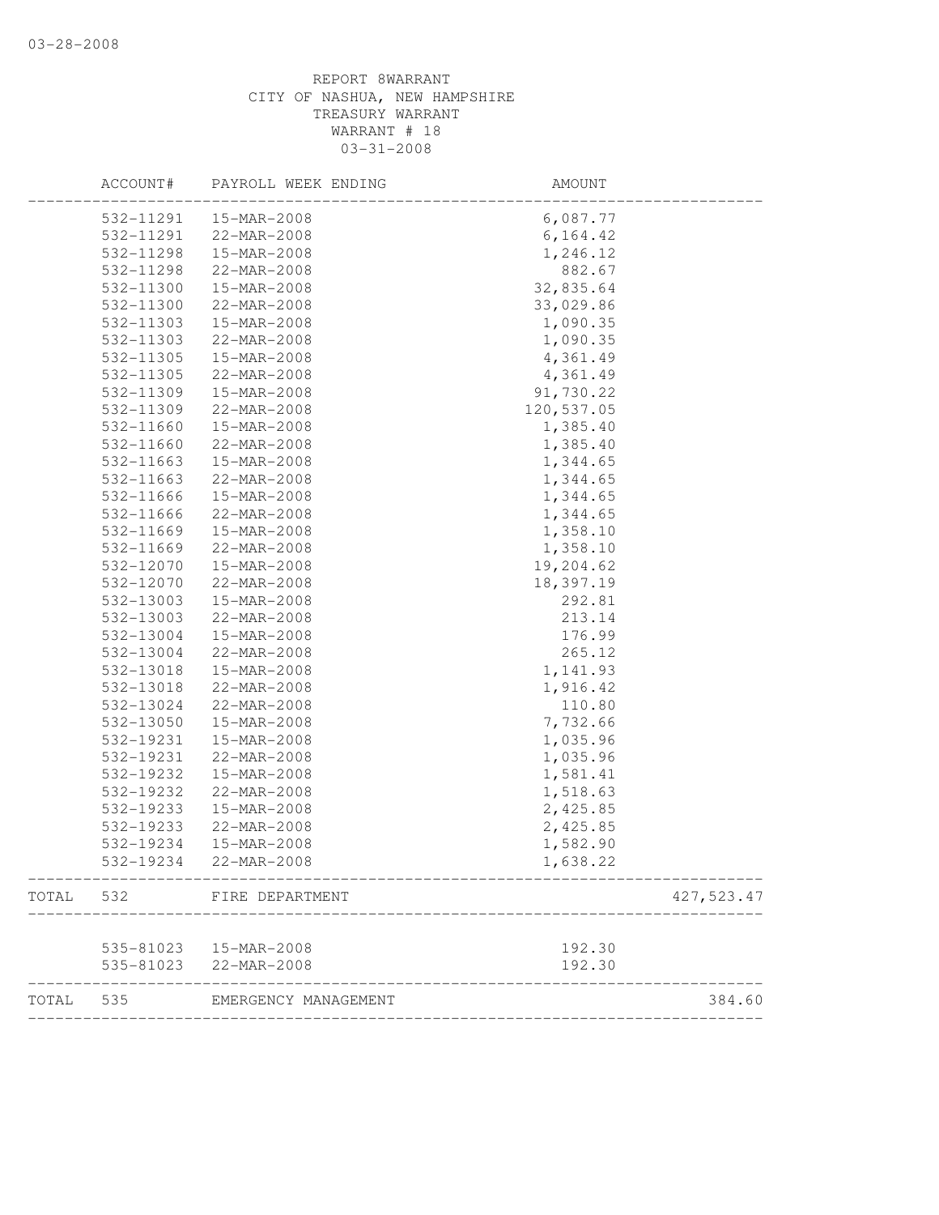REPORT 8WARRANT
CITY OF NASHUA, NEW HAMPSHIRE
TREASURY WARRANT
WARRANT # 18
03-31-2008

| | ACCOUNT# | PAYROLL WEEK ENDING | AMOUNT | |
|---|---|---|---|---|
| | 532-11291 | 15-MAR-2008 | 6,087.77 | |
| | 532-11291 | 22-MAR-2008 | 6,164.42 | |
| | 532-11298 | 15-MAR-2008 | 1,246.12 | |
| | 532-11298 | 22-MAR-2008 | 882.67 | |
| | 532-11300 | 15-MAR-2008 | 32,835.64 | |
| | 532-11300 | 22-MAR-2008 | 33,029.86 | |
| | 532-11303 | 15-MAR-2008 | 1,090.35 | |
| | 532-11303 | 22-MAR-2008 | 1,090.35 | |
| | 532-11305 | 15-MAR-2008 | 4,361.49 | |
| | 532-11305 | 22-MAR-2008 | 4,361.49 | |
| | 532-11309 | 15-MAR-2008 | 91,730.22 | |
| | 532-11309 | 22-MAR-2008 | 120,537.05 | |
| | 532-11660 | 15-MAR-2008 | 1,385.40 | |
| | 532-11660 | 22-MAR-2008 | 1,385.40 | |
| | 532-11663 | 15-MAR-2008 | 1,344.65 | |
| | 532-11663 | 22-MAR-2008 | 1,344.65 | |
| | 532-11666 | 15-MAR-2008 | 1,344.65 | |
| | 532-11666 | 22-MAR-2008 | 1,344.65 | |
| | 532-11669 | 15-MAR-2008 | 1,358.10 | |
| | 532-11669 | 22-MAR-2008 | 1,358.10 | |
| | 532-12070 | 15-MAR-2008 | 19,204.62 | |
| | 532-12070 | 22-MAR-2008 | 18,397.19 | |
| | 532-13003 | 15-MAR-2008 | 292.81 | |
| | 532-13003 | 22-MAR-2008 | 213.14 | |
| | 532-13004 | 15-MAR-2008 | 176.99 | |
| | 532-13004 | 22-MAR-2008 | 265.12 | |
| | 532-13018 | 15-MAR-2008 | 1,141.93 | |
| | 532-13018 | 22-MAR-2008 | 1,916.42 | |
| | 532-13024 | 22-MAR-2008 | 110.80 | |
| | 532-13050 | 15-MAR-2008 | 7,732.66 | |
| | 532-19231 | 15-MAR-2008 | 1,035.96 | |
| | 532-19231 | 22-MAR-2008 | 1,035.96 | |
| | 532-19232 | 15-MAR-2008 | 1,581.41 | |
| | 532-19232 | 22-MAR-2008 | 1,518.63 | |
| | 532-19233 | 15-MAR-2008 | 2,425.85 | |
| | 532-19233 | 22-MAR-2008 | 2,425.85 | |
| | 532-19234 | 15-MAR-2008 | 1,582.90 | |
| | 532-19234 | 22-MAR-2008 | 1,638.22 | |
| TOTAL | 532 | FIRE DEPARTMENT | | 427,523.47 |
| | 535-81023 | 15-MAR-2008 | 192.30 | |
| | 535-81023 | 22-MAR-2008 | 192.30 | |
| TOTAL | 535 | EMERGENCY MANAGEMENT | | 384.60 |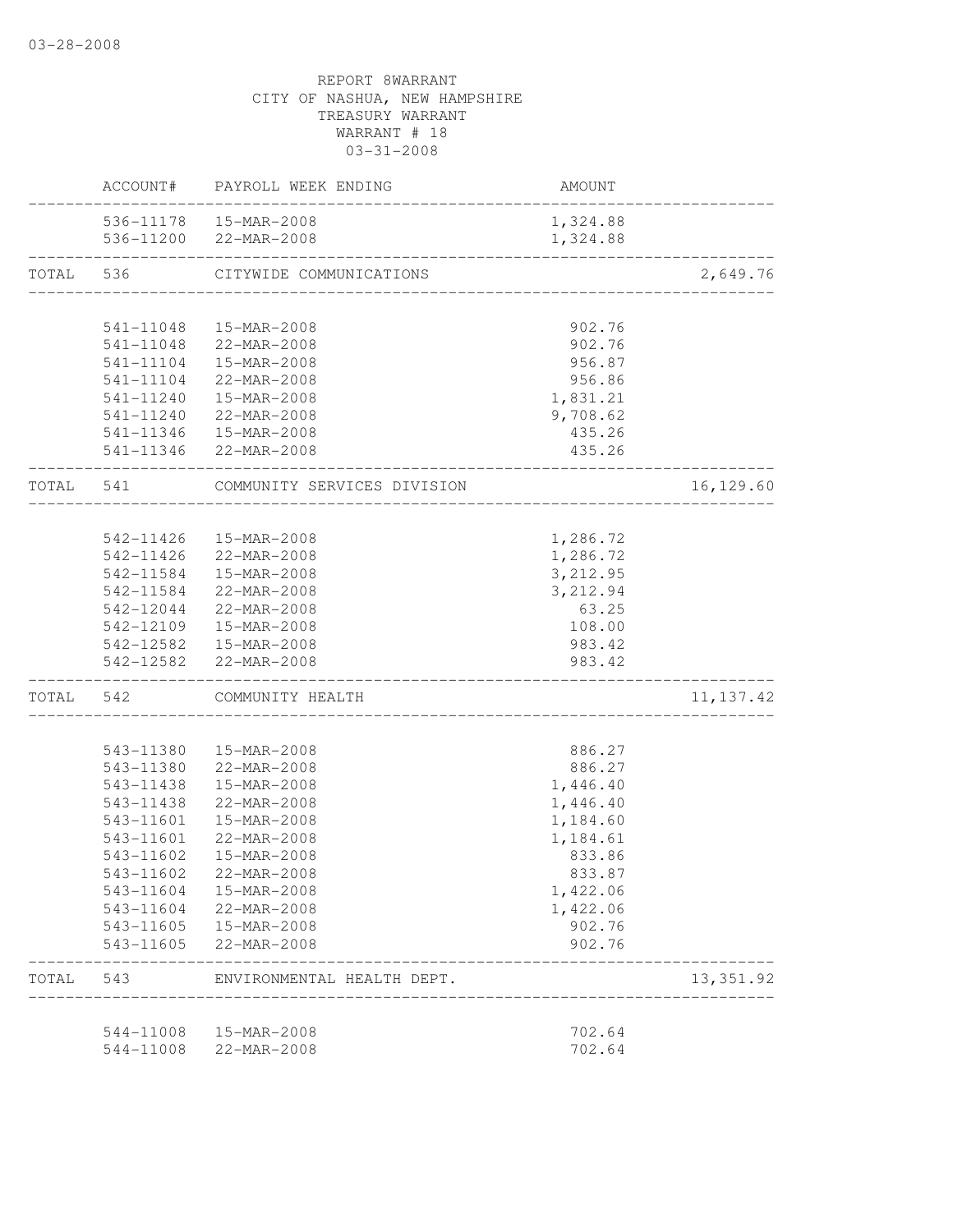03-28-2008

REPORT 8WARRANT
CITY OF NASHUA, NEW HAMPSHIRE
TREASURY WARRANT
WARRANT # 18
03-31-2008

| ACCOUNT# | PAYROLL WEEK ENDING | AMOUNT | |
|---|---|---|---|
| 536-11178 | 15-MAR-2008 | 1,324.88 | |
| 536-11200 | 22-MAR-2008 | 1,324.88 | |
| TOTAL 536 | CITYWIDE COMMUNICATIONS | | 2,649.76 |
| 541-11048 | 15-MAR-2008 | 902.76 | |
| 541-11048 | 22-MAR-2008 | 902.76 | |
| 541-11104 | 15-MAR-2008 | 956.87 | |
| 541-11104 | 22-MAR-2008 | 956.86 | |
| 541-11240 | 15-MAR-2008 | 1,831.21 | |
| 541-11240 | 22-MAR-2008 | 9,708.62 | |
| 541-11346 | 15-MAR-2008 | 435.26 | |
| 541-11346 | 22-MAR-2008 | 435.26 | |
| TOTAL 541 | COMMUNITY SERVICES DIVISION | | 16,129.60 |
| 542-11426 | 15-MAR-2008 | 1,286.72 | |
| 542-11426 | 22-MAR-2008 | 1,286.72 | |
| 542-11584 | 15-MAR-2008 | 3,212.95 | |
| 542-11584 | 22-MAR-2008 | 3,212.94 | |
| 542-12044 | 22-MAR-2008 | 63.25 | |
| 542-12109 | 15-MAR-2008 | 108.00 | |
| 542-12582 | 15-MAR-2008 | 983.42 | |
| 542-12582 | 22-MAR-2008 | 983.42 | |
| TOTAL 542 | COMMUNITY HEALTH | | 11,137.42 |
| 543-11380 | 15-MAR-2008 | 886.27 | |
| 543-11380 | 22-MAR-2008 | 886.27 | |
| 543-11438 | 15-MAR-2008 | 1,446.40 | |
| 543-11438 | 22-MAR-2008 | 1,446.40 | |
| 543-11601 | 15-MAR-2008 | 1,184.60 | |
| 543-11601 | 22-MAR-2008 | 1,184.61 | |
| 543-11602 | 15-MAR-2008 | 833.86 | |
| 543-11602 | 22-MAR-2008 | 833.87 | |
| 543-11604 | 15-MAR-2008 | 1,422.06 | |
| 543-11604 | 22-MAR-2008 | 1,422.06 | |
| 543-11605 | 15-MAR-2008 | 902.76 | |
| 543-11605 | 22-MAR-2008 | 902.76 | |
| TOTAL 543 | ENVIRONMENTAL HEALTH DEPT. | | 13,351.92 |
| 544-11008 | 15-MAR-2008 | 702.64 | |
| 544-11008 | 22-MAR-2008 | 702.64 | |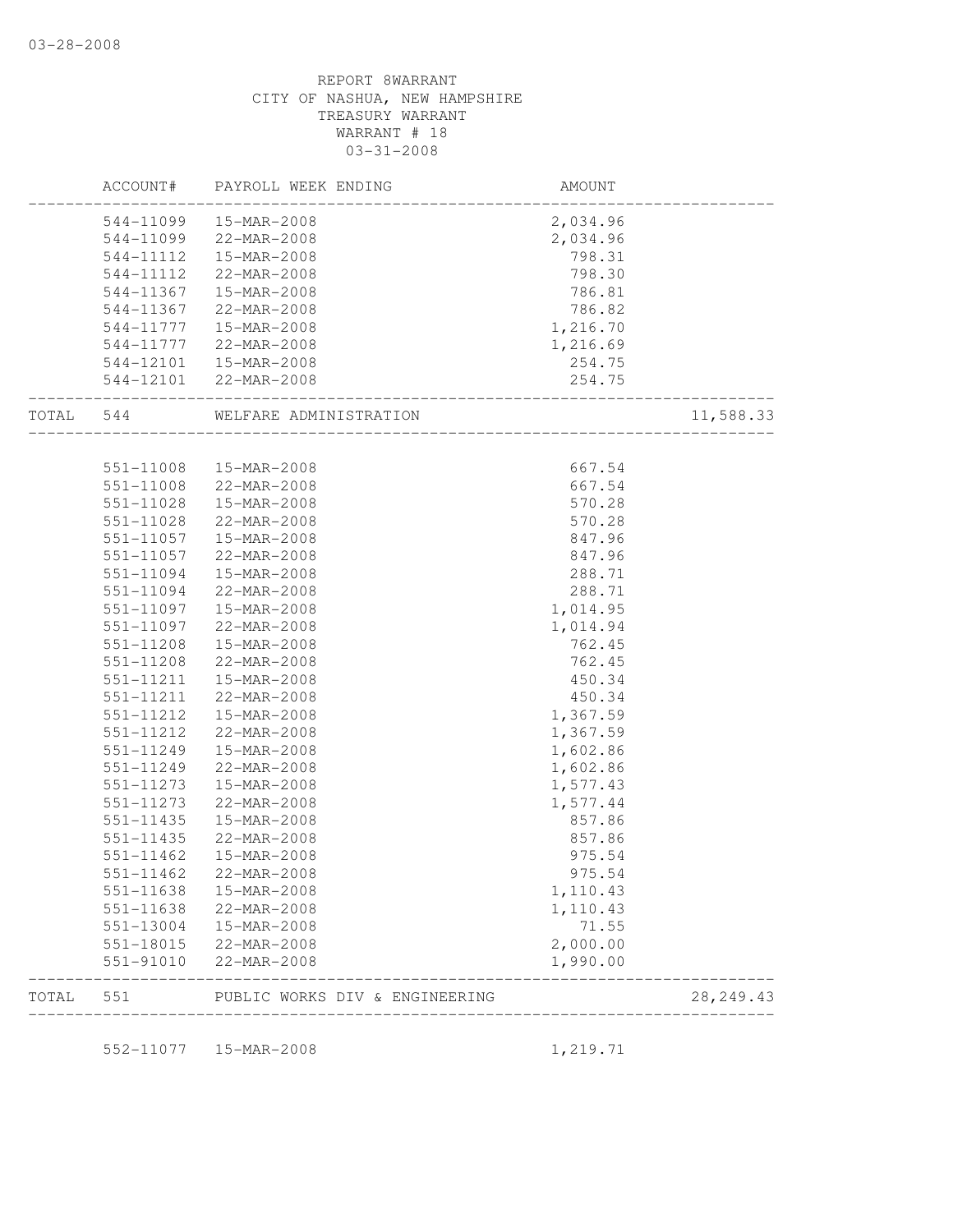03-28-2008

REPORT 8WARRANT
CITY OF NASHUA, NEW HAMPSHIRE
TREASURY WARRANT
WARRANT # 18
03-31-2008

| | ACCOUNT# | PAYROLL WEEK ENDING | AMOUNT | |
|---|---|---|---|---|
| | 544-11099 | 15-MAR-2008 | 2,034.96 | |
| | 544-11099 | 22-MAR-2008 | 2,034.96 | |
| | 544-11112 | 15-MAR-2008 | 798.31 | |
| | 544-11112 | 22-MAR-2008 | 798.30 | |
| | 544-11367 | 15-MAR-2008 | 786.81 | |
| | 544-11367 | 22-MAR-2008 | 786.82 | |
| | 544-11777 | 15-MAR-2008 | 1,216.70 | |
| | 544-11777 | 22-MAR-2008 | 1,216.69 | |
| | 544-12101 | 15-MAR-2008 | 254.75 | |
| | 544-12101 | 22-MAR-2008 | 254.75 | |
| TOTAL | 544 | WELFARE ADMINISTRATION | | 11,588.33 |
| | 551-11008 | 15-MAR-2008 | 667.54 | |
| | 551-11008 | 22-MAR-2008 | 667.54 | |
| | 551-11028 | 15-MAR-2008 | 570.28 | |
| | 551-11028 | 22-MAR-2008 | 570.28 | |
| | 551-11057 | 15-MAR-2008 | 847.96 | |
| | 551-11057 | 22-MAR-2008 | 847.96 | |
| | 551-11094 | 15-MAR-2008 | 288.71 | |
| | 551-11094 | 22-MAR-2008 | 288.71 | |
| | 551-11097 | 15-MAR-2008 | 1,014.95 | |
| | 551-11097 | 22-MAR-2008 | 1,014.94 | |
| | 551-11208 | 15-MAR-2008 | 762.45 | |
| | 551-11208 | 22-MAR-2008 | 762.45 | |
| | 551-11211 | 15-MAR-2008 | 450.34 | |
| | 551-11211 | 22-MAR-2008 | 450.34 | |
| | 551-11212 | 15-MAR-2008 | 1,367.59 | |
| | 551-11212 | 22-MAR-2008 | 1,367.59 | |
| | 551-11249 | 15-MAR-2008 | 1,602.86 | |
| | 551-11249 | 22-MAR-2008 | 1,602.86 | |
| | 551-11273 | 15-MAR-2008 | 1,577.43 | |
| | 551-11273 | 22-MAR-2008 | 1,577.44 | |
| | 551-11435 | 15-MAR-2008 | 857.86 | |
| | 551-11435 | 22-MAR-2008 | 857.86 | |
| | 551-11462 | 15-MAR-2008 | 975.54 | |
| | 551-11462 | 22-MAR-2008 | 975.54 | |
| | 551-11638 | 15-MAR-2008 | 1,110.43 | |
| | 551-11638 | 22-MAR-2008 | 1,110.43 | |
| | 551-13004 | 15-MAR-2008 | 71.55 | |
| | 551-18015 | 22-MAR-2008 | 2,000.00 | |
| | 551-91010 | 22-MAR-2008 | 1,990.00 | |
| TOTAL | 551 | PUBLIC WORKS DIV & ENGINEERING | | 28,249.43 |
| | 552-11077 | 15-MAR-2008 | 1,219.71 | |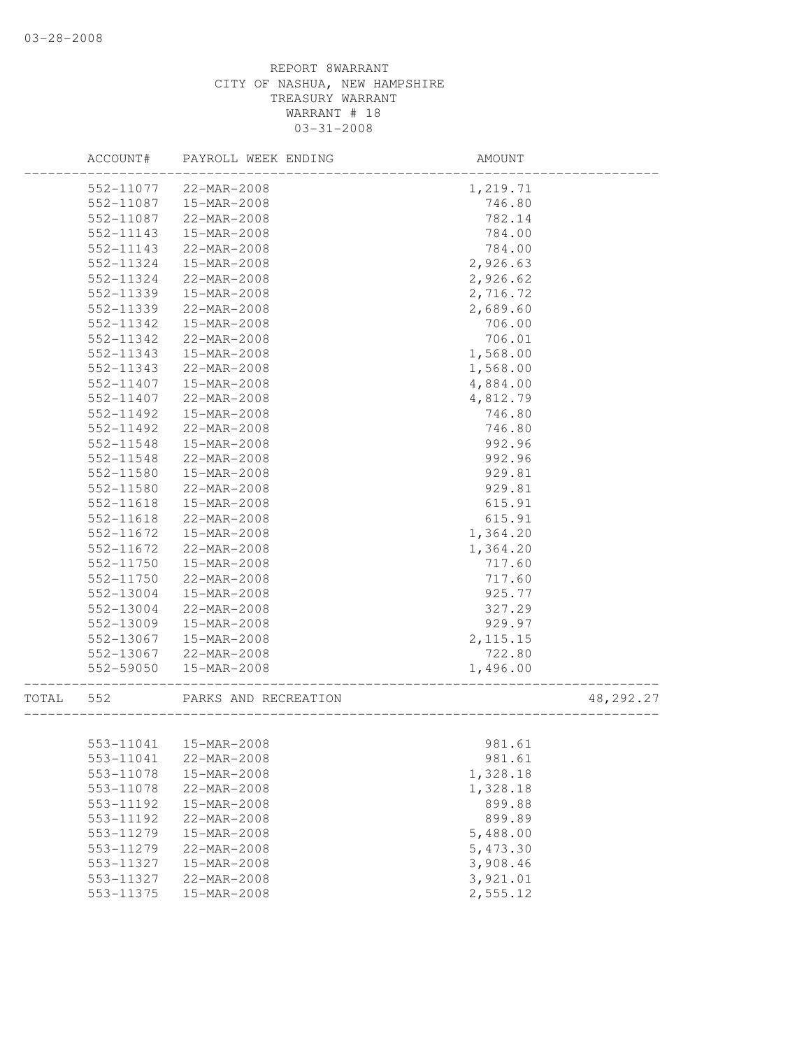REPORT 8WARRANT
CITY OF NASHUA, NEW HAMPSHIRE
TREASURY WARRANT
WARRANT # 18
03-31-2008

| | ACCOUNT# | PAYROLL WEEK ENDING | AMOUNT | |
|---|---|---|---|---|
| | 552-11077 | 22-MAR-2008 | 1,219.71 | |
| | 552-11087 | 15-MAR-2008 | 746.80 | |
| | 552-11087 | 22-MAR-2008 | 782.14 | |
| | 552-11143 | 15-MAR-2008 | 784.00 | |
| | 552-11143 | 22-MAR-2008 | 784.00 | |
| | 552-11324 | 15-MAR-2008 | 2,926.63 | |
| | 552-11324 | 22-MAR-2008 | 2,926.62 | |
| | 552-11339 | 15-MAR-2008 | 2,716.72 | |
| | 552-11339 | 22-MAR-2008 | 2,689.60 | |
| | 552-11342 | 15-MAR-2008 | 706.00 | |
| | 552-11342 | 22-MAR-2008 | 706.01 | |
| | 552-11343 | 15-MAR-2008 | 1,568.00 | |
| | 552-11343 | 22-MAR-2008 | 1,568.00 | |
| | 552-11407 | 15-MAR-2008 | 4,884.00 | |
| | 552-11407 | 22-MAR-2008 | 4,812.79 | |
| | 552-11492 | 15-MAR-2008 | 746.80 | |
| | 552-11492 | 22-MAR-2008 | 746.80 | |
| | 552-11548 | 15-MAR-2008 | 992.96 | |
| | 552-11548 | 22-MAR-2008 | 992.96 | |
| | 552-11580 | 15-MAR-2008 | 929.81 | |
| | 552-11580 | 22-MAR-2008 | 929.81 | |
| | 552-11618 | 15-MAR-2008 | 615.91 | |
| | 552-11618 | 22-MAR-2008 | 615.91 | |
| | 552-11672 | 15-MAR-2008 | 1,364.20 | |
| | 552-11672 | 22-MAR-2008 | 1,364.20 | |
| | 552-11750 | 15-MAR-2008 | 717.60 | |
| | 552-11750 | 22-MAR-2008 | 717.60 | |
| | 552-13004 | 15-MAR-2008 | 925.77 | |
| | 552-13004 | 22-MAR-2008 | 327.29 | |
| | 552-13009 | 15-MAR-2008 | 929.97 | |
| | 552-13067 | 15-MAR-2008 | 2,115.15 | |
| | 552-13067 | 22-MAR-2008 | 722.80 | |
| | 552-59050 | 15-MAR-2008 | 1,496.00 | |
| TOTAL | 552 | PARKS AND RECREATION | | 48,292.27 |
| | 553-11041 | 15-MAR-2008 | 981.61 | |
| | 553-11041 | 22-MAR-2008 | 981.61 | |
| | 553-11078 | 15-MAR-2008 | 1,328.18 | |
| | 553-11078 | 22-MAR-2008 | 1,328.18 | |
| | 553-11192 | 15-MAR-2008 | 899.88 | |
| | 553-11192 | 22-MAR-2008 | 899.89 | |
| | 553-11279 | 15-MAR-2008 | 5,488.00 | |
| | 553-11279 | 22-MAR-2008 | 5,473.30 | |
| | 553-11327 | 15-MAR-2008 | 3,908.46 | |
| | 553-11327 | 22-MAR-2008 | 3,921.01 | |
| | 553-11375 | 15-MAR-2008 | 2,555.12 | |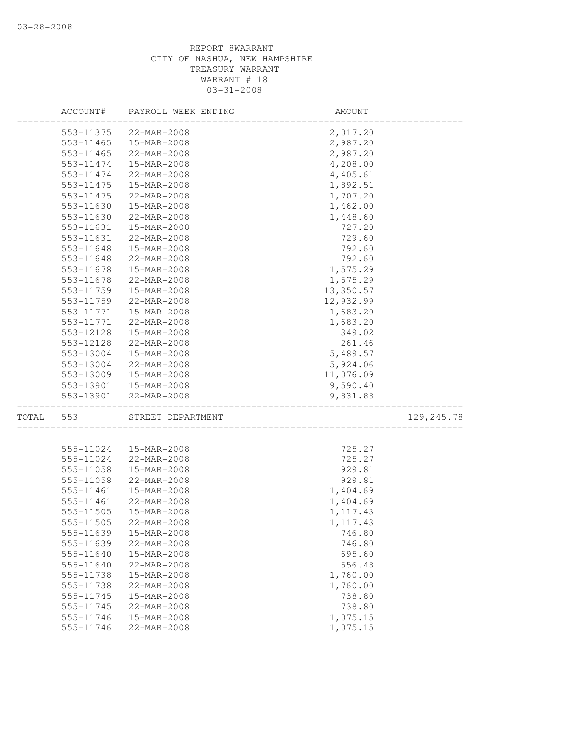03-28-2008

REPORT 8WARRANT
CITY OF NASHUA, NEW HAMPSHIRE
TREASURY WARRANT
WARRANT # 18
03-31-2008

| ACCOUNT# | PAYROLL WEEK ENDING | AMOUNT | |
|---|---|---|---|
| 553-11375 | 22-MAR-2008 | 2,017.20 | |
| 553-11465 | 15-MAR-2008 | 2,987.20 | |
| 553-11465 | 22-MAR-2008 | 2,987.20 | |
| 553-11474 | 15-MAR-2008 | 4,208.00 | |
| 553-11474 | 22-MAR-2008 | 4,405.61 | |
| 553-11475 | 15-MAR-2008 | 1,892.51 | |
| 553-11475 | 22-MAR-2008 | 1,707.20 | |
| 553-11630 | 15-MAR-2008 | 1,462.00 | |
| 553-11630 | 22-MAR-2008 | 1,448.60 | |
| 553-11631 | 15-MAR-2008 | 727.20 | |
| 553-11631 | 22-MAR-2008 | 729.60 | |
| 553-11648 | 15-MAR-2008 | 792.60 | |
| 553-11648 | 22-MAR-2008 | 792.60 | |
| 553-11678 | 15-MAR-2008 | 1,575.29 | |
| 553-11678 | 22-MAR-2008 | 1,575.29 | |
| 553-11759 | 15-MAR-2008 | 13,350.57 | |
| 553-11759 | 22-MAR-2008 | 12,932.99 | |
| 553-11771 | 15-MAR-2008 | 1,683.20 | |
| 553-11771 | 22-MAR-2008 | 1,683.20 | |
| 553-12128 | 15-MAR-2008 | 349.02 | |
| 553-12128 | 22-MAR-2008 | 261.46 | |
| 553-13004 | 15-MAR-2008 | 5,489.57 | |
| 553-13004 | 22-MAR-2008 | 5,924.06 | |
| 553-13009 | 15-MAR-2008 | 11,076.09 | |
| 553-13901 | 15-MAR-2008 | 9,590.40 | |
| 553-13901 | 22-MAR-2008 | 9,831.88 | |
| TOTAL 553 | STREET DEPARTMENT | | 129,245.78 |
| 555-11024 | 15-MAR-2008 | 725.27 | |
| 555-11024 | 22-MAR-2008 | 725.27 | |
| 555-11058 | 15-MAR-2008 | 929.81 | |
| 555-11058 | 22-MAR-2008 | 929.81 | |
| 555-11461 | 15-MAR-2008 | 1,404.69 | |
| 555-11461 | 22-MAR-2008 | 1,404.69 | |
| 555-11505 | 15-MAR-2008 | 1,117.43 | |
| 555-11505 | 22-MAR-2008 | 1,117.43 | |
| 555-11639 | 15-MAR-2008 | 746.80 | |
| 555-11639 | 22-MAR-2008 | 746.80 | |
| 555-11640 | 15-MAR-2008 | 695.60 | |
| 555-11640 | 22-MAR-2008 | 556.48 | |
| 555-11738 | 15-MAR-2008 | 1,760.00 | |
| 555-11738 | 22-MAR-2008 | 1,760.00 | |
| 555-11745 | 15-MAR-2008 | 738.80 | |
| 555-11745 | 22-MAR-2008 | 738.80 | |
| 555-11746 | 15-MAR-2008 | 1,075.15 | |
| 555-11746 | 22-MAR-2008 | 1,075.15 | |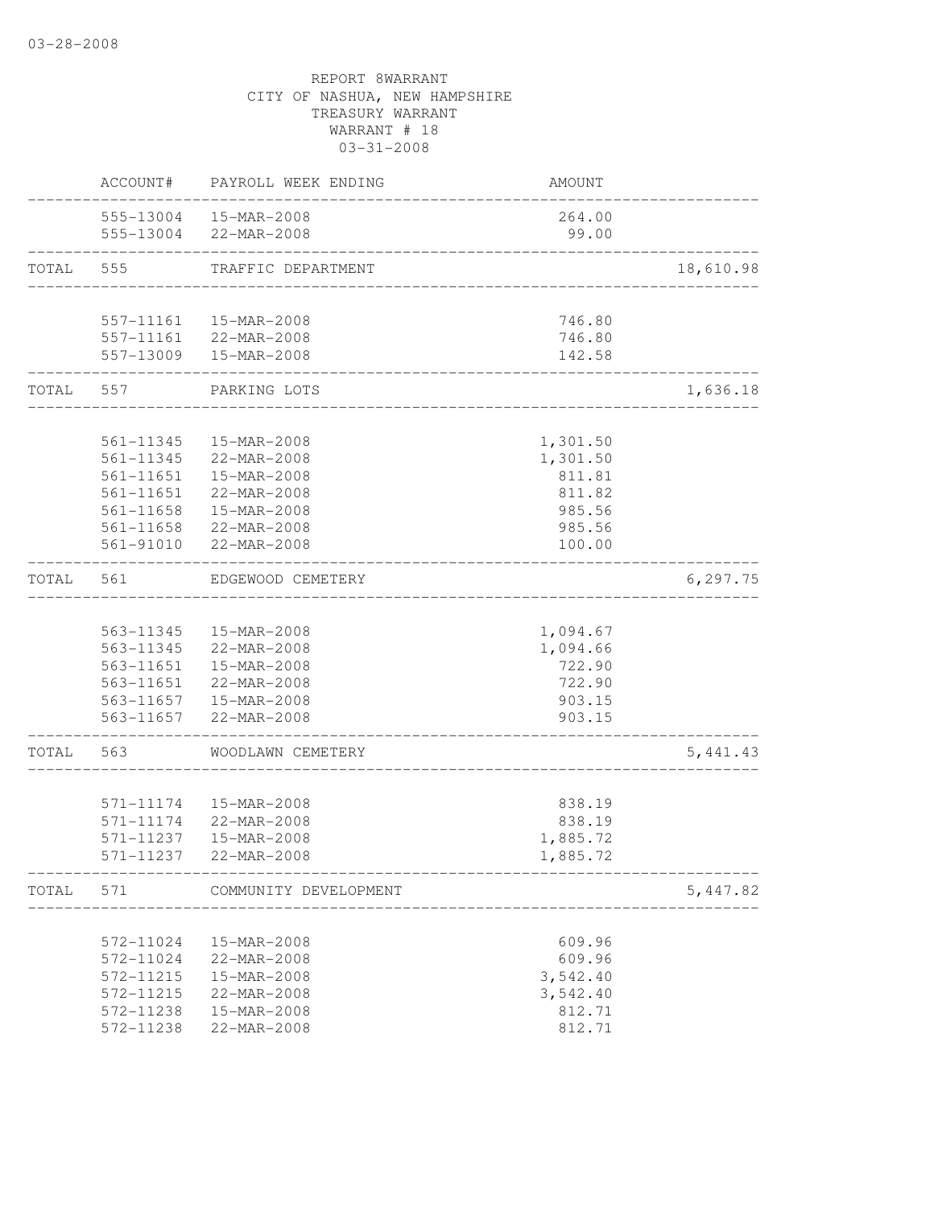03-28-2008

REPORT 8WARRANT
CITY OF NASHUA, NEW HAMPSHIRE
TREASURY WARRANT
WARRANT # 18
03-31-2008

| | ACCOUNT# | PAYROLL WEEK ENDING | AMOUNT | |
|---|---|---|---|---|
| | 555-13004 | 15-MAR-2008 | 264.00 | |
| | 555-13004 | 22-MAR-2008 | 99.00 | |
| TOTAL | 555 | TRAFFIC DEPARTMENT | | 18,610.98 |
| | 557-11161 | 15-MAR-2008 | 746.80 | |
| | 557-11161 | 22-MAR-2008 | 746.80 | |
| | 557-13009 | 15-MAR-2008 | 142.58 | |
| TOTAL | 557 | PARKING LOTS | | 1,636.18 |
| | 561-11345 | 15-MAR-2008 | 1,301.50 | |
| | 561-11345 | 22-MAR-2008 | 1,301.50 | |
| | 561-11651 | 15-MAR-2008 | 811.81 | |
| | 561-11651 | 22-MAR-2008 | 811.82 | |
| | 561-11658 | 15-MAR-2008 | 985.56 | |
| | 561-11658 | 22-MAR-2008 | 985.56 | |
| | 561-91010 | 22-MAR-2008 | 100.00 | |
| TOTAL | 561 | EDGEWOOD CEMETERY | | 6,297.75 |
| | 563-11345 | 15-MAR-2008 | 1,094.67 | |
| | 563-11345 | 22-MAR-2008 | 1,094.66 | |
| | 563-11651 | 15-MAR-2008 | 722.90 | |
| | 563-11651 | 22-MAR-2008 | 722.90 | |
| | 563-11657 | 15-MAR-2008 | 903.15 | |
| | 563-11657 | 22-MAR-2008 | 903.15 | |
| TOTAL | 563 | WOODLAWN CEMETERY | | 5,441.43 |
| | 571-11174 | 15-MAR-2008 | 838.19 | |
| | 571-11174 | 22-MAR-2008 | 838.19 | |
| | 571-11237 | 15-MAR-2008 | 1,885.72 | |
| | 571-11237 | 22-MAR-2008 | 1,885.72 | |
| TOTAL | 571 | COMMUNITY DEVELOPMENT | | 5,447.82 |
| | 572-11024 | 15-MAR-2008 | 609.96 | |
| | 572-11024 | 22-MAR-2008 | 609.96 | |
| | 572-11215 | 15-MAR-2008 | 3,542.40 | |
| | 572-11215 | 22-MAR-2008 | 3,542.40 | |
| | 572-11238 | 15-MAR-2008 | 812.71 | |
| | 572-11238 | 22-MAR-2008 | 812.71 | |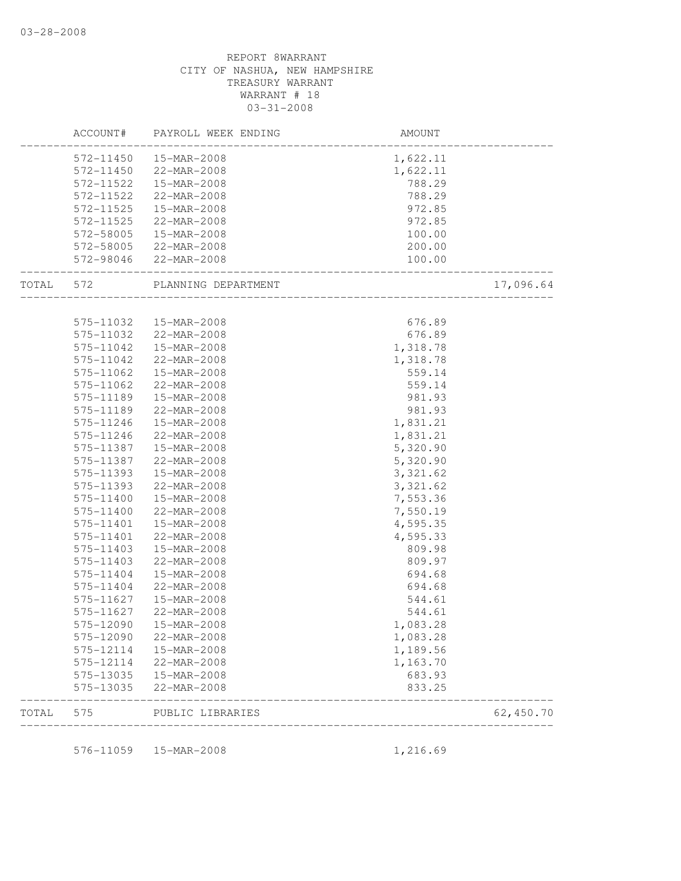REPORT 8WARRANT
CITY OF NASHUA, NEW HAMPSHIRE
TREASURY WARRANT
WARRANT # 18
03-31-2008

| | ACCOUNT# | PAYROLL WEEK ENDING | AMOUNT | |
|---|---|---|---|---|
| | 572-11450 | 15-MAR-2008 | 1,622.11 | |
| | 572-11450 | 22-MAR-2008 | 1,622.11 | |
| | 572-11522 | 15-MAR-2008 | 788.29 | |
| | 572-11522 | 22-MAR-2008 | 788.29 | |
| | 572-11525 | 15-MAR-2008 | 972.85 | |
| | 572-11525 | 22-MAR-2008 | 972.85 | |
| | 572-58005 | 15-MAR-2008 | 100.00 | |
| | 572-58005 | 22-MAR-2008 | 200.00 | |
| | 572-98046 | 22-MAR-2008 | 100.00 | |
| TOTAL | 572 | PLANNING DEPARTMENT | | 17,096.64 |
| | 575-11032 | 15-MAR-2008 | 676.89 | |
| | 575-11032 | 22-MAR-2008 | 676.89 | |
| | 575-11042 | 15-MAR-2008 | 1,318.78 | |
| | 575-11042 | 22-MAR-2008 | 1,318.78 | |
| | 575-11062 | 15-MAR-2008 | 559.14 | |
| | 575-11062 | 22-MAR-2008 | 559.14 | |
| | 575-11189 | 15-MAR-2008 | 981.93 | |
| | 575-11189 | 22-MAR-2008 | 981.93 | |
| | 575-11246 | 15-MAR-2008 | 1,831.21 | |
| | 575-11246 | 22-MAR-2008 | 1,831.21 | |
| | 575-11387 | 15-MAR-2008 | 5,320.90 | |
| | 575-11387 | 22-MAR-2008 | 5,320.90 | |
| | 575-11393 | 15-MAR-2008 | 3,321.62 | |
| | 575-11393 | 22-MAR-2008 | 3,321.62 | |
| | 575-11400 | 15-MAR-2008 | 7,553.36 | |
| | 575-11400 | 22-MAR-2008 | 7,550.19 | |
| | 575-11401 | 15-MAR-2008 | 4,595.35 | |
| | 575-11401 | 22-MAR-2008 | 4,595.33 | |
| | 575-11403 | 15-MAR-2008 | 809.98 | |
| | 575-11403 | 22-MAR-2008 | 809.97 | |
| | 575-11404 | 15-MAR-2008 | 694.68 | |
| | 575-11404 | 22-MAR-2008 | 694.68 | |
| | 575-11627 | 15-MAR-2008 | 544.61 | |
| | 575-11627 | 22-MAR-2008 | 544.61 | |
| | 575-12090 | 15-MAR-2008 | 1,083.28 | |
| | 575-12090 | 22-MAR-2008 | 1,083.28 | |
| | 575-12114 | 15-MAR-2008 | 1,189.56 | |
| | 575-12114 | 22-MAR-2008 | 1,163.70 | |
| | 575-13035 | 15-MAR-2008 | 683.93 | |
| | 575-13035 | 22-MAR-2008 | 833.25 | |
| TOTAL | 575 | PUBLIC LIBRARIES | | 62,450.70 |
| | 576-11059 | 15-MAR-2008 | 1,216.69 | |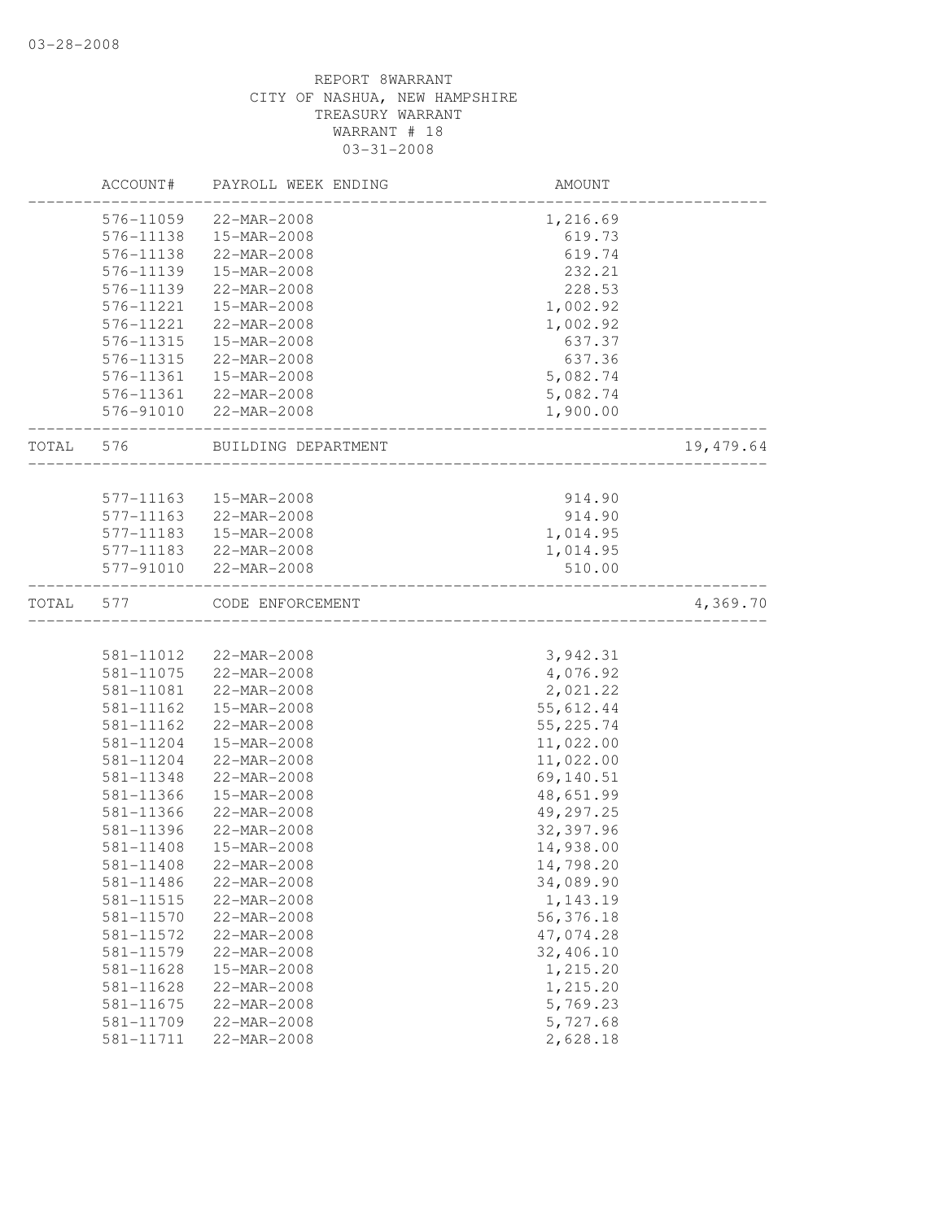03-28-2008

REPORT 8WARRANT
CITY OF NASHUA, NEW HAMPSHIRE
TREASURY WARRANT
WARRANT # 18
03-31-2008

| | ACCOUNT# | PAYROLL WEEK ENDING | AMOUNT | |
|---|---|---|---|---|
| | 576-11059 | 22-MAR-2008 | 1,216.69 | |
| | 576-11138 | 15-MAR-2008 | 619.73 | |
| | 576-11138 | 22-MAR-2008 | 619.74 | |
| | 576-11139 | 15-MAR-2008 | 232.21 | |
| | 576-11139 | 22-MAR-2008 | 228.53 | |
| | 576-11221 | 15-MAR-2008 | 1,002.92 | |
| | 576-11221 | 22-MAR-2008 | 1,002.92 | |
| | 576-11315 | 15-MAR-2008 | 637.37 | |
| | 576-11315 | 22-MAR-2008 | 637.36 | |
| | 576-11361 | 15-MAR-2008 | 5,082.74 | |
| | 576-11361 | 22-MAR-2008 | 5,082.74 | |
| | 576-91010 | 22-MAR-2008 | 1,900.00 | |
| TOTAL | 576 | BUILDING DEPARTMENT | | 19,479.64 |
| | 577-11163 | 15-MAR-2008 | 914.90 | |
| | 577-11163 | 22-MAR-2008 | 914.90 | |
| | 577-11183 | 15-MAR-2008 | 1,014.95 | |
| | 577-11183 | 22-MAR-2008 | 1,014.95 | |
| | 577-91010 | 22-MAR-2008 | 510.00 | |
| TOTAL | 577 | CODE ENFORCEMENT | | 4,369.70 |
| | 581-11012 | 22-MAR-2008 | 3,942.31 | |
| | 581-11075 | 22-MAR-2008 | 4,076.92 | |
| | 581-11081 | 22-MAR-2008 | 2,021.22 | |
| | 581-11162 | 15-MAR-2008 | 55,612.44 | |
| | 581-11162 | 22-MAR-2008 | 55,225.74 | |
| | 581-11204 | 15-MAR-2008 | 11,022.00 | |
| | 581-11204 | 22-MAR-2008 | 11,022.00 | |
| | 581-11348 | 22-MAR-2008 | 69,140.51 | |
| | 581-11366 | 15-MAR-2008 | 48,651.99 | |
| | 581-11366 | 22-MAR-2008 | 49,297.25 | |
| | 581-11396 | 22-MAR-2008 | 32,397.96 | |
| | 581-11408 | 15-MAR-2008 | 14,938.00 | |
| | 581-11408 | 22-MAR-2008 | 14,798.20 | |
| | 581-11486 | 22-MAR-2008 | 34,089.90 | |
| | 581-11515 | 22-MAR-2008 | 1,143.19 | |
| | 581-11570 | 22-MAR-2008 | 56,376.18 | |
| | 581-11572 | 22-MAR-2008 | 47,074.28 | |
| | 581-11579 | 22-MAR-2008 | 32,406.10 | |
| | 581-11628 | 15-MAR-2008 | 1,215.20 | |
| | 581-11628 | 22-MAR-2008 | 1,215.20 | |
| | 581-11675 | 22-MAR-2008 | 5,769.23 | |
| | 581-11709 | 22-MAR-2008 | 5,727.68 | |
| | 581-11711 | 22-MAR-2008 | 2,628.18 | |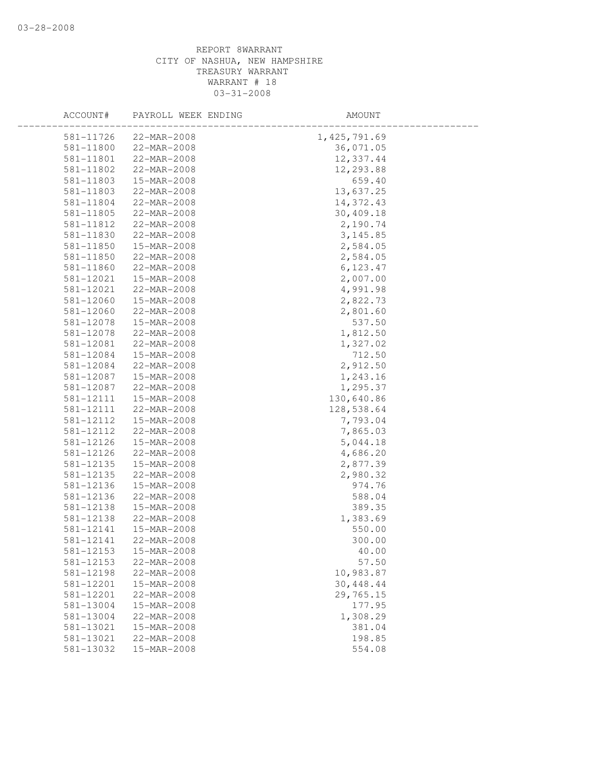REPORT 8WARRANT
CITY OF NASHUA, NEW HAMPSHIRE
TREASURY WARRANT
WARRANT # 18
03-31-2008

| ACCOUNT# | PAYROLL WEEK ENDING | AMOUNT |
|---|---|---|
| 581-11726 | 22-MAR-2008 | 1,425,791.69 |
| 581-11800 | 22-MAR-2008 | 36,071.05 |
| 581-11801 | 22-MAR-2008 | 12,337.44 |
| 581-11802 | 22-MAR-2008 | 12,293.88 |
| 581-11803 | 15-MAR-2008 | 659.40 |
| 581-11803 | 22-MAR-2008 | 13,637.25 |
| 581-11804 | 22-MAR-2008 | 14,372.43 |
| 581-11805 | 22-MAR-2008 | 30,409.18 |
| 581-11812 | 22-MAR-2008 | 2,190.74 |
| 581-11830 | 22-MAR-2008 | 3,145.85 |
| 581-11850 | 15-MAR-2008 | 2,584.05 |
| 581-11850 | 22-MAR-2008 | 2,584.05 |
| 581-11860 | 22-MAR-2008 | 6,123.47 |
| 581-12021 | 15-MAR-2008 | 2,007.00 |
| 581-12021 | 22-MAR-2008 | 4,991.98 |
| 581-12060 | 15-MAR-2008 | 2,822.73 |
| 581-12060 | 22-MAR-2008 | 2,801.60 |
| 581-12078 | 15-MAR-2008 | 537.50 |
| 581-12078 | 22-MAR-2008 | 1,812.50 |
| 581-12081 | 22-MAR-2008 | 1,327.02 |
| 581-12084 | 15-MAR-2008 | 712.50 |
| 581-12084 | 22-MAR-2008 | 2,912.50 |
| 581-12087 | 15-MAR-2008 | 1,243.16 |
| 581-12087 | 22-MAR-2008 | 1,295.37 |
| 581-12111 | 15-MAR-2008 | 130,640.86 |
| 581-12111 | 22-MAR-2008 | 128,538.64 |
| 581-12112 | 15-MAR-2008 | 7,793.04 |
| 581-12112 | 22-MAR-2008 | 7,865.03 |
| 581-12126 | 15-MAR-2008 | 5,044.18 |
| 581-12126 | 22-MAR-2008 | 4,686.20 |
| 581-12135 | 15-MAR-2008 | 2,877.39 |
| 581-12135 | 22-MAR-2008 | 2,980.32 |
| 581-12136 | 15-MAR-2008 | 974.76 |
| 581-12136 | 22-MAR-2008 | 588.04 |
| 581-12138 | 15-MAR-2008 | 389.35 |
| 581-12138 | 22-MAR-2008 | 1,383.69 |
| 581-12141 | 15-MAR-2008 | 550.00 |
| 581-12141 | 22-MAR-2008 | 300.00 |
| 581-12153 | 15-MAR-2008 | 40.00 |
| 581-12153 | 22-MAR-2008 | 57.50 |
| 581-12198 | 22-MAR-2008 | 10,983.87 |
| 581-12201 | 15-MAR-2008 | 30,448.44 |
| 581-12201 | 22-MAR-2008 | 29,765.15 |
| 581-13004 | 15-MAR-2008 | 177.95 |
| 581-13004 | 22-MAR-2008 | 1,308.29 |
| 581-13021 | 15-MAR-2008 | 381.04 |
| 581-13021 | 22-MAR-2008 | 198.85 |
| 581-13032 | 15-MAR-2008 | 554.08 |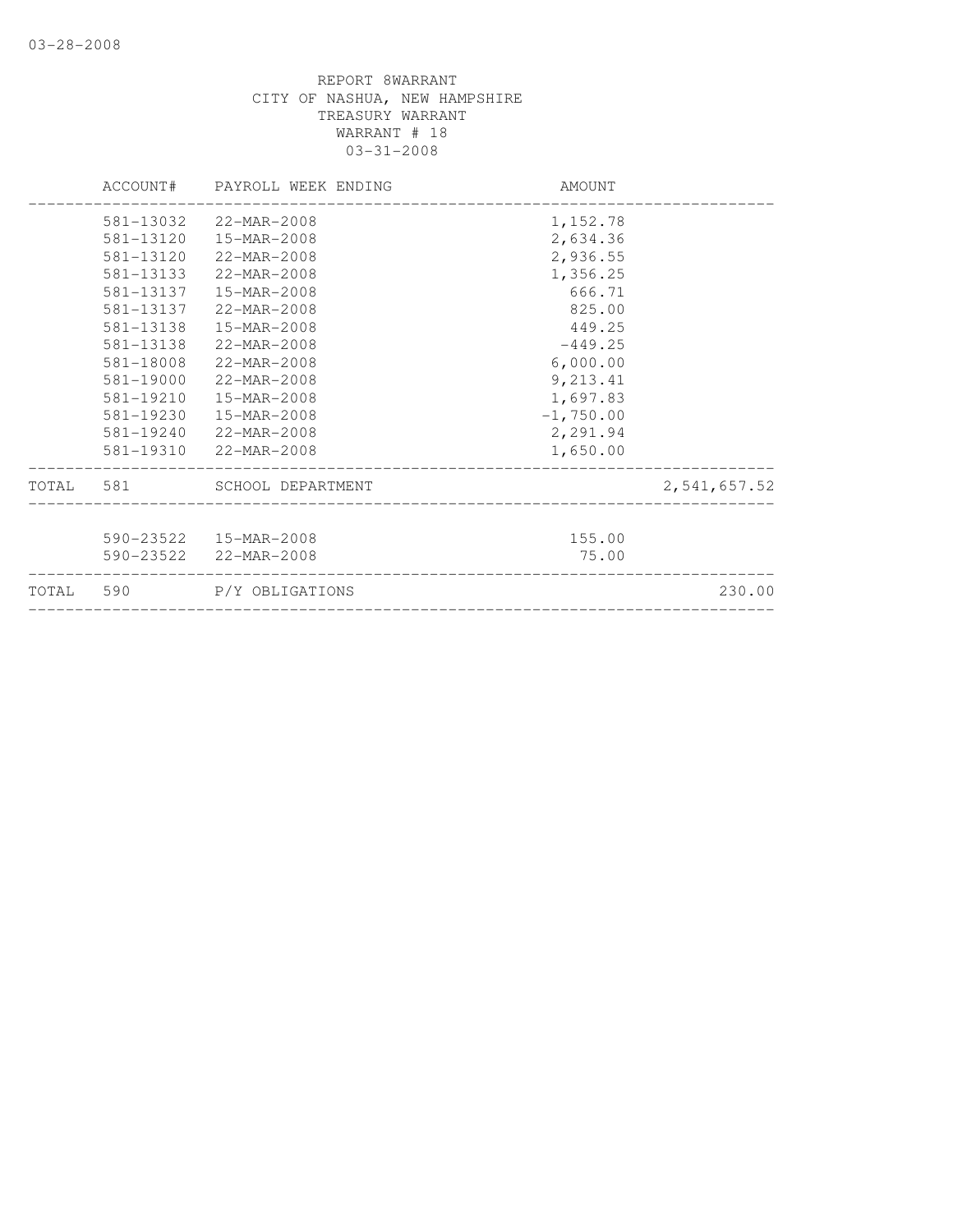REPORT 8WARRANT
CITY OF NASHUA, NEW HAMPSHIRE
TREASURY WARRANT
WARRANT # 18
03-31-2008

| | ACCOUNT# | PAYROLL WEEK ENDING | AMOUNT | |
|---|---|---|---|---|
| | 581-13032 | 22-MAR-2008 | 1,152.78 | |
| | 581-13120 | 15-MAR-2008 | 2,634.36 | |
| | 581-13120 | 22-MAR-2008 | 2,936.55 | |
| | 581-13133 | 22-MAR-2008 | 1,356.25 | |
| | 581-13137 | 15-MAR-2008 | 666.71 | |
| | 581-13137 | 22-MAR-2008 | 825.00 | |
| | 581-13138 | 15-MAR-2008 | 449.25 | |
| | 581-13138 | 22-MAR-2008 | -449.25 | |
| | 581-18008 | 22-MAR-2008 | 6,000.00 | |
| | 581-19000 | 22-MAR-2008 | 9,213.41 | |
| | 581-19210 | 15-MAR-2008 | 1,697.83 | |
| | 581-19230 | 15-MAR-2008 | -1,750.00 | |
| | 581-19240 | 22-MAR-2008 | 2,291.94 | |
| | 581-19310 | 22-MAR-2008 | 1,650.00 | |
| TOTAL | 581 | SCHOOL DEPARTMENT | | 2,541,657.52 |
| | 590-23522 | 15-MAR-2008 | 155.00 | |
| | 590-23522 | 22-MAR-2008 | 75.00 | |
| TOTAL | 590 | P/Y OBLIGATIONS | | 230.00 |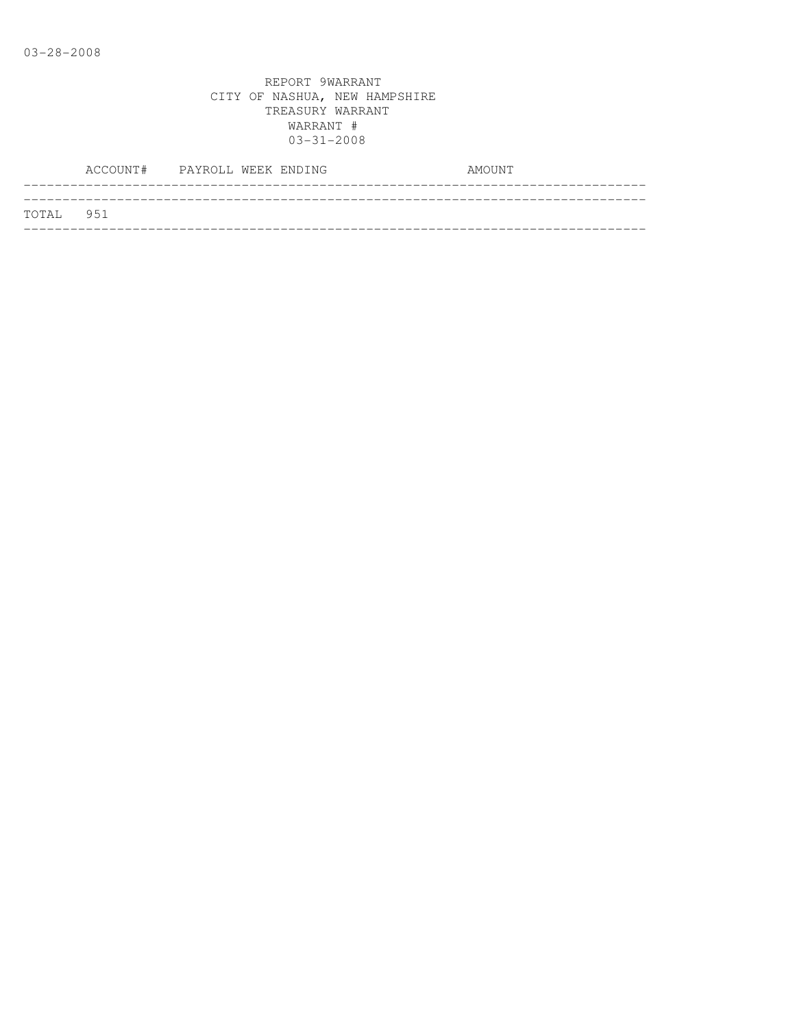03-28-2008

REPORT 9WARRANT
CITY OF NASHUA, NEW HAMPSHIRE
TREASURY WARRANT
WARRANT #
03-31-2008

| ACCOUNT# | PAYROLL WEEK ENDING | AMOUNT |
|---|---|---|
| TOTAL 951 | | |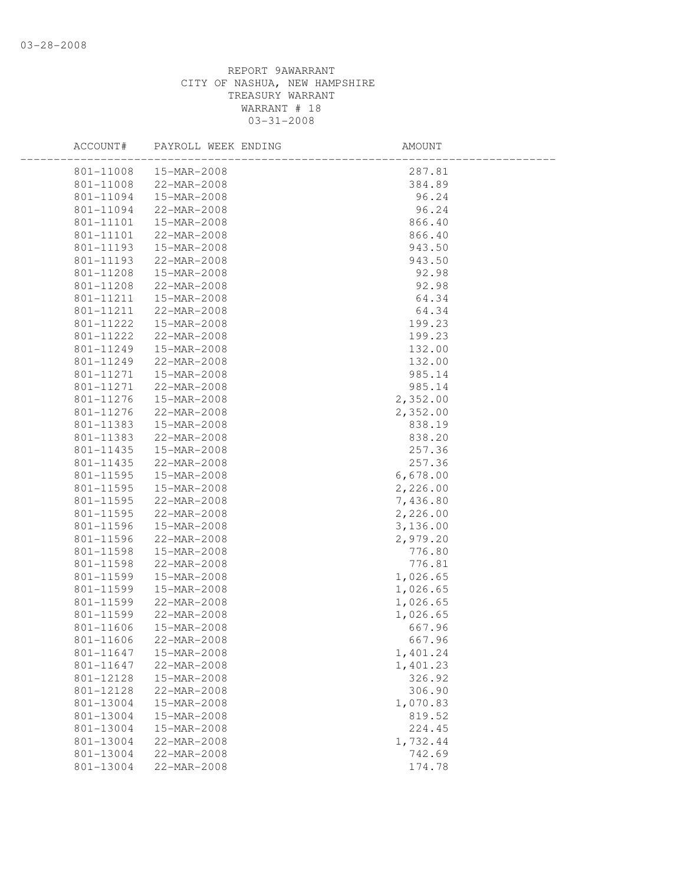REPORT 9AWARRANT
CITY OF NASHUA, NEW HAMPSHIRE
TREASURY WARRANT
WARRANT # 18
03-31-2008

| ACCOUNT# | PAYROLL WEEK ENDING | AMOUNT |
|---|---|---|
| 801-11008 | 15-MAR-2008 | 287.81 |
| 801-11008 | 22-MAR-2008 | 384.89 |
| 801-11094 | 15-MAR-2008 | 96.24 |
| 801-11094 | 22-MAR-2008 | 96.24 |
| 801-11101 | 15-MAR-2008 | 866.40 |
| 801-11101 | 22-MAR-2008 | 866.40 |
| 801-11193 | 15-MAR-2008 | 943.50 |
| 801-11193 | 22-MAR-2008 | 943.50 |
| 801-11208 | 15-MAR-2008 | 92.98 |
| 801-11208 | 22-MAR-2008 | 92.98 |
| 801-11211 | 15-MAR-2008 | 64.34 |
| 801-11211 | 22-MAR-2008 | 64.34 |
| 801-11222 | 15-MAR-2008 | 199.23 |
| 801-11222 | 22-MAR-2008 | 199.23 |
| 801-11249 | 15-MAR-2008 | 132.00 |
| 801-11249 | 22-MAR-2008 | 132.00 |
| 801-11271 | 15-MAR-2008 | 985.14 |
| 801-11271 | 22-MAR-2008 | 985.14 |
| 801-11276 | 15-MAR-2008 | 2,352.00 |
| 801-11276 | 22-MAR-2008 | 2,352.00 |
| 801-11383 | 15-MAR-2008 | 838.19 |
| 801-11383 | 22-MAR-2008 | 838.20 |
| 801-11435 | 15-MAR-2008 | 257.36 |
| 801-11435 | 22-MAR-2008 | 257.36 |
| 801-11595 | 15-MAR-2008 | 6,678.00 |
| 801-11595 | 15-MAR-2008 | 2,226.00 |
| 801-11595 | 22-MAR-2008 | 7,436.80 |
| 801-11595 | 22-MAR-2008 | 2,226.00 |
| 801-11596 | 15-MAR-2008 | 3,136.00 |
| 801-11596 | 22-MAR-2008 | 2,979.20 |
| 801-11598 | 15-MAR-2008 | 776.80 |
| 801-11598 | 22-MAR-2008 | 776.81 |
| 801-11599 | 15-MAR-2008 | 1,026.65 |
| 801-11599 | 15-MAR-2008 | 1,026.65 |
| 801-11599 | 22-MAR-2008 | 1,026.65 |
| 801-11599 | 22-MAR-2008 | 1,026.65 |
| 801-11606 | 15-MAR-2008 | 667.96 |
| 801-11606 | 22-MAR-2008 | 667.96 |
| 801-11647 | 15-MAR-2008 | 1,401.24 |
| 801-11647 | 22-MAR-2008 | 1,401.23 |
| 801-12128 | 15-MAR-2008 | 326.92 |
| 801-12128 | 22-MAR-2008 | 306.90 |
| 801-13004 | 15-MAR-2008 | 1,070.83 |
| 801-13004 | 15-MAR-2008 | 819.52 |
| 801-13004 | 15-MAR-2008 | 224.45 |
| 801-13004 | 22-MAR-2008 | 1,732.44 |
| 801-13004 | 22-MAR-2008 | 742.69 |
| 801-13004 | 22-MAR-2008 | 174.78 |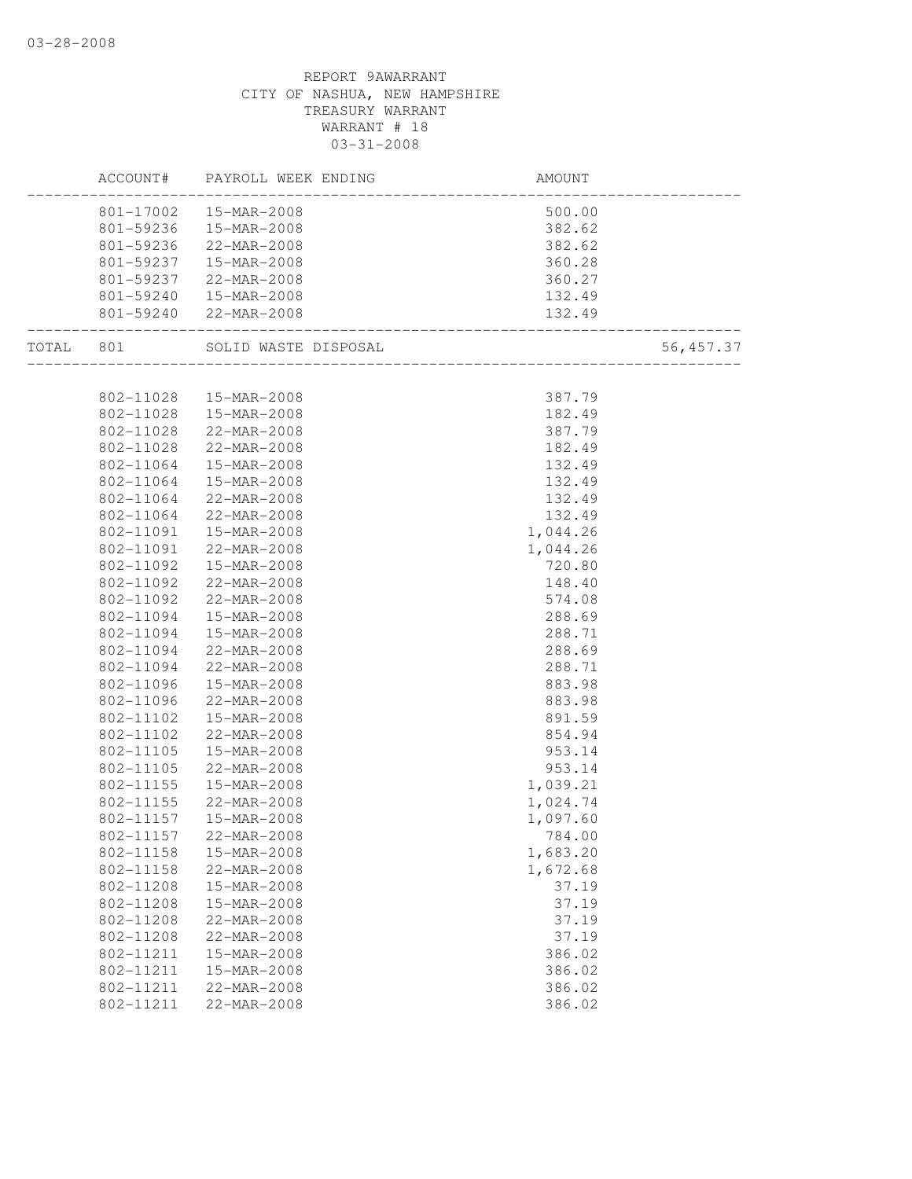REPORT 9AWARRANT
CITY OF NASHUA, NEW HAMPSHIRE
TREASURY WARRANT
WARRANT # 18
03-31-2008

| | ACCOUNT# | PAYROLL WEEK ENDING | AMOUNT | |
|---|---|---|---|---|
| | 801-17002 | 15-MAR-2008 | 500.00 | |
| | 801-59236 | 15-MAR-2008 | 382.62 | |
| | 801-59236 | 22-MAR-2008 | 382.62 | |
| | 801-59237 | 15-MAR-2008 | 360.28 | |
| | 801-59237 | 22-MAR-2008 | 360.27 | |
| | 801-59240 | 15-MAR-2008 | 132.49 | |
| | 801-59240 | 22-MAR-2008 | 132.49 | |
| TOTAL | 801 | SOLID WASTE DISPOSAL | | 56,457.37 |
| | 802-11028 | 15-MAR-2008 | 387.79 | |
| | 802-11028 | 15-MAR-2008 | 182.49 | |
| | 802-11028 | 22-MAR-2008 | 387.79 | |
| | 802-11028 | 22-MAR-2008 | 182.49 | |
| | 802-11064 | 15-MAR-2008 | 132.49 | |
| | 802-11064 | 15-MAR-2008 | 132.49 | |
| | 802-11064 | 22-MAR-2008 | 132.49 | |
| | 802-11064 | 22-MAR-2008 | 132.49 | |
| | 802-11091 | 15-MAR-2008 | 1,044.26 | |
| | 802-11091 | 22-MAR-2008 | 1,044.26 | |
| | 802-11092 | 15-MAR-2008 | 720.80 | |
| | 802-11092 | 22-MAR-2008 | 148.40 | |
| | 802-11092 | 22-MAR-2008 | 574.08 | |
| | 802-11094 | 15-MAR-2008 | 288.69 | |
| | 802-11094 | 15-MAR-2008 | 288.71 | |
| | 802-11094 | 22-MAR-2008 | 288.69 | |
| | 802-11094 | 22-MAR-2008 | 288.71 | |
| | 802-11096 | 15-MAR-2008 | 883.98 | |
| | 802-11096 | 22-MAR-2008 | 883.98 | |
| | 802-11102 | 15-MAR-2008 | 891.59 | |
| | 802-11102 | 22-MAR-2008 | 854.94 | |
| | 802-11105 | 15-MAR-2008 | 953.14 | |
| | 802-11105 | 22-MAR-2008 | 953.14 | |
| | 802-11155 | 15-MAR-2008 | 1,039.21 | |
| | 802-11155 | 22-MAR-2008 | 1,024.74 | |
| | 802-11157 | 15-MAR-2008 | 1,097.60 | |
| | 802-11157 | 22-MAR-2008 | 784.00 | |
| | 802-11158 | 15-MAR-2008 | 1,683.20 | |
| | 802-11158 | 22-MAR-2008 | 1,672.68 | |
| | 802-11208 | 15-MAR-2008 | 37.19 | |
| | 802-11208 | 15-MAR-2008 | 37.19 | |
| | 802-11208 | 22-MAR-2008 | 37.19 | |
| | 802-11208 | 22-MAR-2008 | 37.19 | |
| | 802-11211 | 15-MAR-2008 | 386.02 | |
| | 802-11211 | 15-MAR-2008 | 386.02 | |
| | 802-11211 | 22-MAR-2008 | 386.02 | |
| | 802-11211 | 22-MAR-2008 | 386.02 | |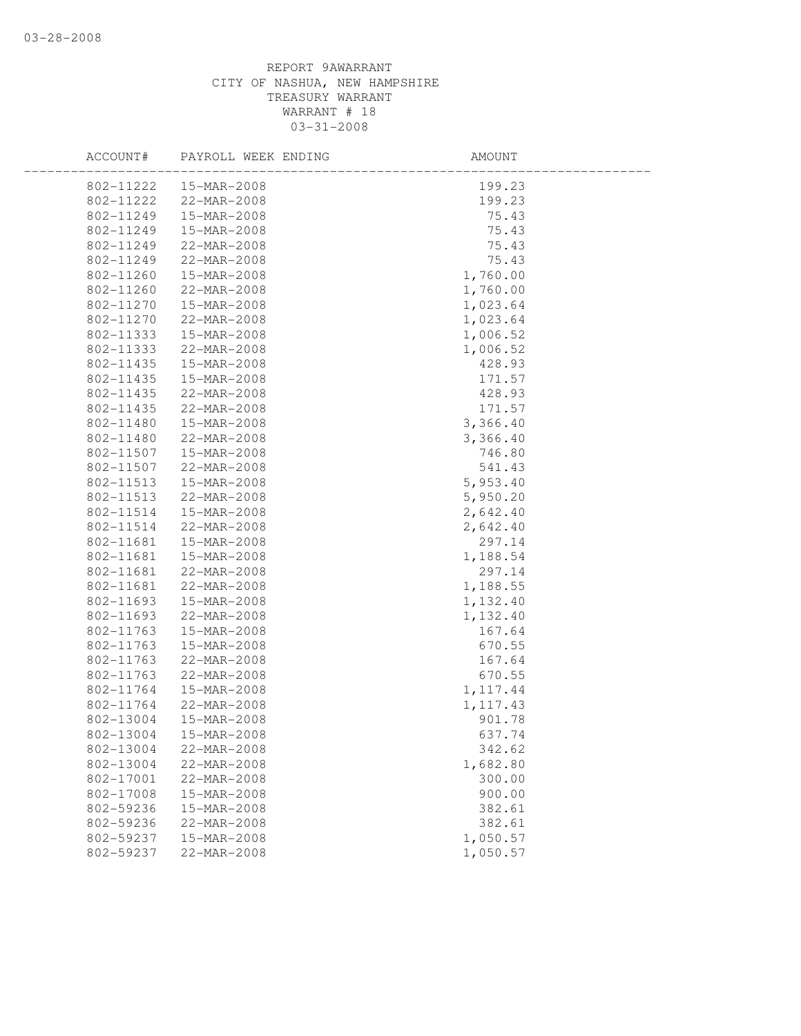REPORT 9AWARRANT
CITY OF NASHUA, NEW HAMPSHIRE
TREASURY WARRANT
WARRANT # 18
03-31-2008

| ACCOUNT# | PAYROLL WEEK ENDING | AMOUNT |
|---|---|---|
| 802-11222 | 15-MAR-2008 | 199.23 |
| 802-11222 | 22-MAR-2008 | 199.23 |
| 802-11249 | 15-MAR-2008 | 75.43 |
| 802-11249 | 15-MAR-2008 | 75.43 |
| 802-11249 | 22-MAR-2008 | 75.43 |
| 802-11249 | 22-MAR-2008 | 75.43 |
| 802-11260 | 15-MAR-2008 | 1,760.00 |
| 802-11260 | 22-MAR-2008 | 1,760.00 |
| 802-11270 | 15-MAR-2008 | 1,023.64 |
| 802-11270 | 22-MAR-2008 | 1,023.64 |
| 802-11333 | 15-MAR-2008 | 1,006.52 |
| 802-11333 | 22-MAR-2008 | 1,006.52 |
| 802-11435 | 15-MAR-2008 | 428.93 |
| 802-11435 | 15-MAR-2008 | 171.57 |
| 802-11435 | 22-MAR-2008 | 428.93 |
| 802-11435 | 22-MAR-2008 | 171.57 |
| 802-11480 | 15-MAR-2008 | 3,366.40 |
| 802-11480 | 22-MAR-2008 | 3,366.40 |
| 802-11507 | 15-MAR-2008 | 746.80 |
| 802-11507 | 22-MAR-2008 | 541.43 |
| 802-11513 | 15-MAR-2008 | 5,953.40 |
| 802-11513 | 22-MAR-2008 | 5,950.20 |
| 802-11514 | 15-MAR-2008 | 2,642.40 |
| 802-11514 | 22-MAR-2008 | 2,642.40 |
| 802-11681 | 15-MAR-2008 | 297.14 |
| 802-11681 | 15-MAR-2008 | 1,188.54 |
| 802-11681 | 22-MAR-2008 | 297.14 |
| 802-11681 | 22-MAR-2008 | 1,188.55 |
| 802-11693 | 15-MAR-2008 | 1,132.40 |
| 802-11693 | 22-MAR-2008 | 1,132.40 |
| 802-11763 | 15-MAR-2008 | 167.64 |
| 802-11763 | 15-MAR-2008 | 670.55 |
| 802-11763 | 22-MAR-2008 | 167.64 |
| 802-11763 | 22-MAR-2008 | 670.55 |
| 802-11764 | 15-MAR-2008 | 1,117.44 |
| 802-11764 | 22-MAR-2008 | 1,117.43 |
| 802-13004 | 15-MAR-2008 | 901.78 |
| 802-13004 | 15-MAR-2008 | 637.74 |
| 802-13004 | 22-MAR-2008 | 342.62 |
| 802-13004 | 22-MAR-2008 | 1,682.80 |
| 802-17001 | 22-MAR-2008 | 300.00 |
| 802-17008 | 15-MAR-2008 | 900.00 |
| 802-59236 | 15-MAR-2008 | 382.61 |
| 802-59236 | 22-MAR-2008 | 382.61 |
| 802-59237 | 15-MAR-2008 | 1,050.57 |
| 802-59237 | 22-MAR-2008 | 1,050.57 |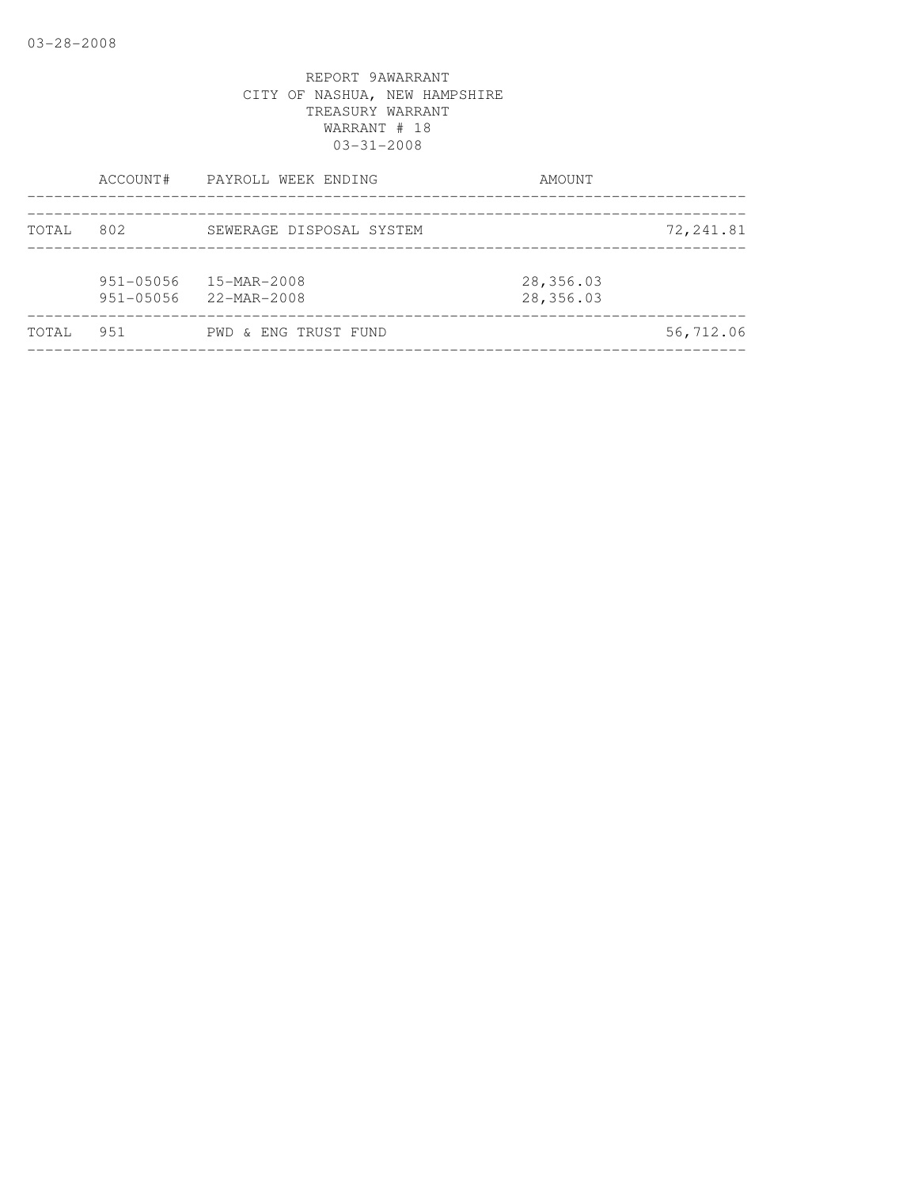REPORT 9AWARRANT
CITY OF NASHUA, NEW HAMPSHIRE
TREASURY WARRANT
WARRANT # 18
03-31-2008

| | ACCOUNT# | PAYROLL WEEK ENDING | AMOUNT | |
|---|---|---|---|---|
| TOTAL | 802 | SEWERAGE DISPOSAL SYSTEM | | 72,241.81 |
| | 951-05056 | 15-MAR-2008 | 28,356.03 | |
| | 951-05056 | 22-MAR-2008 | 28,356.03 | |
| TOTAL | 951 | PWD & ENG TRUST FUND | | 56,712.06 |